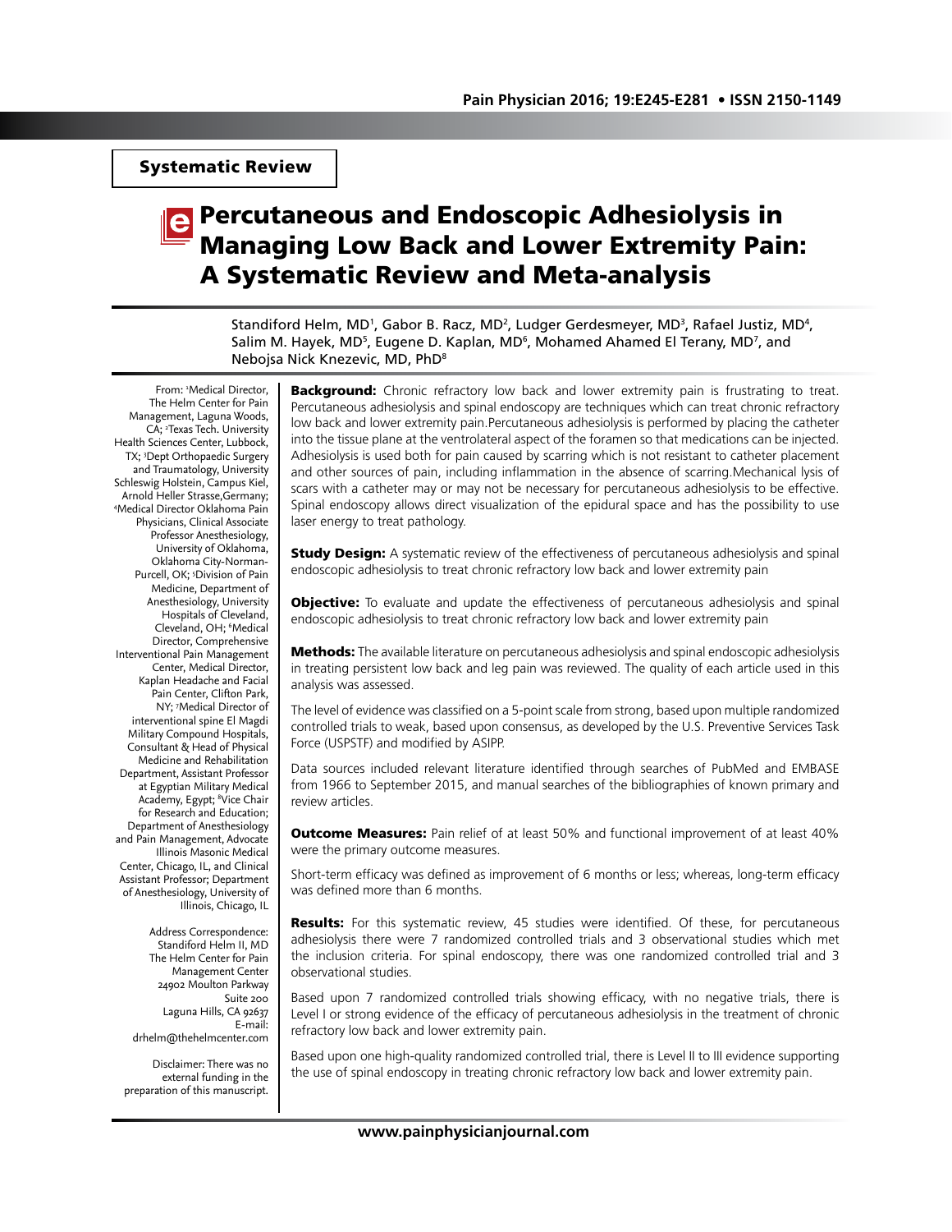Systematic Review

# Percutaneous and Endoscopic Adhesiolysis in Managing Low Back and Lower Extremity Pain: A Systematic Review and Meta-analysis

Standiford Helm, MD[1], Gabor B. Racz, MD[2], Ludger Gerdesmeyer, MD[3], Rafael Justiz, MD[4], Salim M. Hayek, MD[5], Eugene D. Kaplan, MD[6], Mohamed Ahamed El Terany, MD[7], and Nebojsa Nick Knezevic, MD, PhD[8]

From: [1]Medical Director, The Helm Center for Pain Management, Laguna Woods, CA; [2]Texas Tech. University Health Sciences Center, Lubbock, TX; [3]Dept Orthopaedic Surgery and Traumatology, University Schleswig Holstein, Campus Kiel, Arnold Heller Strasse,Germany; [4]Medical Director Oklahoma Pain Physicians, Clinical Associate Professor Anesthesiology, University of Oklahoma, Oklahoma City-Norman-Purcell, OK; [5]Division of Pain Medicine, Department of Anesthesiology, University Hospitals of Cleveland, Cleveland, OH; [6]Medical Director, Comprehensive Interventional Pain Management Center, Medical Director, Kaplan Headache and Facial Pain Center, Clifton Park, NY; [7]Medical Director of interventional spine El Magdi Military Compound Hospitals, Consultant & Head of Physical Medicine and Rehabilitation Department, Assistant Professor at Egyptian Military Medical Academy, Egypt; [8]Vice Chair for Research and Education; Department of Anesthesiology and Pain Management, Advocate Illinois Masonic Medical Center, Chicago, IL, and Clinical Assistant Professor; Department of Anesthesiology, University of Illinois, Chicago, IL

Address Correspondence:
Standiford Helm II, MD
The Helm Center for Pain Management Center
24902 Moulton Parkway
Suite 200
Laguna Hills, CA 92637
E-mail: drhelm@thehelmcenter.com

Disclaimer: There was no external funding in the preparation of this manuscript.

**Background:** Chronic refractory low back and lower extremity pain is frustrating to treat. Percutaneous adhesiolysis and spinal endoscopy are techniques which can treat chronic refractory low back and lower extremity pain.Percutaneous adhesiolysis is performed by placing the catheter into the tissue plane at the ventrolateral aspect of the foramen so that medications can be injected. Adhesiolysis is used both for pain caused by scarring which is not resistant to catheter placement and other sources of pain, including inflammation in the absence of scarring.Mechanical lysis of scars with a catheter may or may not be necessary for percutaneous adhesiolysis to be effective. Spinal endoscopy allows direct visualization of the epidural space and has the possibility to use laser energy to treat pathology.

**Study Design:** A systematic review of the effectiveness of percutaneous adhesiolysis and spinal endoscopic adhesiolysis to treat chronic refractory low back and lower extremity pain

**Objective:** To evaluate and update the effectiveness of percutaneous adhesiolysis and spinal endoscopic adhesiolysis to treat chronic refractory low back and lower extremity pain

**Methods:** The available literature on percutaneous adhesiolysis and spinal endoscopic adhesiolysis in treating persistent low back and leg pain was reviewed. The quality of each article used in this analysis was assessed.

The level of evidence was classified on a 5-point scale from strong, based upon multiple randomized controlled trials to weak, based upon consensus, as developed by the U.S. Preventive Services Task Force (USPSTF) and modified by ASIPP.

Data sources included relevant literature identified through searches of PubMed and EMBASE from 1966 to September 2015, and manual searches of the bibliographies of known primary and review articles.

**Outcome Measures:** Pain relief of at least 50% and functional improvement of at least 40% were the primary outcome measures.

Short-term efficacy was defined as improvement of 6 months or less; whereas, long-term efficacy was defined more than 6 months.

**Results:** For this systematic review, 45 studies were identified. Of these, for percutaneous adhesiolysis there were 7 randomized controlled trials and 3 observational studies which met the inclusion criteria. For spinal endoscopy, there was one randomized controlled trial and 3 observational studies.

Based upon 7 randomized controlled trials showing efficacy, with no negative trials, there is Level I or strong evidence of the efficacy of percutaneous adhesiolysis in the treatment of chronic refractory low back and lower extremity pain.

Based upon one high-quality randomized controlled trial, there is Level II to III evidence supporting the use of spinal endoscopy in treating chronic refractory low back and lower extremity pain.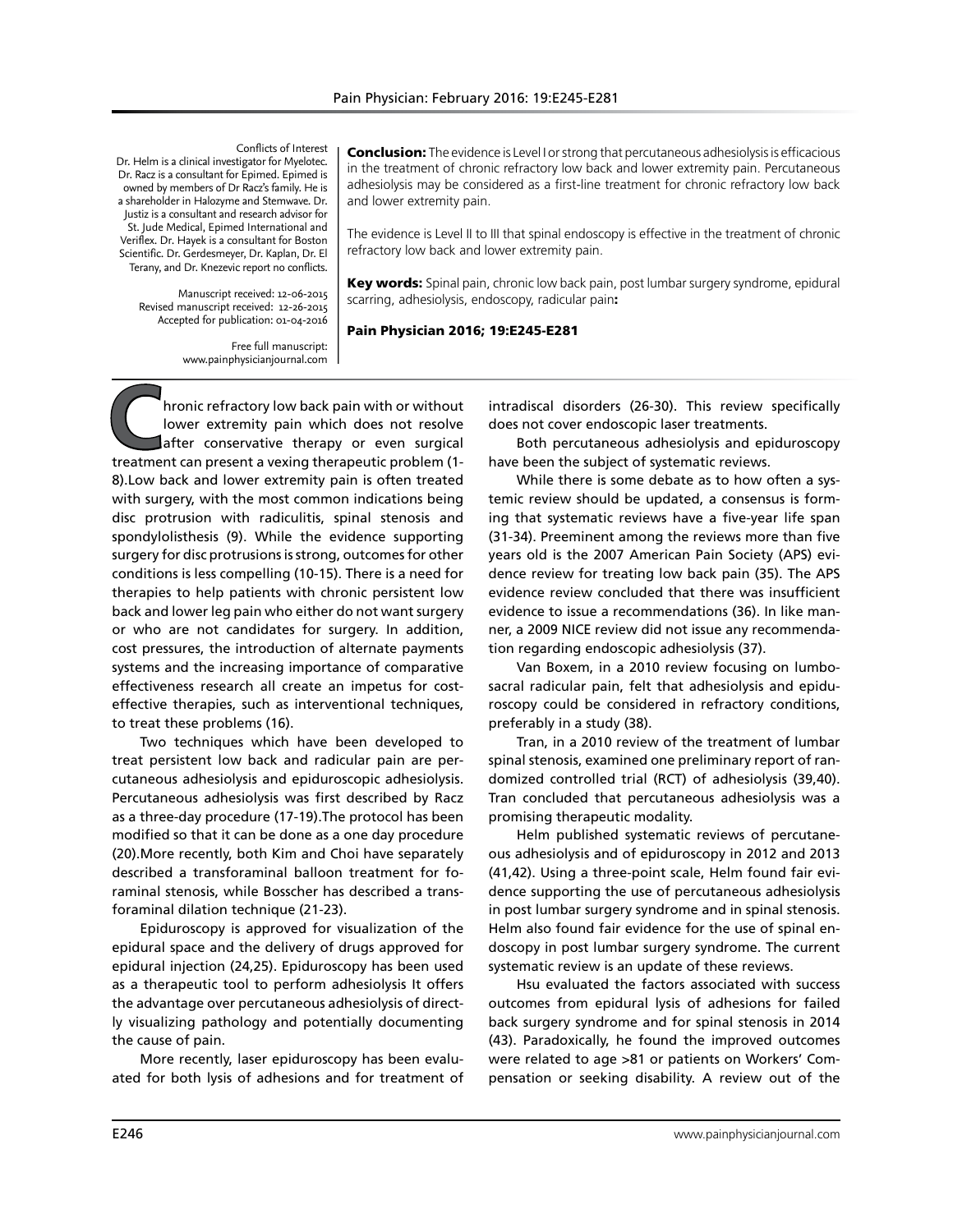Conflicts of Interest
Dr. Helm is a clinical investigator for Myelotec. Dr. Racz is a consultant for Epimed. Epimed is owned by members of Dr Racz's family. He is a shareholder in Halozyme and Stemwave. Dr. Justiz is a consultant and research advisor for St. Jude Medical, Epimed International and Veriflex. Dr. Hayek is a consultant for Boston Scientific. Dr. Gerdesmeyer, Dr. Kaplan, Dr. El Terany, and Dr. Knezevic report no conflicts.

Manuscript received: 12-06-2015
Revised manuscript received: 12-26-2015
Accepted for publication: 01-04-2016

Free full manuscript:
www.painphysicianjournal.com

**Conclusion:** The evidence is Level I or strong that percutaneous adhesiolysis is efficacious in the treatment of chronic refractory low back and lower extremity pain. Percutaneous adhesiolysis may be considered as a first-line treatment for chronic refractory low back and lower extremity pain.

The evidence is Level II to III that spinal endoscopy is effective in the treatment of chronic refractory low back and lower extremity pain.

**Key words:** Spinal pain, chronic low back pain, post lumbar surgery syndrome, epidural scarring, adhesiolysis, endoscopy, radicular pain**:**

**Pain Physician 2016; 19:E245-E281**

Chronic refractory low back pain with or without lower extremity pain which does not resolve after conservative therapy or even surgical treatment can present a vexing therapeutic problem (1-8).Low back and lower extremity pain is often treated with surgery, with the most common indications being disc protrusion with radiculitis, spinal stenosis and spondylolisthesis (9). While the evidence supporting surgery for disc protrusions is strong, outcomes for other conditions is less compelling (10-15). There is a need for therapies to help patients with chronic persistent low back and lower leg pain who either do not want surgery or who are not candidates for surgery. In addition, cost pressures, the introduction of alternate payments systems and the increasing importance of comparative effectiveness research all create an impetus for cost-effective therapies, such as interventional techniques, to treat these problems (16).

Two techniques which have been developed to treat persistent low back and radicular pain are percutaneous adhesiolysis and epiduroscopic adhesiolysis. Percutaneous adhesiolysis was first described by Racz as a three-day procedure (17-19).The protocol has been modified so that it can be done as a one day procedure (20).More recently, both Kim and Choi have separately described a transforaminal balloon treatment for foraminal stenosis, while Bosscher has described a transforaminal dilation technique (21-23).

Epiduroscopy is approved for visualization of the epidural space and the delivery of drugs approved for epidural injection (24,25). Epiduroscopy has been used as a therapeutic tool to perform adhesiolysis It offers the advantage over percutaneous adhesiolysis of directly visualizing pathology and potentially documenting the cause of pain.

More recently, laser epiduroscopy has been evaluated for both lysis of adhesions and for treatment of intradiscal disorders (26-30). This review specifically does not cover endoscopic laser treatments.

Both percutaneous adhesiolysis and epiduroscopy have been the subject of systematic reviews.

While there is some debate as to how often a systemic review should be updated, a consensus is forming that systematic reviews have a five-year life span (31-34). Preeminent among the reviews more than five years old is the 2007 American Pain Society (APS) evidence review for treating low back pain (35). The APS evidence review concluded that there was insufficient evidence to issue a recommendations (36). In like manner, a 2009 NICE review did not issue any recommendation regarding endoscopic adhesiolysis (37).

Van Boxem, in a 2010 review focusing on lumbosacral radicular pain, felt that adhesiolysis and epiduroscopy could be considered in refractory conditions, preferably in a study (38).

Tran, in a 2010 review of the treatment of lumbar spinal stenosis, examined one preliminary report of randomized controlled trial (RCT) of adhesiolysis (39,40). Tran concluded that percutaneous adhesiolysis was a promising therapeutic modality.

Helm published systematic reviews of percutaneous adhesiolysis and of epiduroscopy in 2012 and 2013 (41,42). Using a three-point scale, Helm found fair evidence supporting the use of percutaneous adhesiolysis in post lumbar surgery syndrome and in spinal stenosis. Helm also found fair evidence for the use of spinal endoscopy in post lumbar surgery syndrome. The current systematic review is an update of these reviews.

Hsu evaluated the factors associated with success outcomes from epidural lysis of adhesions for failed back surgery syndrome and for spinal stenosis in 2014 (43). Paradoxically, he found the improved outcomes were related to age >81 or patients on Workers' Compensation or seeking disability. A review out of the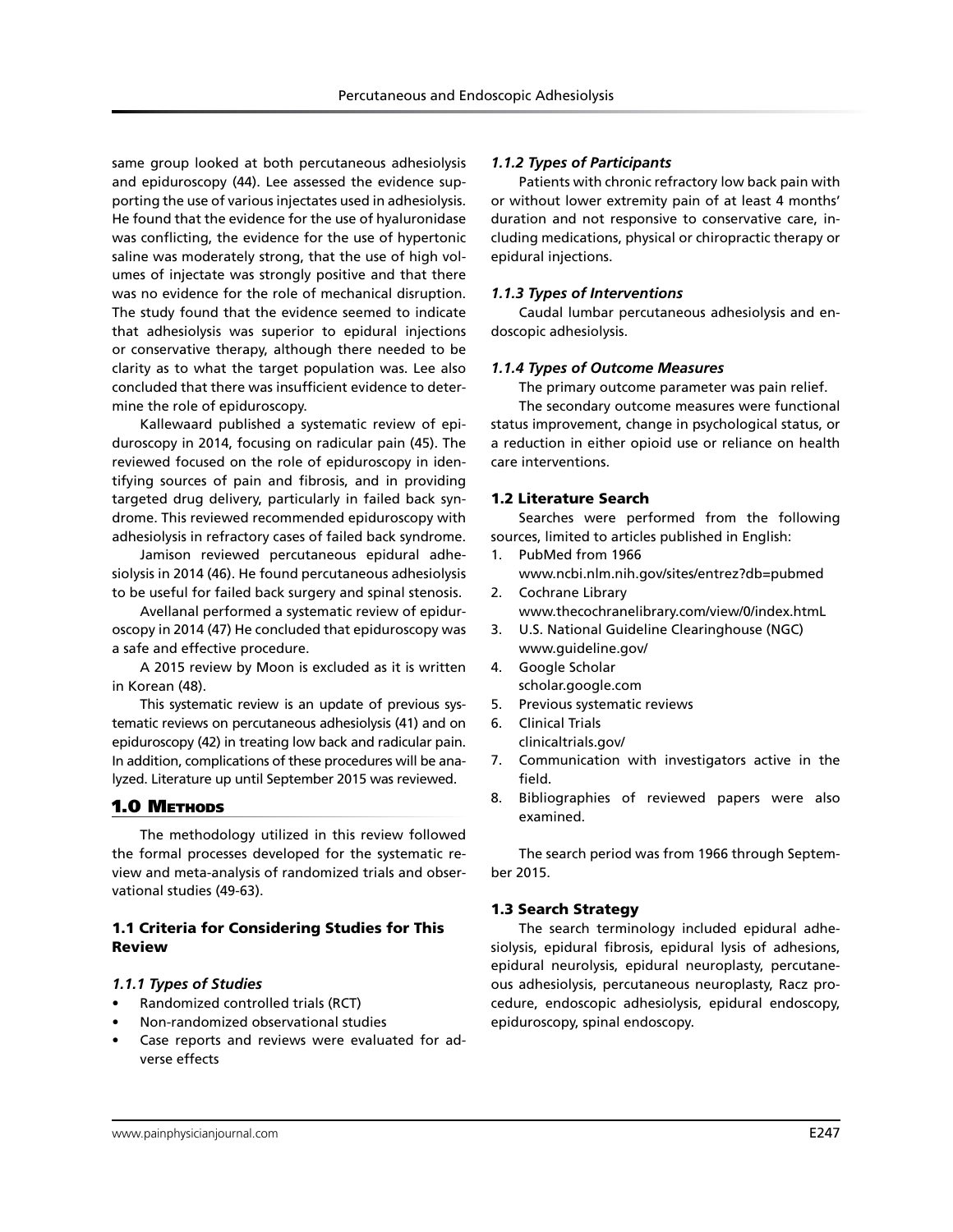same group looked at both percutaneous adhesiolysis and epiduroscopy (44). Lee assessed the evidence supporting the use of various injectates used in adhesiolysis. He found that the evidence for the use of hyaluronidase was conflicting, the evidence for the use of hypertonic saline was moderately strong, that the use of high volumes of injectate was strongly positive and that there was no evidence for the role of mechanical disruption. The study found that the evidence seemed to indicate that adhesiolysis was superior to epidural injections or conservative therapy, although there needed to be clarity as to what the target population was. Lee also concluded that there was insufficient evidence to determine the role of epiduroscopy.

Kallewaard published a systematic review of epiduroscopy in 2014, focusing on radicular pain (45). The reviewed focused on the role of epiduroscopy in identifying sources of pain and fibrosis, and in providing targeted drug delivery, particularly in failed back syndrome. This reviewed recommended epiduroscopy with adhesiolysis in refractory cases of failed back syndrome.

Jamison reviewed percutaneous epidural adhesiolysis in 2014 (46). He found percutaneous adhesiolysis to be useful for failed back surgery and spinal stenosis.

Avellanal performed a systematic review of epiduroscopy in 2014 (47) He concluded that epiduroscopy was a safe and effective procedure.

A 2015 review by Moon is excluded as it is written in Korean (48).

This systematic review is an update of previous systematic reviews on percutaneous adhesiolysis (41) and on epiduroscopy (42) in treating low back and radicular pain. In addition, complications of these procedures will be analyzed. Literature up until September 2015 was reviewed.

## 1.0 Methods

The methodology utilized in this review followed the formal processes developed for the systematic review and meta-analysis of randomized trials and observational studies (49-63).

### 1.1 Criteria for Considering Studies for This Review

#### *1.1.1 Types of Studies*

- Randomized controlled trials (RCT)
- Non-randomized observational studies
- Case reports and reviews were evaluated for adverse effects

#### *1.1.2 Types of Participants*

Patients with chronic refractory low back pain with or without lower extremity pain of at least 4 months' duration and not responsive to conservative care, including medications, physical or chiropractic therapy or epidural injections.

#### *1.1.3 Types of Interventions*

Caudal lumbar percutaneous adhesiolysis and endoscopic adhesiolysis.

#### *1.1.4 Types of Outcome Measures*

The primary outcome parameter was pain relief.

The secondary outcome measures were functional status improvement, change in psychological status, or a reduction in either opioid use or reliance on health care interventions.

### 1.2 Literature Search

Searches were performed from the following sources, limited to articles published in English:

1. PubMed from 1966
   www.ncbi.nlm.nih.gov/sites/entrez?db=pubmed
2. Cochrane Library
   www.thecochranelibrary.com/view/0/index.htmL
3. U.S. National Guideline Clearinghouse (NGC)
   www.guideline.gov/
4. Google Scholar
   scholar.google.com
5. Previous systematic reviews
6. Clinical Trials
   clinicaltrials.gov/
7. Communication with investigators active in the field.
8. Bibliographies of reviewed papers were also examined.

The search period was from 1966 through September 2015.

### 1.3 Search Strategy

The search terminology included epidural adhesiolysis, epidural fibrosis, epidural lysis of adhesions, epidural neurolysis, epidural neuroplasty, percutaneous adhesiolysis, percutaneous neuroplasty, Racz procedure, endoscopic adhesiolysis, epidural endoscopy, epiduroscopy, spinal endoscopy.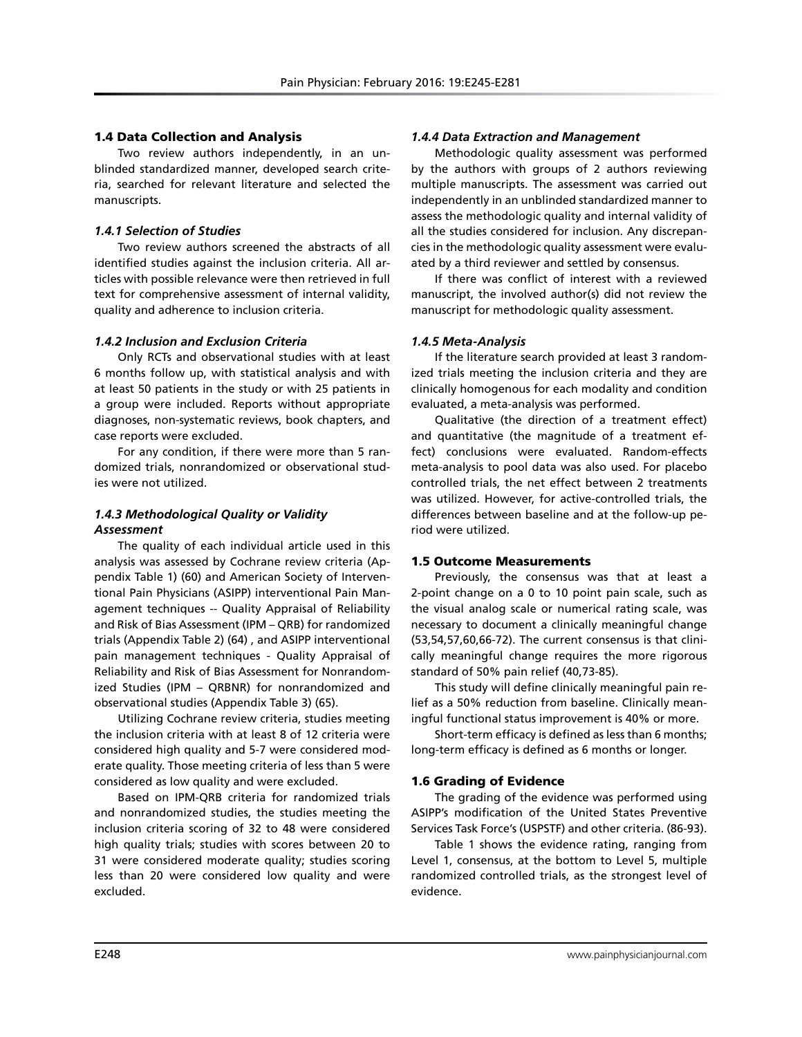## 1.4 Data Collection and Analysis

Two review authors independently, in an unblinded standardized manner, developed search criteria, searched for relevant literature and selected the manuscripts.

### *1.4.1 Selection of Studies*

Two review authors screened the abstracts of all identified studies against the inclusion criteria. All articles with possible relevance were then retrieved in full text for comprehensive assessment of internal validity, quality and adherence to inclusion criteria.

### *1.4.2 Inclusion and Exclusion Criteria*

Only RCTs and observational studies with at least 6 months follow up, with statistical analysis and with at least 50 patients in the study or with 25 patients in a group were included. Reports without appropriate diagnoses, non-systematic reviews, book chapters, and case reports were excluded.

For any condition, if there were more than 5 randomized trials, nonrandomized or observational studies were not utilized.

### *1.4.3 Methodological Quality or Validity Assessment*

The quality of each individual article used in this analysis was assessed by Cochrane review criteria (Appendix Table 1) (60) and American Society of Interventional Pain Physicians (ASIPP) interventional Pain Management techniques -- Quality Appraisal of Reliability and Risk of Bias Assessment (IPM – QRB) for randomized trials (Appendix Table 2) (64) , and ASIPP interventional pain management techniques - Quality Appraisal of Reliability and Risk of Bias Assessment for Nonrandomized Studies (IPM – QRBNR) for nonrandomized and observational studies (Appendix Table 3) (65).

Utilizing Cochrane review criteria, studies meeting the inclusion criteria with at least 8 of 12 criteria were considered high quality and 5-7 were considered moderate quality. Those meeting criteria of less than 5 were considered as low quality and were excluded.

Based on IPM-QRB criteria for randomized trials and nonrandomized studies, the studies meeting the inclusion criteria scoring of 32 to 48 were considered high quality trials; studies with scores between 20 to 31 were considered moderate quality; studies scoring less than 20 were considered low quality and were excluded.

### *1.4.4 Data Extraction and Management*

Methodologic quality assessment was performed by the authors with groups of 2 authors reviewing multiple manuscripts. The assessment was carried out independently in an unblinded standardized manner to assess the methodologic quality and internal validity of all the studies considered for inclusion. Any discrepancies in the methodologic quality assessment were evaluated by a third reviewer and settled by consensus.

If there was conflict of interest with a reviewed manuscript, the involved author(s) did not review the manuscript for methodologic quality assessment.

### *1.4.5 Meta-Analysis*

If the literature search provided at least 3 randomized trials meeting the inclusion criteria and they are clinically homogenous for each modality and condition evaluated, a meta-analysis was performed.

Qualitative (the direction of a treatment effect) and quantitative (the magnitude of a treatment effect) conclusions were evaluated. Random-effects meta-analysis to pool data was also used. For placebo controlled trials, the net effect between 2 treatments was utilized. However, for active-controlled trials, the differences between baseline and at the follow-up period were utilized.

## 1.5 Outcome Measurements

Previously, the consensus was that at least a 2-point change on a 0 to 10 point pain scale, such as the visual analog scale or numerical rating scale, was necessary to document a clinically meaningful change (53,54,57,60,66-72). The current consensus is that clinically meaningful change requires the more rigorous standard of 50% pain relief (40,73-85).

This study will define clinically meaningful pain relief as a 50% reduction from baseline. Clinically meaningful functional status improvement is 40% or more.

Short-term efficacy is defined as less than 6 months; long-term efficacy is defined as 6 months or longer.

## 1.6 Grading of Evidence

The grading of the evidence was performed using ASIPP's modification of the United States Preventive Services Task Force's (USPSTF) and other criteria. (86-93).

Table 1 shows the evidence rating, ranging from Level 1, consensus, at the bottom to Level 5, multiple randomized controlled trials, as the strongest level of evidence.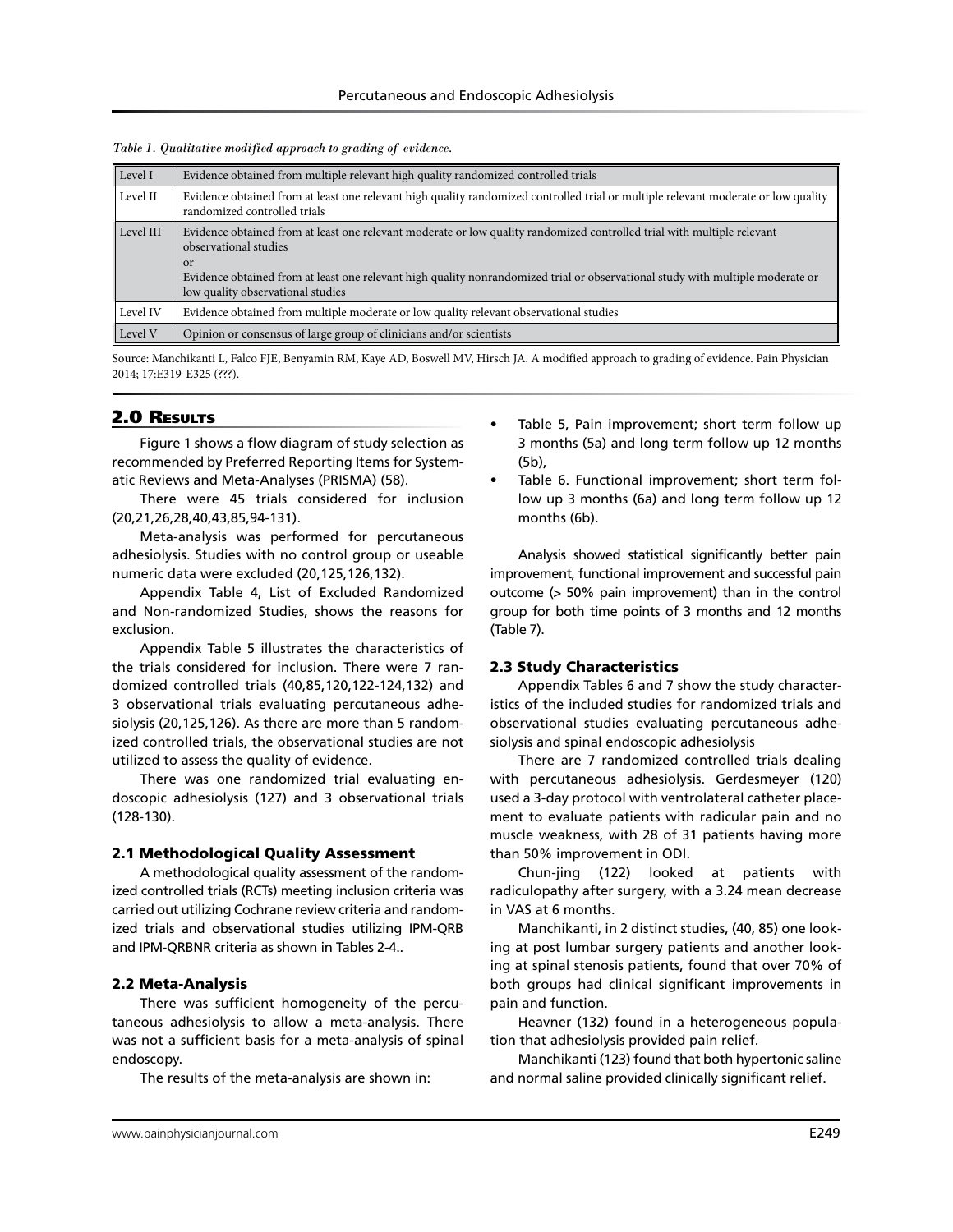*Table 1. Qualitative modified approach to grading of evidence.*

| Level | Description |
|---|---|
| Level I | Evidence obtained from multiple relevant high quality randomized controlled trials |
| Level II | Evidence obtained from at least one relevant high quality randomized controlled trial or multiple relevant moderate or low quality randomized controlled trials |
| Level III | Evidence obtained from at least one relevant moderate or low quality randomized controlled trial with multiple relevant observational studies<br>or<br>Evidence obtained from at least one relevant high quality nonrandomized trial or observational study with multiple moderate or low quality observational studies |
| Level IV | Evidence obtained from multiple moderate or low quality relevant observational studies |
| Level V | Opinion or consensus of large group of clinicians and/or scientists |

Source: Manchikanti L, Falco FJE, Benyamin RM, Kaye AD, Boswell MV, Hirsch JA. A modified approach to grading of evidence. Pain Physician 2014; 17:E319-E325 (???).

## 2.0 Results

Figure 1 shows a flow diagram of study selection as recommended by Preferred Reporting Items for Systematic Reviews and Meta-Analyses (PRISMA) (58).

There were 45 trials considered for inclusion (20,21,26,28,40,43,85,94-131).

Meta-analysis was performed for percutaneous adhesiolysis. Studies with no control group or useable numeric data were excluded (20,125,126,132).

Appendix Table 4, List of Excluded Randomized and Non-randomized Studies, shows the reasons for exclusion.

Appendix Table 5 illustrates the characteristics of the trials considered for inclusion. There were 7 randomized controlled trials (40,85,120,122-124,132) and 3 observational trials evaluating percutaneous adhesiolysis (20,125,126). As there are more than 5 randomized controlled trials, the observational studies are not utilized to assess the quality of evidence.

There was one randomized trial evaluating endoscopic adhesiolysis (127) and 3 observational trials (128-130).

### 2.1 Methodological Quality Assessment

A methodological quality assessment of the randomized controlled trials (RCTs) meeting inclusion criteria was carried out utilizing Cochrane review criteria and randomized trials and observational studies utilizing IPM-QRB and IPM-QRBNR criteria as shown in Tables 2-4..

### 2.2 Meta-Analysis

There was sufficient homogeneity of the percutaneous adhesiolysis to allow a meta-analysis. There was not a sufficient basis for a meta-analysis of spinal endoscopy.

The results of the meta-analysis are shown in:

- Table 5, Pain improvement; short term follow up 3 months (5a) and long term follow up 12 months (5b),
- Table 6. Functional improvement; short term follow up 3 months (6a) and long term follow up 12 months (6b).

Analysis showed statistical significantly better pain improvement, functional improvement and successful pain outcome (> 50% pain improvement) than in the control group for both time points of 3 months and 12 months (Table 7).

### 2.3 Study Characteristics

Appendix Tables 6 and 7 show the study characteristics of the included studies for randomized trials and observational studies evaluating percutaneous adhesiolysis and spinal endoscopic adhesiolysis

There are 7 randomized controlled trials dealing with percutaneous adhesiolysis. Gerdesmeyer (120) used a 3-day protocol with ventrolateral catheter placement to evaluate patients with radicular pain and no muscle weakness, with 28 of 31 patients having more than 50% improvement in ODI.

Chun-jing (122) looked at patients with radiculopathy after surgery, with a 3.24 mean decrease in VAS at 6 months.

Manchikanti, in 2 distinct studies, (40, 85) one looking at post lumbar surgery patients and another looking at spinal stenosis patients, found that over 70% of both groups had clinical significant improvements in pain and function.

Heavner (132) found in a heterogeneous population that adhesiolysis provided pain relief.

Manchikanti (123) found that both hypertonic saline and normal saline provided clinically significant relief.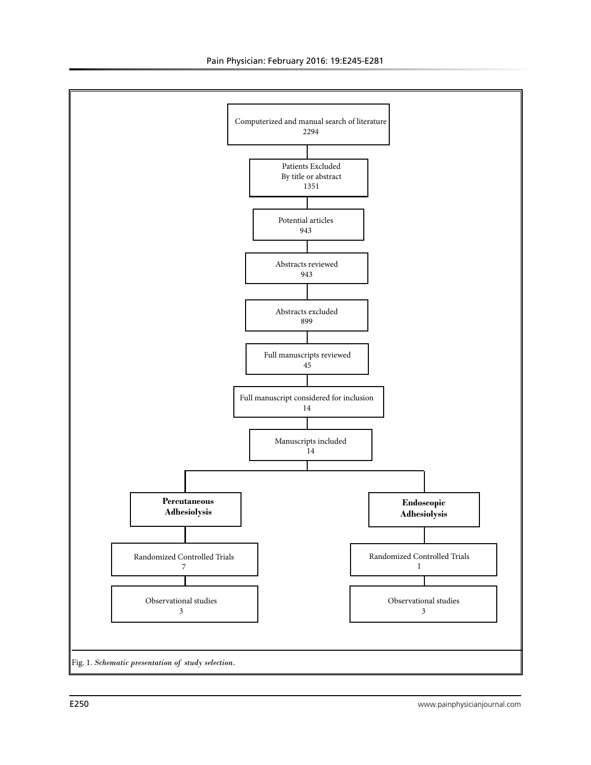Computerized and manual search of literature
2294

Patients Excluded
By title or abstract
1351

Potential articles
943

Abstracts reviewed
943

Abstracts excluded
899

Full manuscripts reviewed
45

Full manuscript considered for inclusion
14

Manuscripts included
14

**Percutaneous Adhesiolysis**

Randomized Controlled Trials
7

Observational studies
3

**Endoscopic Adhesiolysis**

Randomized Controlled Trials
1

Observational studies
3

Fig. 1. *Schematic presentation of study selection.*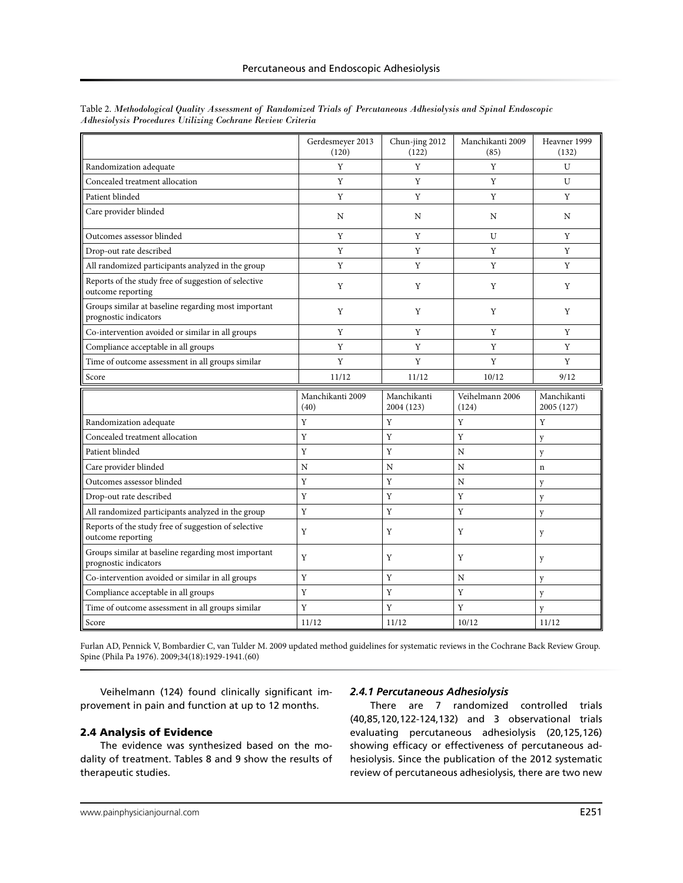Table 2. *Methodological Quality Assessment of Randomized Trials of Percutaneous Adhesiolysis and Spinal Endoscopic Adhesiolysis Procedures Utilizing Cochrane Review Criteria*

| | Gerdesmeyer 2013 (120) | Chun-jing 2012 (122) | Manchikanti 2009 (85) | Heavner 1999 (132) |
|---|---|---|---|---|
| Randomization adequate | Y | Y | Y | U |
| Concealed treatment allocation | Y | Y | Y | U |
| Patient blinded | Y | Y | Y | Y |
| Care provider blinded | N | N | N | N |
| Outcomes assessor blinded | Y | Y | U | Y |
| Drop-out rate described | Y | Y | Y | Y |
| All randomized participants analyzed in the group | Y | Y | Y | Y |
| Reports of the study free of suggestion of selective outcome reporting | Y | Y | Y | Y |
| Groups similar at baseline regarding most important prognostic indicators | Y | Y | Y | Y |
| Co-intervention avoided or similar in all groups | Y | Y | Y | Y |
| Compliance acceptable in all groups | Y | Y | Y | Y |
| Time of outcome assessment in all groups similar | Y | Y | Y | Y |
| Score | 11/12 | 11/12 | 10/12 | 9/12 |

| | Manchikanti 2009 (40) | Manchikanti 2004 (123) | Veihelmann 2006 (124) | Manchikanti 2005 (127) |
|---|---|---|---|---|
| Randomization adequate | Y | Y | Y | Y |
| Concealed treatment allocation | Y | Y | Y | y |
| Patient blinded | Y | Y | N | y |
| Care provider blinded | N | N | N | n |
| Outcomes assessor blinded | Y | Y | N | y |
| Drop-out rate described | Y | Y | Y | y |
| All randomized participants analyzed in the group | Y | Y | Y | y |
| Reports of the study free of suggestion of selective outcome reporting | Y | Y | Y | y |
| Groups similar at baseline regarding most important prognostic indicators | Y | Y | Y | y |
| Co-intervention avoided or similar in all groups | Y | Y | N | y |
| Compliance acceptable in all groups | Y | Y | Y | y |
| Time of outcome assessment in all groups similar | Y | Y | Y | y |
| Score | 11/12 | 11/12 | 10/12 | 11/12 |

Furlan AD, Pennick V, Bombardier C, van Tulder M. 2009 updated method guidelines for systematic reviews in the Cochrane Back Review Group. Spine (Phila Pa 1976). 2009;34(18):1929-1941.(60)

Veihelmann (124) found clinically significant improvement in pain and function at up to 12 months.

## 2.4 Analysis of Evidence

The evidence was synthesized based on the modality of treatment. Tables 8 and 9 show the results of therapeutic studies.

### *2.4.1 Percutaneous Adhesiolysis*

There are 7 randomized controlled trials (40,85,120,122-124,132) and 3 observational trials evaluating percutaneous adhesiolysis (20,125,126) showing efficacy or effectiveness of percutaneous adhesiolysis. Since the publication of the 2012 systematic review of percutaneous adhesiolysis, there are two new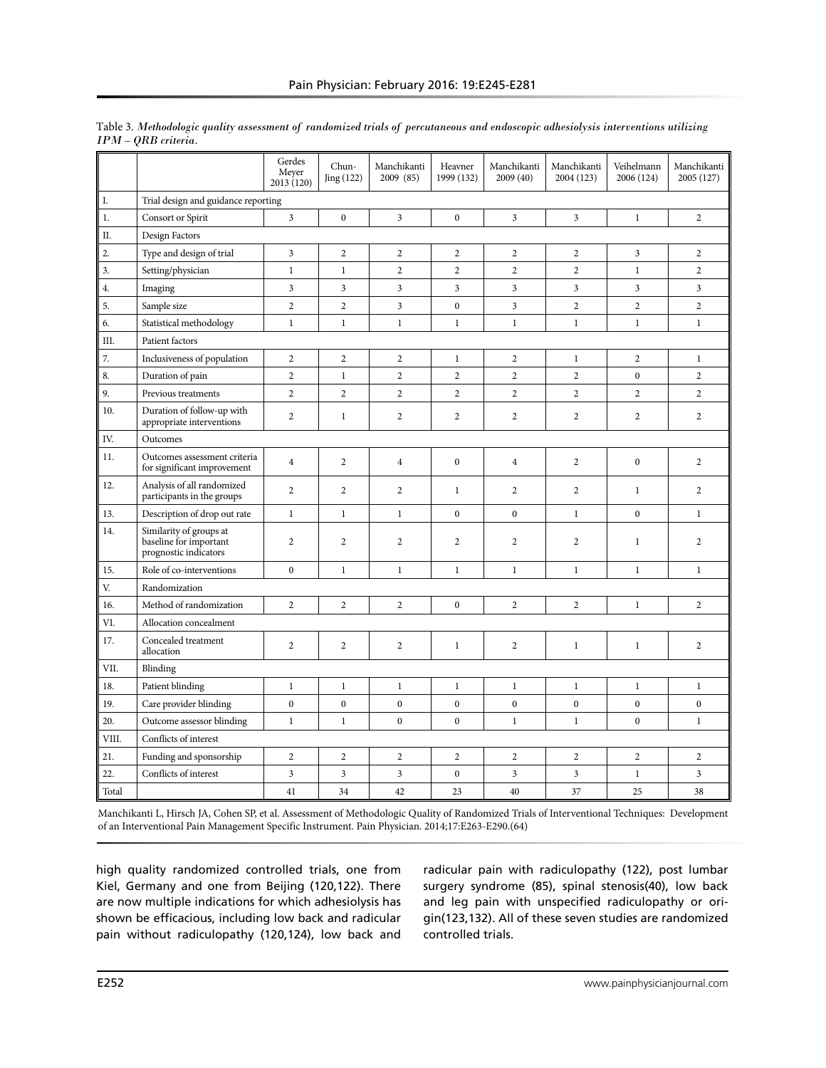Table 3. *Methodologic quality assessment of randomized trials of percutaneous and endoscopic adhesiolysis interventions utilizing IPM – QRB criteria.*

| | | Gerdes Meyer 2013 (120) | Chun-Jing (122) | Manchikanti 2009 (85) | Heavner 1999 (132) | Manchikanti 2009 (40) | Manchikanti 2004 (123) | Veihelmann 2006 (124) | Manchikanti 2005 (127) |
|---|---|---|---|---|---|---|---|---|---|
| I. | Trial design and guidance reporting | | | | | | | | |
| 1. | Consort or Spirit | 3 | 0 | 3 | 0 | 3 | 3 | 1 | 2 |
| II. | Design Factors | | | | | | | | |
| 2. | Type and design of trial | 3 | 2 | 2 | 2 | 2 | 2 | 3 | 2 |
| 3. | Setting/physician | 1 | 1 | 2 | 2 | 2 | 2 | 1 | 2 |
| 4. | Imaging | 3 | 3 | 3 | 3 | 3 | 3 | 3 | 3 |
| 5. | Sample size | 2 | 2 | 3 | 0 | 3 | 2 | 2 | 2 |
| 6. | Statistical methodology | 1 | 1 | 1 | 1 | 1 | 1 | 1 | 1 |
| III. | Patient factors | | | | | | | | |
| 7. | Inclusiveness of population | 2 | 2 | 2 | 1 | 2 | 1 | 2 | 1 |
| 8. | Duration of pain | 2 | 1 | 2 | 2 | 2 | 2 | 0 | 2 |
| 9. | Previous treatments | 2 | 2 | 2 | 2 | 2 | 2 | 2 | 2 |
| 10. | Duration of follow-up with appropriate interventions | 2 | 1 | 2 | 2 | 2 | 2 | 2 | 2 |
| IV. | Outcomes | | | | | | | | |
| 11. | Outcomes assessment criteria for significant improvement | 4 | 2 | 4 | 0 | 4 | 2 | 0 | 2 |
| 12. | Analysis of all randomized participants in the groups | 2 | 2 | 2 | 1 | 2 | 2 | 1 | 2 |
| 13. | Description of drop out rate | 1 | 1 | 1 | 0 | 0 | 1 | 0 | 1 |
| 14. | Similarity of groups at baseline for important prognostic indicators | 2 | 2 | 2 | 2 | 2 | 2 | 1 | 2 |
| 15. | Role of co-interventions | 0 | 1 | 1 | 1 | 1 | 1 | 1 | 1 |
| V. | Randomization | | | | | | | | |
| 16. | Method of randomization | 2 | 2 | 2 | 0 | 2 | 2 | 1 | 2 |
| VI. | Allocation concealment | | | | | | | | |
| 17. | Concealed treatment allocation | 2 | 2 | 2 | 1 | 2 | 1 | 1 | 2 |
| VII. | Blinding | | | | | | | | |
| 18. | Patient blinding | 1 | 1 | 1 | 1 | 1 | 1 | 1 | 1 |
| 19. | Care provider blinding | 0 | 0 | 0 | 0 | 0 | 0 | 0 | 0 |
| 20. | Outcome assessor blinding | 1 | 1 | 0 | 0 | 1 | 1 | 0 | 1 |
| VIII. | Conflicts of interest | | | | | | | | |
| 21. | Funding and sponsorship | 2 | 2 | 2 | 2 | 2 | 2 | 2 | 2 |
| 22. | Conflicts of interest | 3 | 3 | 3 | 0 | 3 | 3 | 1 | 3 |
| Total | | 41 | 34 | 42 | 23 | 40 | 37 | 25 | 38 |

Manchikanti L, Hirsch JA, Cohen SP, et al. Assessment of Methodologic Quality of Randomized Trials of Interventional Techniques: Development of an Interventional Pain Management Specific Instrument. Pain Physician. 2014;17:E263-E290.(64)

high quality randomized controlled trials, one from Kiel, Germany and one from Beijing (120,122). There are now multiple indications for which adhesiolysis has shown be efficacious, including low back and radicular pain without radiculopathy (120,124), low back and radicular pain with radiculopathy (122), post lumbar surgery syndrome (85), spinal stenosis(40), low back and leg pain with unspecified radiculopathy or origin(123,132). All of these seven studies are randomized controlled trials.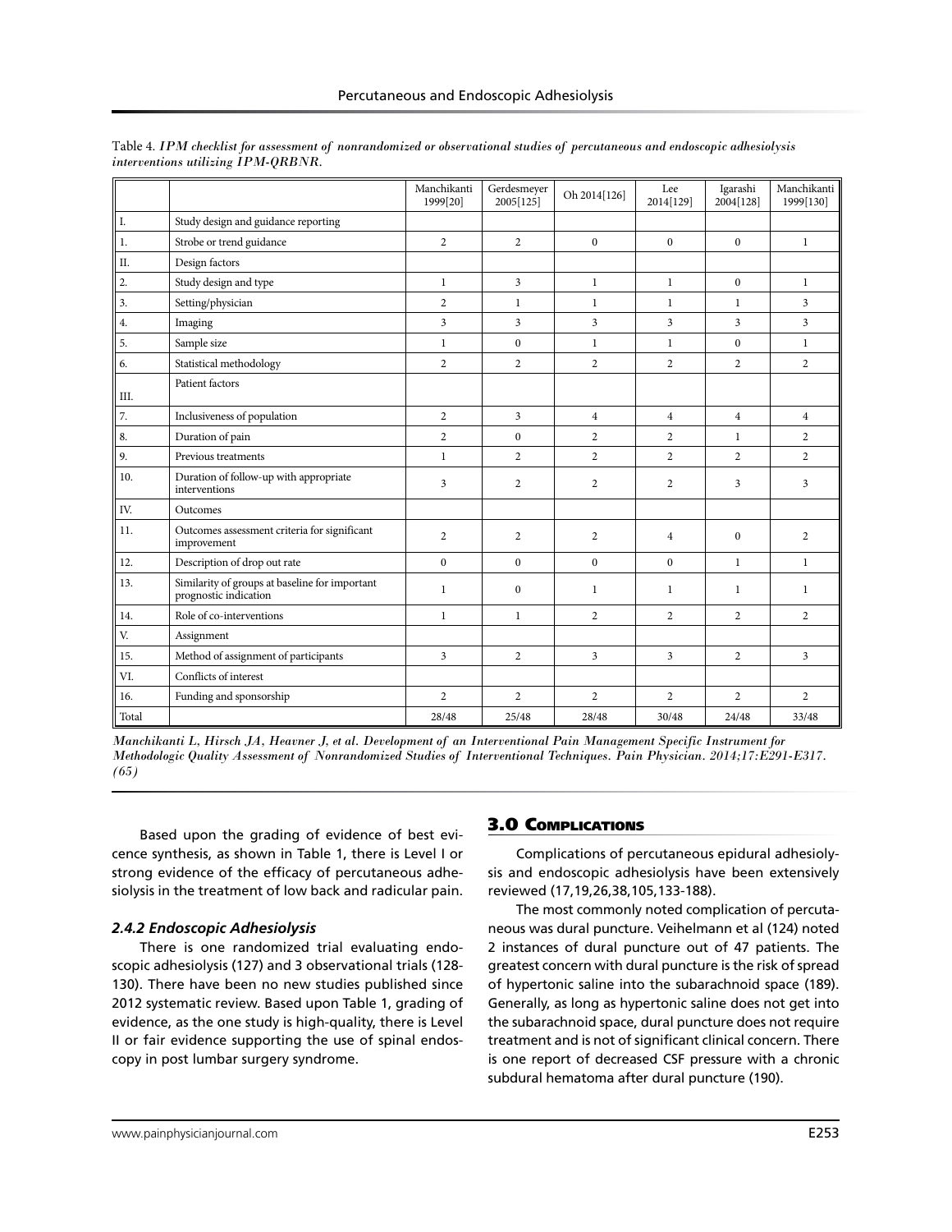Table 4. *IPM checklist for assessment of nonrandomized or observational studies of percutaneous and endoscopic adhesiolysis interventions utilizing IPM-QRBNR.*

| | | Manchikanti 1999[20] | Gerdesmeyer 2005[125] | Oh 2014[126] | Lee 2014[129] | Igarashi 2004[128] | Manchikanti 1999[130] |
|---|---|---|---|---|---|---|---|
| I. | Study design and guidance reporting | | | | | | |
| 1. | Strobe or trend guidance | 2 | 2 | 0 | 0 | 0 | 1 |
| II. | Design factors | | | | | | |
| 2. | Study design and type | 1 | 3 | 1 | 1 | 0 | 1 |
| 3. | Setting/physician | 2 | 1 | 1 | 1 | 1 | 3 |
| 4. | Imaging | 3 | 3 | 3 | 3 | 3 | 3 |
| 5. | Sample size | 1 | 0 | 1 | 1 | 0 | 1 |
| 6. | Statistical methodology | 2 | 2 | 2 | 2 | 2 | 2 |
| III. | Patient factors | | | | | | |
| 7. | Inclusiveness of population | 2 | 3 | 4 | 4 | 4 | 4 |
| 8. | Duration of pain | 2 | 0 | 2 | 2 | 1 | 2 |
| 9. | Previous treatments | 1 | 2 | 2 | 2 | 2 | 2 |
| 10. | Duration of follow-up with appropriate interventions | 3 | 2 | 2 | 2 | 3 | 3 |
| IV. | Outcomes | | | | | | |
| 11. | Outcomes assessment criteria for significant improvement | 2 | 2 | 2 | 4 | 0 | 2 |
| 12. | Description of drop out rate | 0 | 0 | 0 | 0 | 1 | 1 |
| 13. | Similarity of groups at baseline for important prognostic indication | 1 | 0 | 1 | 1 | 1 | 1 |
| 14. | Role of co-interventions | 1 | 1 | 2 | 2 | 2 | 2 |
| V. | Assignment | | | | | | |
| 15. | Method of assignment of participants | 3 | 2 | 3 | 3 | 2 | 3 |
| VI. | Conflicts of interest | | | | | | |
| 16. | Funding and sponsorship | 2 | 2 | 2 | 2 | 2 | 2 |
| Total | | 28/48 | 25/48 | 28/48 | 30/48 | 24/48 | 33/48 |

*Manchikanti L, Hirsch JA, Heavner J, et al. Development of an Interventional Pain Management Specific Instrument for Methodologic Quality Assessment of Nonrandomized Studies of Interventional Techniques. Pain Physician. 2014;17:E291-E317. (65)*

Based upon the grading of evidence of best evicence synthesis, as shown in Table 1, there is Level I or strong evidence of the efficacy of percutaneous adhesiolysis in the treatment of low back and radicular pain.

### 2.4.2 Endoscopic Adhesiolysis

There is one randomized trial evaluating endoscopic adhesiolysis (127) and 3 observational trials (128-130). There have been no new studies published since 2012 systematic review. Based upon Table 1, grading of evidence, as the one study is high-quality, there is Level II or fair evidence supporting the use of spinal endoscopy in post lumbar surgery syndrome.

## 3.0 Complications

Complications of percutaneous epidural adhesiolysis and endoscopic adhesiolysis have been extensively reviewed (17,19,26,38,105,133-188).

The most commonly noted complication of percutaneous was dural puncture. Veihelmann et al (124) noted 2 instances of dural puncture out of 47 patients. The greatest concern with dural puncture is the risk of spread of hypertonic saline into the subarachnoid space (189). Generally, as long as hypertonic saline does not get into the subarachnoid space, dural puncture does not require treatment and is not of significant clinical concern. There is one report of decreased CSF pressure with a chronic subdural hematoma after dural puncture (190).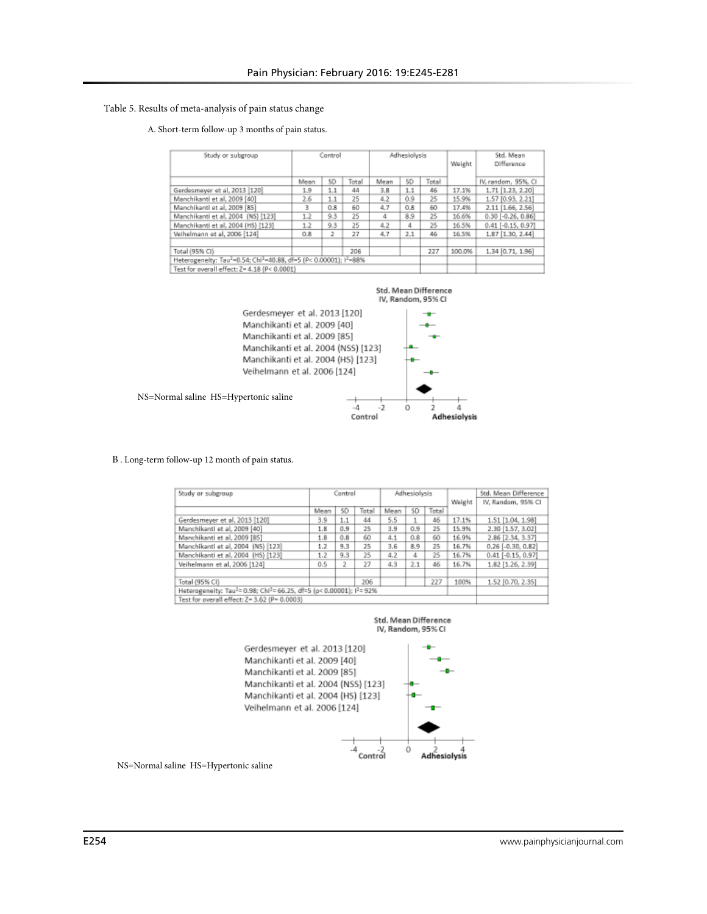Table 5. Results of meta-analysis of pain status change

A. Short-term follow-up 3 months of pain status.

| Study or subgroup | Control | | | Adhesiolysis | | | Weight | Std. Mean Difference |
|---|---|---|---|---|---|---|---|---|
| | Mean | SD | Total | Mean | SD | Total | | IV, random, 95% CI |
| Gerdesmeyer et al, 2013 [120] | 1.9 | 1.1 | 44 | 3.8 | 1.1 | 46 | 17.1% | 1.71 [1.23, 2.20] |
| Manchikanti et al, 2009 [40] | 2.6 | 1.1 | 25 | 4.2 | 0.9 | 25 | 15.9% | 1.57 [0.93, 2.21] |
| Manchikanti et al, 2009 [85] | 3 | 0.8 | 60 | 4.7 | 0.8 | 60 | 17.4% | 2.11 [1.66, 2.56] |
| Manchikanti et al, 2004 (NS) [123] | 1.2 | 9.3 | 25 | 4 | 8.9 | 25 | 16.6% | 0.30 [-0.26, 0.86] |
| Manchikanti et al, 2004 (HS) [123] | 1.2 | 9.3 | 25 | 4.2 | 4 | 25 | 16.5% | 0.41 [-0.15, 0.97] |
| Veihelmann et al, 2006 [124] | 0.8 | 2 | 27 | 4.7 | 2.1 | 46 | 16.5% | 1.87 [1.30, 2.44] |
| Total (95% CI) | | | 206 | | | 227 | 100.0% | 1.34 [0.71, 1.96] |
| Heterogeneity: $Tau^2$=0.54; $Chi^2$=40.88, df=5 (P< 0.00001); $I^2$=88% | | | | | | | | |
| Test for overall effect: Z= 4.18 (P< 0.0001) | | | | | | | | |

Std. Mean Difference IV, Random, 95% CI

Gerdesmeyer et al. 2013 [120]
Manchikanti et al. 2009 [40]
Manchikanti et al. 2009 [85]
Manchikanti et al. 2004 (NSS) [123]
Manchikanti et al. 2004 (HS) [123]
Veihelmann et al. 2006 [124]

-4 -2 0 2 4
Control Adhesiolysis

NS=Normal saline HS=Hypertonic saline

B . Long-term follow-up 12 month of pain status.

| Study or subgroup | Control | | | Adhesiolysis | | | Weight | Std. Mean Difference |
|---|---|---|---|---|---|---|---|---|
| | Mean | SD | Total | Mean | SD | Total | | IV, Random, 95% CI |
| Gerdesmeyer et al, 2013 [120] | 3.9 | 1.1 | 44 | 5.5 | 1 | 46 | 17.1% | 1.51 [1.04, 1.98] |
| Manchikanti et al, 2009 [40] | 1.8 | 0.9 | 25 | 3.9 | 0.9 | 25 | 15.9% | 2.30 [1.57, 3.02] |
| Manchikanti et al, 2009 [85] | 1.8 | 0.8 | 60 | 4.1 | 0.8 | 60 | 16.9% | 2.86 [2.34, 3.37] |
| Manchikanti et al, 2004 (NS) [123] | 1.2 | 9.3 | 25 | 3.6 | 8.9 | 25 | 16.7% | 0.26 [-0.30, 0.82] |
| Manchikanti et al, 2004 (HS) [123] | 1.2 | 9.3 | 25 | 4.2 | 4 | 25 | 16.7% | 0.41 [-0.15, 0.97] |
| Veihelmann et al, 2006 [124] | 0.5 | 2 | 27 | 4.3 | 2.1 | 46 | 16.7% | 1.82 [1.26, 2.39] |
| Total (95% CI) | | | 206 | | | 227 | 100% | 1.52 [0.70, 2.35] |
| Heterogeneity: $Tau^2$= 0.98; $Chi^2$= 66.25, df=5 (p< 0.00001); $I^2$= 92% | | | | | | | | |
| Test for overall effect: Z= 3.62 (P= 0.0003) | | | | | | | | |

Std. Mean Difference IV, Random, 95% CI

Gerdesmeyer et al. 2013 [120]
Manchikanti et al. 2009 [40]
Manchikanti et al. 2009 [85]
Manchikanti et al. 2004 (NSS) [123]
Manchikanti et al. 2004 (HS) [123]
Veihelmann et al. 2006 [124]

-4 -2 0 2 4
Control Adhesiolysis

NS=Normal saline HS=Hypertonic saline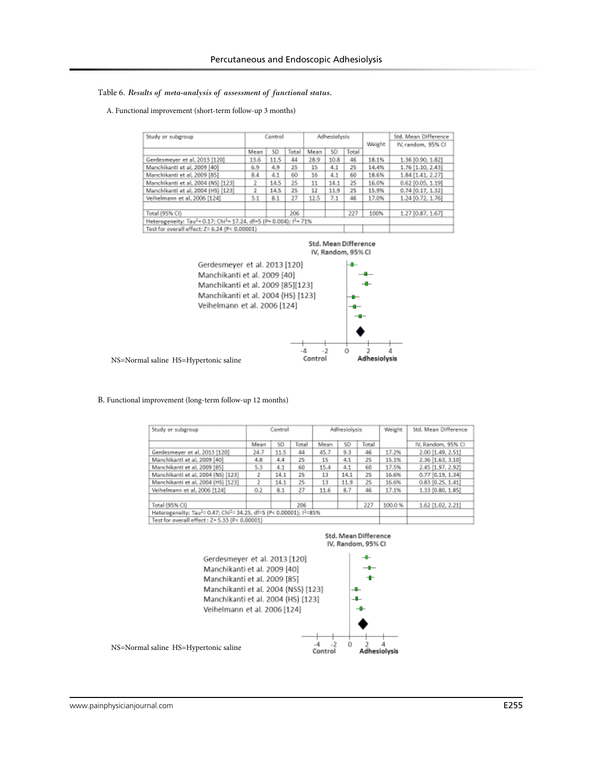Table 6. *Results of meta-analysis of assessment of functional status.*

A. Functional improvement (short-term follow-up 3 months)

| Study or subgroup | Control | | | Adhesiolysis | | | Weight | Std. Mean Difference |
|---|---|---|---|---|---|---|---|---|
| | Mean | SD | Total | Mean | SD | Total | | IV, random, 95% CI |
| Gerdesmeyer et al, 2013 [120] | 13.6 | 11.5 | 44 | 28.9 | 10.8 | 46 | 18.1% | 1.36 [0.90, 1.82] |
| Manchikanti et al, 2009 [40] | 6.9 | 4.9 | 25 | 15 | 4.1 | 25 | 14.4% | 1.76 [1.10, 2.43] |
| Manchikanti et al, 2009 [85] | 8.4 | 4.1 | 60 | 16 | 4.1 | 60 | 18.6% | 1.84 [1.41, 2.27] |
| Manchikanti et al, 2004 (NS) [123] | 2 | 14.5 | 25 | 11 | 14.1 | 25 | 16.0% | 0.62 [0.05, 1.19] |
| Manchikanti et al, 2004 (HS) [123] | 2 | 14.5 | 25 | 12 | 11.9 | 25 | 15.9% | 0.74 [0.17, 1.32] |
| Veihelmann et al, 2006 [124] | 3.1 | 8.1 | 27 | 12.5 | 7.1 | 46 | 17.0% | 1.24 [0.72, 1.76] |
| | | | | | | | | |
| Total (95% CI) | | | 206 | | | 227 | 100% | 1.27 [0.87, 1.67] |
| Heterogeneity: Tau$^2$= 0.17; Chi$^2$= 17.24, df=5 (P= 0.004); I$^2$= 71% | | | | | | | | |
| Test for overall effect: Z= 6.24 (P< 0.00001) | | | | | | | | |

Std. Mean Difference
IV, Random, 95% CI

Gerdesmeyer et al. 2013 [120]
Manchikanti et al. 2009 [40]
Manchikanti et al. 2009 [85][123]
Manchikanti et al. 2004 (HS) [123]
Veihelmann et al. 2006 [124]

-4 -2 0 2 4
Control Adhesiolysis

NS=Normal saline HS=Hypertonic saline

B. Functional improvement (long-term follow-up 12 months)

| Study or subgroup | Control | | | Adhesiolysis | | | Weight | Std. Mean Difference |
|---|---|---|---|---|---|---|---|---|
| | Mean | SD | Total | Mean | SD | Total | | IV, Random, 95% CI |
| Gerdesmeyer et al, 2013 [120] | 24.7 | 11.5 | 44 | 45.7 | 9.3 | 46 | 17.2% | 2.00 [1.49, 2.51] |
| Manchikanti et al, 2009 [40] | 4.8 | 4.4 | 25 | 15 | 4.1 | 25 | 15.1% | 2.36 [1.63, 3.10] |
| Manchikanti et al, 2009 [85] | 5.3 | 4.1 | 60 | 15.4 | 4.1 | 60 | 17.5% | 2.45 [1.97, 2.92] |
| Manchikanti et al, 2004 (NS) [123] | 2 | 14.1 | 25 | 13 | 14.1 | 25 | 16.6% | 0.77 [0.19, 1.34] |
| Manchikanti et al, 2004 (HS) [123] | 2 | 14.1 | 25 | 13 | 11.9 | 25 | 16.6% | 0.83 [0.25, 1.41] |
| Veihelmann et al, 2006 [124] | 0.2 | 8.1 | 27 | 11.6 | 8.7 | 46 | 17.1% | 1.33 [0.80, 1.85] |
| | | | | | | | | |
| Total (95% CI) | | | 206 | | | 227 | 100.0 % | 1.62 [1.02, 2.21] |
| Heterogeneity: Tau$^2$= 0.47; Chi$^2$= 34.25, df=5 (P< 0.00001); I$^2$=85% | | | | | | | | |
| Test for overall effect : Z= 5.33 (P< 0.00001) | | | | | | | | |

Std. Mean Difference
IV, Random, 95% CI

Gerdesmeyer et al. 2013 [120]
Manchikanti et al. 2009 [40]
Manchikanti et al. 2009 [85]
Manchikanti et al. 2004 (NSS) [123]
Manchikanti et al. 2004 (HS) [123]
Veihelmann et al. 2006 [124]

-4 -2 0 2 4
Control Adhesiolysis

NS=Normal saline HS=Hypertonic saline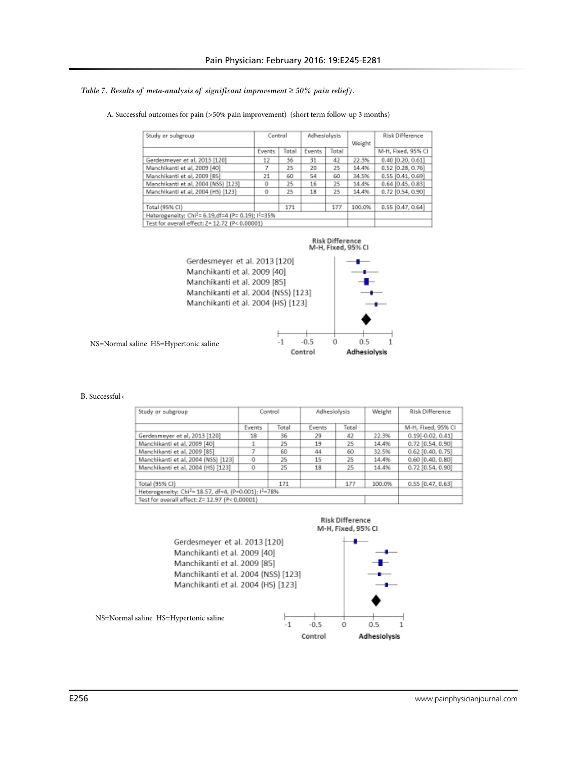*Table 7. Results of meta-analysis of significant improvement ≥ 50% pain relief).*

A. Successful outcomes for pain (>50% pain improvement) (short term follow-up 3 months)

| Study or subgroup | Control | | Adhesiolysis | | Weight | Risk Difference |
|---|---|---|---|---|---|---|
| | Events | Total | Events | Total | | M-H, Fixed, 95% CI |
| Gerdesmeyer et al, 2013 [120] | 12 | 36 | 31 | 42 | 22.3% | 0.40 [0.20, 0.61] |
| Manchikanti et al, 2009 [40] | 7 | 25 | 20 | 25 | 14.4% | 0.52 [0.28, 0.76] |
| Manchikanti et al, 2009 [85] | 21 | 60 | 54 | 60 | 34.5% | 0.55 [0.41, 0.69] |
| Manchikanti et al, 2004 (NSS) [123] | 0 | 25 | 16 | 25 | 14.4% | 0.64 [0.45, 0.83] |
| Manchikanti et al, 2004 (HS) [123] | 0 | 25 | 18 | 25 | 14.4% | 0.72 [0.54, 0.90] |
| | | | | | | |
| Total (95% CI) | | 171 | | 177 | 100.0% | 0.55 [0.47, 0.64] |
| Heterogeneity: $Chi^2$= 6.19,df=4 (P= 0.19); $I^2$=35% | | | | | | |
| Test for overall effect: Z= 12.72 (P< 0.00001) | | | | | | |

Risk Difference
M-H, Fixed, 95% CI

Gerdesmeyer et al. 2013 [120]
Manchikanti et al. 2009 [40]
Manchikanti et al. 2009 [85]
Manchikanti et al. 2004 (NSS) [123]
Manchikanti et al. 2004 (HS) [123]

-1 -0.5 0 0.5 1
Control Adhesiolysis

NS=Normal saline HS=Hypertonic saline

B. Successful (

| Study or subgroup | Control | | Adhesiolysis | | Weight | Risk Difference |
|---|---|---|---|---|---|---|
| | Events | Total | Events | Total | | M-H, Fixed, 95% CI |
| Gerdesmeyer et al, 2013 [120] | 18 | 36 | 29 | 42 | 22.3% | 0.19[-0.02, 0.41] |
| Manchikanti et al, 2009 [40] | 1 | 25 | 19 | 25 | 14.4% | 0.72 [0.54, 0.90] |
| Manchikanti et al, 2009 [85] | 7 | 60 | 44 | 60 | 32.5% | 0.62 [0.40, 0.75] |
| Manchikanti et al, 2004 (NSS) [123] | 0 | 25 | 15 | 25 | 14.4% | 0.60 [0.40, 0.80] |
| Manchikanti et al, 2004 (HS) [123] | 0 | 25 | 18 | 25 | 14.4% | 0.72 [0.54, 0.90] |
| | | | | | | |
| Total (95% CI) | | 171 | | 177 | 100.0% | 0.55 [0.47, 0.63] |
| Heterogeneity: $Chi^2$= 18.57, df=4, (P=0.001); $I^2$=78% | | | | | | |
| Test for overall effect: Z= 12.97 (P< 0.00001) | | | | | | |

Risk Difference
M-H, Fixed, 95% CI

Gerdesmeyer et al. 2013 [120]
Manchikanti et al. 2009 [40]
Manchikanti et al. 2009 [85]
Manchikanti et al. 2004 (NSS) [123]
Manchikanti et al. 2004 (HS) [123]

-1 -0.5 0 0.5 1
Control Adhesiolysis

NS=Normal saline HS=Hypertonic saline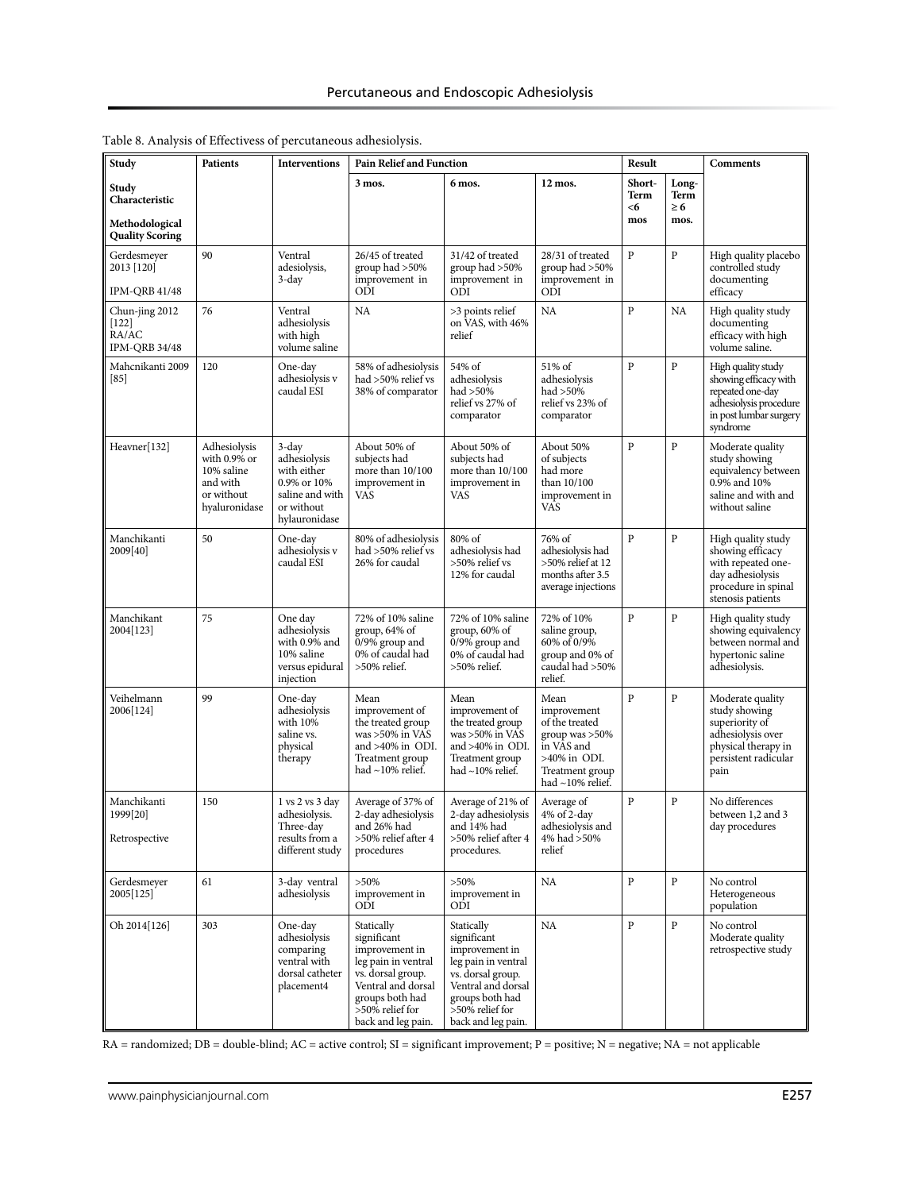Table 8. Analysis of Effectivess of percutaneous adhesiolysis.

| Study<br><br>Study Characteristic<br><br>Methodological Quality Scoring | Patients | Interventions | Pain Relief and Function | | | Result | | Comments |
|---|---|---|---|---|---|---|---|---|
| | | | 3 mos. | 6 mos. | 12 mos. | Short-Term <6 mos | Long-Term ≥ 6 mos. | |
| Gerdesmeyer 2013 [120]<br><br>IPM-QRB 41/48 | 90 | Ventral adesiolysis, 3-day | 26/45 of treated group had >50% improvement in ODI | 31/42 of treated group had >50% improvement in ODI | 28/31 of treated group had >50% improvement in ODI | P | P | High quality placebo controlled study documenting efficacy |
| Chun-jing 2012 [122]<br>RA/AC<br>IPM-QRB 34/48 | 76 | Ventral adhesiolysis with high volume saline | NA | >3 points relief on VAS, with 46% relief | NA | P | NA | High quality study documenting efficacy with high volume saline. |
| Mahcnikanti 2009 [85] | 120 | One-day adhesiolysis v caudal ESI | 58% of adhesiolysis had >50% relief vs 38% of comparator | 54% of adhesiolysis had >50% relief vs 27% of comparator | 51% of adhesiolysis had >50% relief vs 23% of comparator | P | P | High quality study showing efficacy with repeated one-day adhesiolysis procedure in post lumbar surgery syndrome |
| Heavner[132] | Adhesiolysis with 0.9% or 10% saline and with or without hyaluronidase | 3-day adhesiolysis with either 0.9% or 10% saline and with or without hylauronidase | About 50% of subjects had more than 10/100 improvement in VAS | About 50% of subjects had more than 10/100 improvement in VAS | About 50% of subjects had more than 10/100 improvement in VAS | P | P | Moderate quality study showing equivalency between 0.9% and 10% saline and with and without saline |
| Manchikanti 2009[40] | 50 | One-day adhesiolysis v caudal ESI | 80% of adhesiolysis had >50% relief vs 26% for caudal | 80% of adhesiolysis had >50% relief vs 12% for caudal | 76% of adhesiolysis had >50% relief at 12 months after 3.5 average injections | P | P | High quality study showing efficacy with repeated one-day adhesiolysis procedure in spinal stenosis patients |
| Manchikant 2004[123] | 75 | One day adhesiolysis with 0.9% and 10% saline versus epidural injection | 72% of 10% saline group, 64% of 0/9% group and 0% of caudal had >50% relief. | 72% of 10% saline group, 60% of 0/9% group and 0% of caudal had >50% relief. | 72% of 10% saline group, 60% of 0/9% group and 0% of caudal had >50% relief. | P | P | High quality study showing equivalency between normal and hypertonic saline adhesiolysis. |
| Veihelmann 2006[124] | 99 | One-day adhesiolysis with 10% saline vs. physical therapy | Mean improvement of the treated group was >50% in VAS and >40% in ODI. Treatment group had ~10% relief. | Mean improvement of the treated group was >50% in VAS and >40% in ODI. Treatment group had ~10% relief. | Mean improvement of the treated group was >50% in VAS and >40% in ODI. Treatment group had ~10% relief. | P | P | Moderate quality study showing superiority of adhesiolysis over physical therapy in persistent radicular pain |
| Manchikanti 1999[20]<br><br>Retrospective | 150 | 1 vs 2 vs 3 day adhesiolysis. Three-day results from a different study | Average of 37% of 2-day adhesiolysis and 26% had >50% relief after 4 procedures | Average of 21% of 2-day adhesiolysis and 14% had >50% relief after 4 procedures. | Average of 4% of 2-day adhesiolysis and 4% had >50% relief | P | P | No differences between 1,2 and 3 day procedures |
| Gerdesmeyer 2005[125] | 61 | 3-day ventral adhesiolysis | >50% improvement in ODI | >50% improvement in ODI | NA | P | P | No control Heterogeneous population |
| Oh 2014[126] | 303 | One-day adhesiolysis comparing ventral with dorsal catheter placement4 | Statically significant improvement in leg pain in ventral vs. dorsal group. Ventral and dorsal groups both had >50% relief for back and leg pain. | Statically significant improvement in leg pain in ventral vs. dorsal group. Ventral and dorsal groups both had >50% relief for back and leg pain. | NA | P | P | No control Moderate quality retrospective study |

RA = randomized; DB = double-blind; AC = active control; SI = significant improvement; P = positive; N = negative; NA = not applicable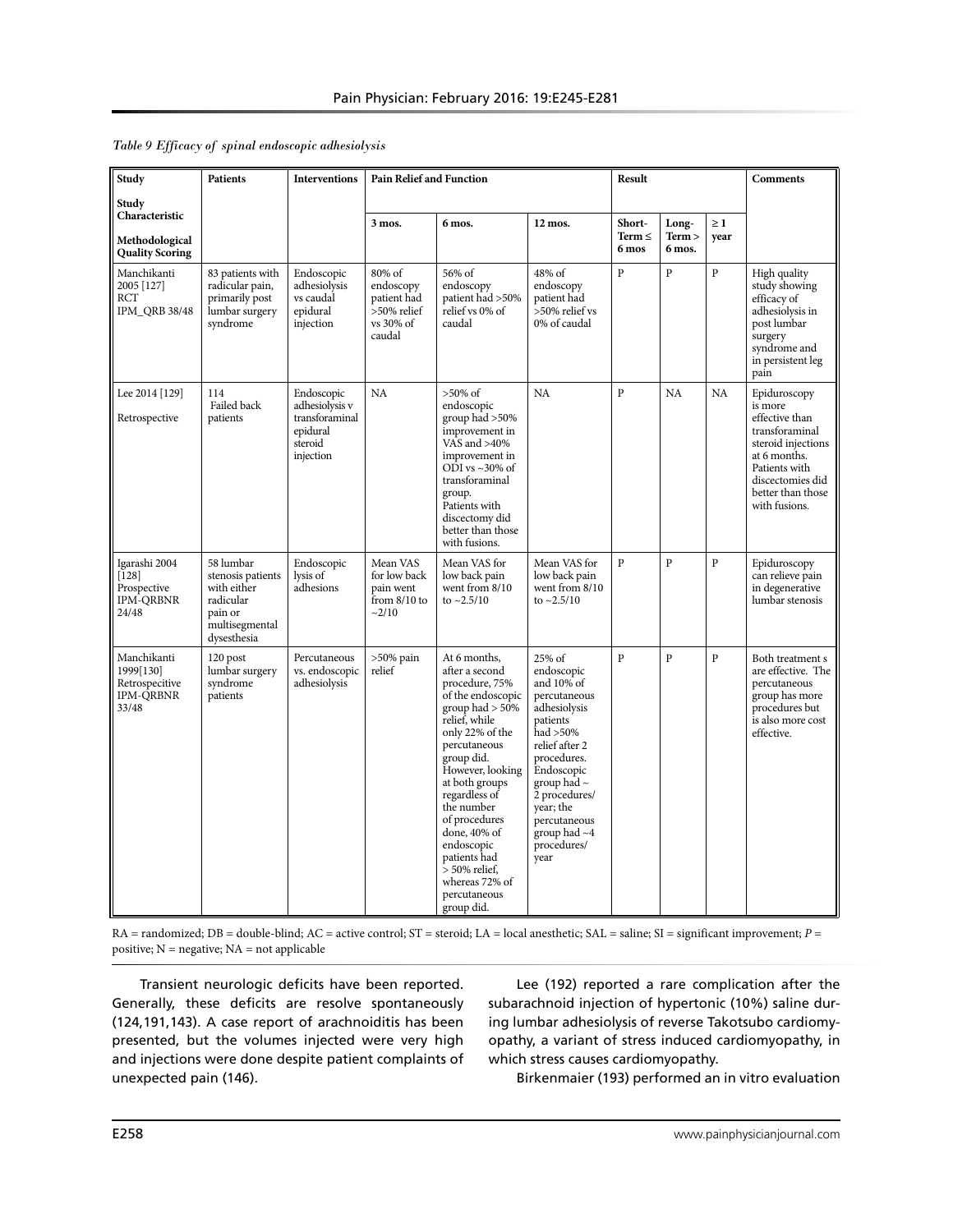*Table 9 Efficacy of spinal endoscopic adhesiolysis*

| Study<br>Study Characteristic<br>Methodological Quality Scoring | Patients | Interventions | Pain Relief and Function | | | Result | | | Comments |
|---|---|---|---|---|---|---|---|---|---|
| | | | 3 mos. | 6 mos. | 12 mos. | Short-Term ≤ 6 mos | Long-Term > 6 mos. | ≥ 1 year | |
| Manchikanti 2005 [127]<br>RCT<br>IPM_QRB 38/48 | 83 patients with radicular pain, primarily post lumbar surgery syndrome | Endoscopic adhesiolysis vs caudal epidural injection | 80% of endoscopy patient had >50% relief vs 30% of caudal | 56% of endoscopy patient had >50% relief vs 0% of caudal | 48% of endoscopy patient had >50% relief vs 0% of caudal | P | P | P | High quality study showing efficacy of adhesiolysis in post lumbar surgery syndrome and in persistent leg pain |
| Lee 2014 [129]<br>Retrospective | 114 Failed back patients | Endoscopic adhesiolysis v transforaminal epidural steroid injection | NA | >50% of endoscopic group had >50% improvement in VAS and >40% improvement in ODI vs ~30% of transforaminal group. Patients with discectomy did better than those with fusions. | NA | P | NA | NA | Epiduroscopy is more effective than transforaminal steroid injections at 6 months. Patients with discectomies did better than those with fusions. |
| Igarashi 2004 [128]<br>Prospective<br>IPM-QRBNR 24/48 | 58 lumbar stenosis patients with either radicular pain or multisegmental dysesthesia | Endoscopic lysis of adhesions | Mean VAS for low back pain went from 8/10 to ~2/10 | Mean VAS for low back pain went from 8/10 to ~2.5/10 | Mean VAS for low back pain went from 8/10 to ~2.5/10 | P | P | P | Epiduroscopy can relieve pain in degenerative lumbar stenosis |
| Manchikanti 1999[130]<br>Retrospecitive<br>IPM-QRBNR 33/48 | 120 post lumbar surgery syndrome patients | Percutaneous vs. endoscopic adhesiolysis | >50% pain relief | At 6 months, after a second procedure, 75% of the endoscopic group had > 50% relief, while only 22% of the percutaneous group did. However, looking at both groups regardless of the number of procedures done, 40% of endoscopic patients had > 50% relief, whereas 72% of percutaneous group did. | 25% of endoscopic and 10% of percutaneous adhesiolysis patients had >50% relief after 2 procedures. Endoscopic group had ~ 2 procedures/ year; the percutaneous group had ~4 procedures/ year | P | P | P | Both treatment s are effective. The percutaneous group has more procedures but is also more cost effective. |

RA = randomized; DB = double-blind; AC = active control; ST = steroid; LA = local anesthetic; SAL = saline; SI = significant improvement; *P* = positive; N = negative; NA = not applicable

Transient neurologic deficits have been reported. Generally, these deficits are resolve spontaneously (124,191,143). A case report of arachnoiditis has been presented, but the volumes injected were very high and injections were done despite patient complaints of unexpected pain (146).

Lee (192) reported a rare complication after the subarachnoid injection of hypertonic (10%) saline during lumbar adhesiolysis of reverse Takotsubo cardiomyopathy, a variant of stress induced cardiomyopathy, in which stress causes cardiomyopathy.

Birkenmaier (193) performed an in vitro evaluation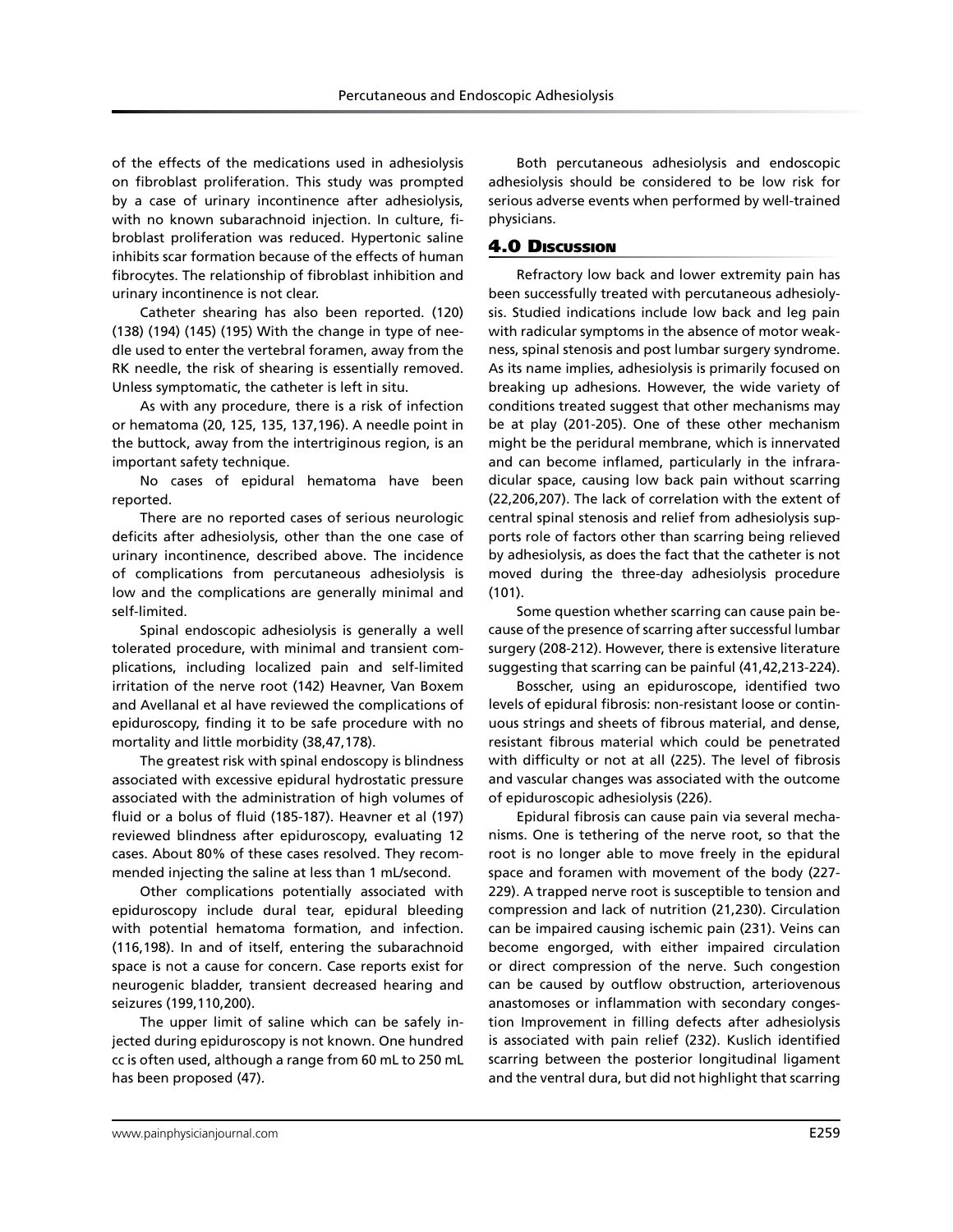of the effects of the medications used in adhesiolysis on fibroblast proliferation. This study was prompted by a case of urinary incontinence after adhesiolysis, with no known subarachnoid injection. In culture, fibroblast proliferation was reduced. Hypertonic saline inhibits scar formation because of the effects of human fibrocytes. The relationship of fibroblast inhibition and urinary incontinence is not clear.

Catheter shearing has also been reported. (120) (138) (194) (145) (195) With the change in type of needle used to enter the vertebral foramen, away from the RK needle, the risk of shearing is essentially removed. Unless symptomatic, the catheter is left in situ.

As with any procedure, there is a risk of infection or hematoma (20, 125, 135, 137,196). A needle point in the buttock, away from the intertriginous region, is an important safety technique.

No cases of epidural hematoma have been reported.

There are no reported cases of serious neurologic deficits after adhesiolysis, other than the one case of urinary incontinence, described above. The incidence of complications from percutaneous adhesiolysis is low and the complications are generally minimal and self-limited.

Spinal endoscopic adhesiolysis is generally a well tolerated procedure, with minimal and transient complications, including localized pain and self-limited irritation of the nerve root (142) Heavner, Van Boxem and Avellanal et al have reviewed the complications of epiduroscopy, finding it to be safe procedure with no mortality and little morbidity (38,47,178).

The greatest risk with spinal endoscopy is blindness associated with excessive epidural hydrostatic pressure associated with the administration of high volumes of fluid or a bolus of fluid (185-187). Heavner et al (197) reviewed blindness after epiduroscopy, evaluating 12 cases. About 80% of these cases resolved. They recommended injecting the saline at less than 1 mL/second.

Other complications potentially associated with epiduroscopy include dural tear, epidural bleeding with potential hematoma formation, and infection. (116,198). In and of itself, entering the subarachnoid space is not a cause for concern. Case reports exist for neurogenic bladder, transient decreased hearing and seizures (199,110,200).

The upper limit of saline which can be safely injected during epiduroscopy is not known. One hundred cc is often used, although a range from 60 mL to 250 mL has been proposed (47).

Both percutaneous adhesiolysis and endoscopic adhesiolysis should be considered to be low risk for serious adverse events when performed by well-trained physicians.

## 4.0 Discussion

Refractory low back and lower extremity pain has been successfully treated with percutaneous adhesiolysis. Studied indications include low back and leg pain with radicular symptoms in the absence of motor weakness, spinal stenosis and post lumbar surgery syndrome. As its name implies, adhesiolysis is primarily focused on breaking up adhesions. However, the wide variety of conditions treated suggest that other mechanisms may be at play (201-205). One of these other mechanism might be the peridural membrane, which is innervated and can become inflamed, particularly in the infraradicular space, causing low back pain without scarring (22,206,207). The lack of correlation with the extent of central spinal stenosis and relief from adhesiolysis supports role of factors other than scarring being relieved by adhesiolysis, as does the fact that the catheter is not moved during the three-day adhesiolysis procedure (101).

Some question whether scarring can cause pain because of the presence of scarring after successful lumbar surgery (208-212). However, there is extensive literature suggesting that scarring can be painful (41,42,213-224).

Bosscher, using an epiduroscope, identified two levels of epidural fibrosis: non-resistant loose or continuous strings and sheets of fibrous material, and dense, resistant fibrous material which could be penetrated with difficulty or not at all (225). The level of fibrosis and vascular changes was associated with the outcome of epiduroscopic adhesiolysis (226).

Epidural fibrosis can cause pain via several mechanisms. One is tethering of the nerve root, so that the root is no longer able to move freely in the epidural space and foramen with movement of the body (227-229). A trapped nerve root is susceptible to tension and compression and lack of nutrition (21,230). Circulation can be impaired causing ischemic pain (231). Veins can become engorged, with either impaired circulation or direct compression of the nerve. Such congestion can be caused by outflow obstruction, arteriovenous anastomoses or inflammation with secondary congestion Improvement in filling defects after adhesiolysis is associated with pain relief (232). Kuslich identified scarring between the posterior longitudinal ligament and the ventral dura, but did not highlight that scarring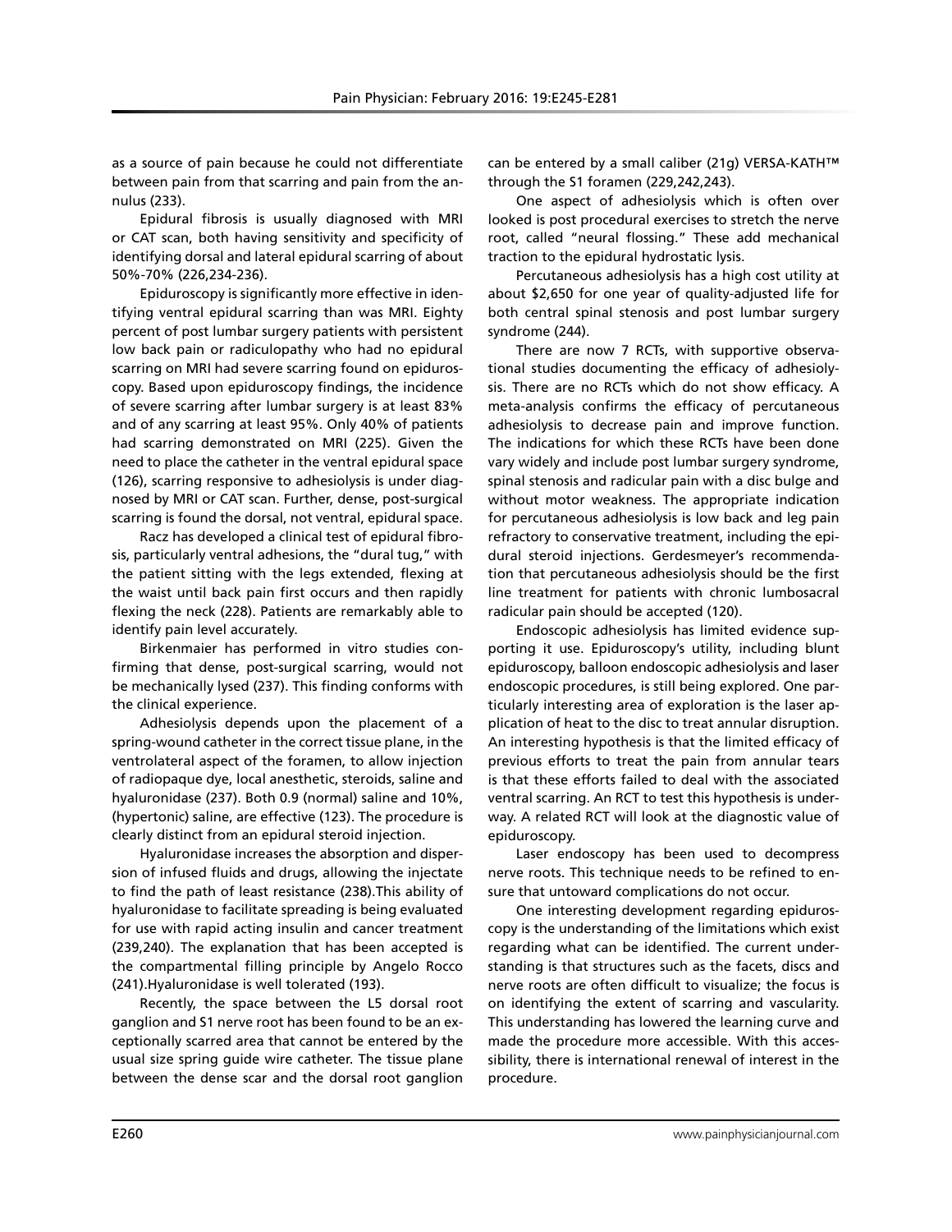as a source of pain because he could not differentiate between pain from that scarring and pain from the annulus (233).

Epidural fibrosis is usually diagnosed with MRI or CAT scan, both having sensitivity and specificity of identifying dorsal and lateral epidural scarring of about 50%-70% (226,234-236).

Epiduroscopy is significantly more effective in identifying ventral epidural scarring than was MRI. Eighty percent of post lumbar surgery patients with persistent low back pain or radiculopathy who had no epidural scarring on MRI had severe scarring found on epiduroscopy. Based upon epiduroscopy findings, the incidence of severe scarring after lumbar surgery is at least 83% and of any scarring at least 95%. Only 40% of patients had scarring demonstrated on MRI (225). Given the need to place the catheter in the ventral epidural space (126), scarring responsive to adhesiolysis is under diagnosed by MRI or CAT scan. Further, dense, post-surgical scarring is found the dorsal, not ventral, epidural space.

Racz has developed a clinical test of epidural fibrosis, particularly ventral adhesions, the "dural tug," with the patient sitting with the legs extended, flexing at the waist until back pain first occurs and then rapidly flexing the neck (228). Patients are remarkably able to identify pain level accurately.

Birkenmaier has performed in vitro studies confirming that dense, post-surgical scarring, would not be mechanically lysed (237). This finding conforms with the clinical experience.

Adhesiolysis depends upon the placement of a spring-wound catheter in the correct tissue plane, in the ventrolateral aspect of the foramen, to allow injection of radiopaque dye, local anesthetic, steroids, saline and hyaluronidase (237). Both 0.9 (normal) saline and 10%, (hypertonic) saline, are effective (123). The procedure is clearly distinct from an epidural steroid injection.

Hyaluronidase increases the absorption and dispersion of infused fluids and drugs, allowing the injectate to find the path of least resistance (238).This ability of hyaluronidase to facilitate spreading is being evaluated for use with rapid acting insulin and cancer treatment (239,240). The explanation that has been accepted is the compartmental filling principle by Angelo Rocco (241).Hyaluronidase is well tolerated (193).

Recently, the space between the L5 dorsal root ganglion and S1 nerve root has been found to be an exceptionally scarred area that cannot be entered by the usual size spring guide wire catheter. The tissue plane between the dense scar and the dorsal root ganglion can be entered by a small caliber (21g) VERSA-KATH™ through the S1 foramen (229,242,243).

One aspect of adhesiolysis which is often over looked is post procedural exercises to stretch the nerve root, called "neural flossing." These add mechanical traction to the epidural hydrostatic lysis.

Percutaneous adhesiolysis has a high cost utility at about $2,650 for one year of quality-adjusted life for both central spinal stenosis and post lumbar surgery syndrome (244).

There are now 7 RCTs, with supportive observational studies documenting the efficacy of adhesiolysis. There are no RCTs which do not show efficacy. A meta-analysis confirms the efficacy of percutaneous adhesiolysis to decrease pain and improve function. The indications for which these RCTs have been done vary widely and include post lumbar surgery syndrome, spinal stenosis and radicular pain with a disc bulge and without motor weakness. The appropriate indication for percutaneous adhesiolysis is low back and leg pain refractory to conservative treatment, including the epidural steroid injections. Gerdesmeyer's recommendation that percutaneous adhesiolysis should be the first line treatment for patients with chronic lumbosacral radicular pain should be accepted (120).

Endoscopic adhesiolysis has limited evidence supporting it use. Epiduroscopy's utility, including blunt epiduroscopy, balloon endoscopic adhesiolysis and laser endoscopic procedures, is still being explored. One particularly interesting area of exploration is the laser application of heat to the disc to treat annular disruption. An interesting hypothesis is that the limited efficacy of previous efforts to treat the pain from annular tears is that these efforts failed to deal with the associated ventral scarring. An RCT to test this hypothesis is underway. A related RCT will look at the diagnostic value of epiduroscopy.

Laser endoscopy has been used to decompress nerve roots. This technique needs to be refined to ensure that untoward complications do not occur.

One interesting development regarding epiduroscopy is the understanding of the limitations which exist regarding what can be identified. The current understanding is that structures such as the facets, discs and nerve roots are often difficult to visualize; the focus is on identifying the extent of scarring and vascularity. This understanding has lowered the learning curve and made the procedure more accessible. With this accessibility, there is international renewal of interest in the procedure.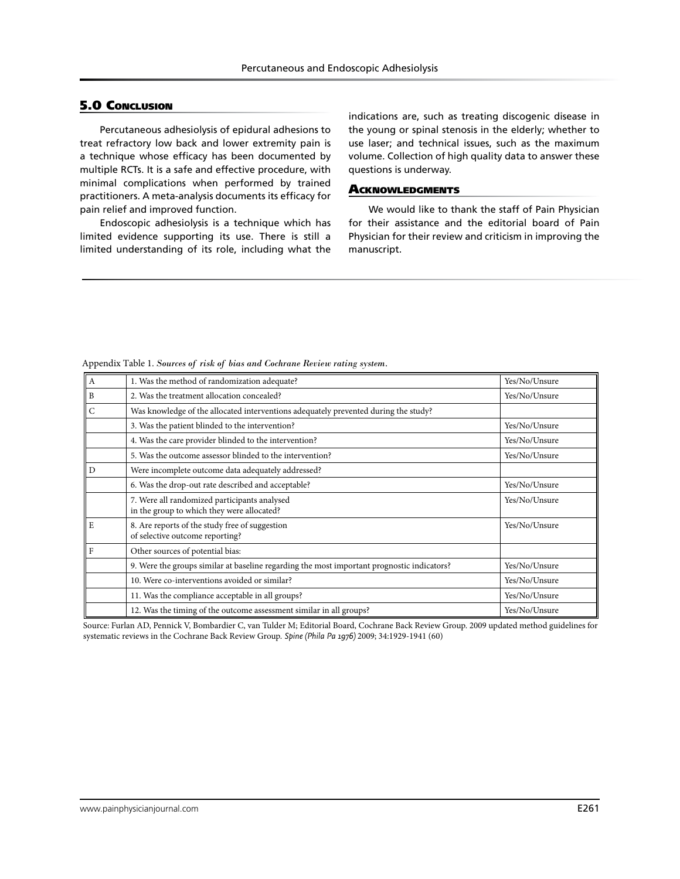## 5.0 Conclusion

Percutaneous adhesiolysis of epidural adhesions to treat refractory low back and lower extremity pain is a technique whose efficacy has been documented by multiple RCTs. It is a safe and effective procedure, with minimal complications when performed by trained practitioners. A meta-analysis documents its efficacy for pain relief and improved function.

Endoscopic adhesiolysis is a technique which has limited evidence supporting its use. There is still a limited understanding of its role, including what the indications are, such as treating discogenic disease in the young or spinal stenosis in the elderly; whether to use laser; and technical issues, such as the maximum volume. Collection of high quality data to answer these questions is underway.

## Acknowledgments

We would like to thank the staff of Pain Physician for their assistance and the editorial board of Pain Physician for their review and criticism in improving the manuscript.

Appendix Table 1. *Sources of risk of bias and Cochrane Review rating system.*

| | | |
|---|---|---|
| A | 1. Was the method of randomization adequate? | Yes/No/Unsure |
| B | 2. Was the treatment allocation concealed? | Yes/No/Unsure |
| C | Was knowledge of the allocated interventions adequately prevented during the study? | |
| | 3. Was the patient blinded to the intervention? | Yes/No/Unsure |
| | 4. Was the care provider blinded to the intervention? | Yes/No/Unsure |
| | 5. Was the outcome assessor blinded to the intervention? | Yes/No/Unsure |
| D | Were incomplete outcome data adequately addressed? | |
| | 6. Was the drop-out rate described and acceptable? | Yes/No/Unsure |
| | 7. Were all randomized participants analysed in the group to which they were allocated? | Yes/No/Unsure |
| E | 8. Are reports of the study free of suggestion of selective outcome reporting? | Yes/No/Unsure |
| F | Other sources of potential bias: | |
| | 9. Were the groups similar at baseline regarding the most important prognostic indicators? | Yes/No/Unsure |
| | 10. Were co-interventions avoided or similar? | Yes/No/Unsure |
| | 11. Was the compliance acceptable in all groups? | Yes/No/Unsure |
| | 12. Was the timing of the outcome assessment similar in all groups? | Yes/No/Unsure |

Source: Furlan AD, Pennick V, Bombardier C, van Tulder M; Editorial Board, Cochrane Back Review Group. 2009 updated method guidelines for systematic reviews in the Cochrane Back Review Group. *Spine (Phila Pa 1976)* 2009; 34:1929-1941 (60)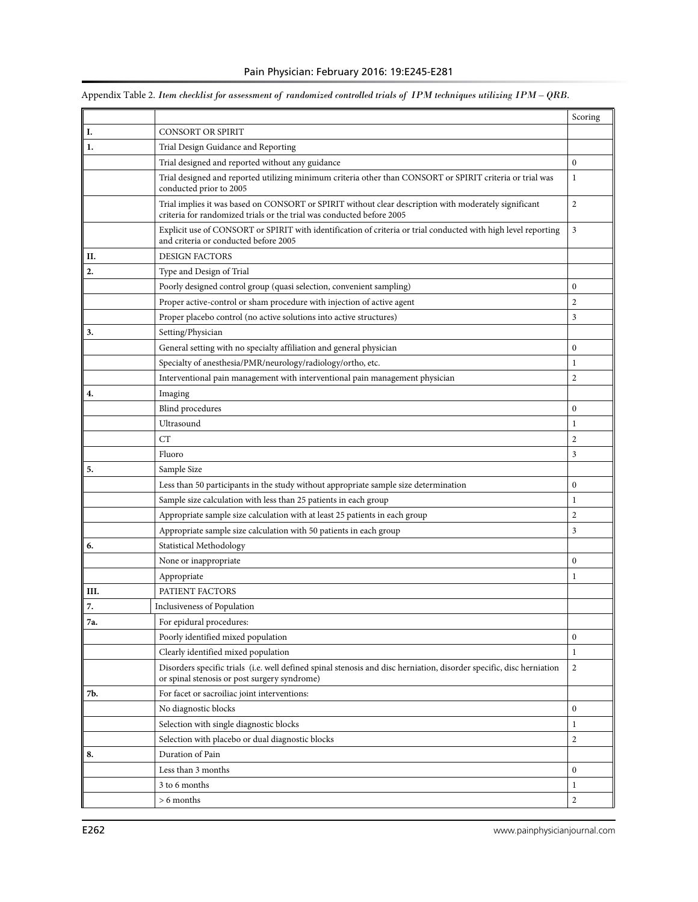Appendix Table 2. *Item checklist for assessment of randomized controlled trials of IPM techniques utilizing IPM – QRB.*

| | | Scoring |
|---|---|---|
| **I.** | CONSORT OR SPIRIT | |
| **1.** | Trial Design Guidance and Reporting | |
| | Trial designed and reported without any guidance | 0 |
| | Trial designed and reported utilizing minimum criteria other than CONSORT or SPIRIT criteria or trial was conducted prior to 2005 | 1 |
| | Trial implies it was based on CONSORT or SPIRIT without clear description with moderately significant criteria for randomized trials or the trial was conducted before 2005 | 2 |
| | Explicit use of CONSORT or SPIRIT with identification of criteria or trial conducted with high level reporting and criteria or conducted before 2005 | 3 |
| **II.** | DESIGN FACTORS | |
| **2.** | Type and Design of Trial | |
| | Poorly designed control group (quasi selection, convenient sampling) | 0 |
| | Proper active-control or sham procedure with injection of active agent | 2 |
| | Proper placebo control (no active solutions into active structures) | 3 |
| **3.** | Setting/Physician | |
| | General setting with no specialty affiliation and general physician | 0 |
| | Specialty of anesthesia/PMR/neurology/radiology/ortho, etc. | 1 |
| | Interventional pain management with interventional pain management physician | 2 |
| **4.** | Imaging | |
| | Blind procedures | 0 |
| | Ultrasound | 1 |
| | CT | 2 |
| | Fluoro | 3 |
| **5.** | Sample Size | |
| | Less than 50 participants in the study without appropriate sample size determination | 0 |
| | Sample size calculation with less than 25 patients in each group | 1 |
| | Appropriate sample size calculation with at least 25 patients in each group | 2 |
| | Appropriate sample size calculation with 50 patients in each group | 3 |
| **6.** | Statistical Methodology | |
| | None or inappropriate | 0 |
| | Appropriate | 1 |
| **III.** | PATIENT FACTORS | |
| **7.** | Inclusiveness of Population | |
| **7a.** | For epidural procedures: | |
| | Poorly identified mixed population | 0 |
| | Clearly identified mixed population | 1 |
| | Disorders specific trials (i.e. well defined spinal stenosis and disc herniation, disorder specific, disc herniation or spinal stenosis or post surgery syndrome) | 2 |
| **7b.** | For facet or sacroiliac joint interventions: | |
| | No diagnostic blocks | 0 |
| | Selection with single diagnostic blocks | 1 |
| | Selection with placebo or dual diagnostic blocks | 2 |
| **8.** | Duration of Pain | |
| | Less than 3 months | 0 |
| | 3 to 6 months | 1 |
| | > 6 months | 2 |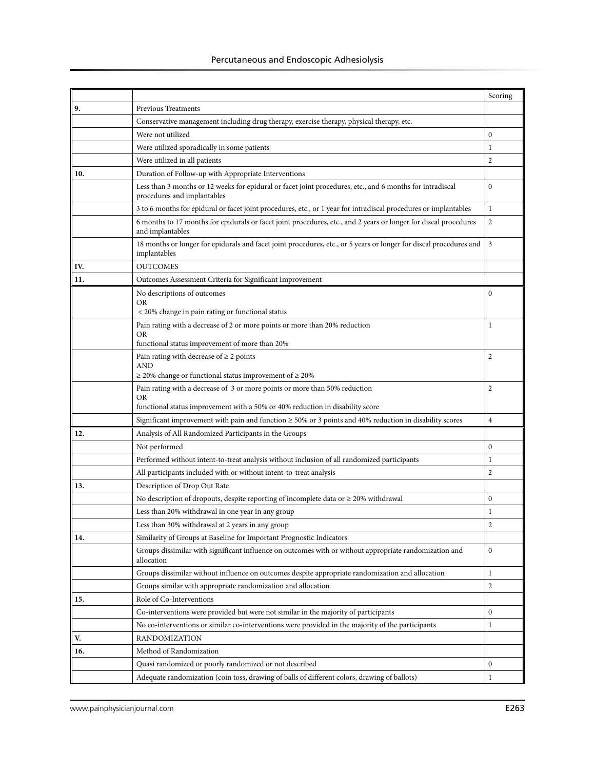| | | Scoring |
|---|---|---|
| **9.** | Previous Treatments | |
| | Conservative management including drug therapy, exercise therapy, physical therapy, etc. | |
| | Were not utilized | 0 |
| | Were utilized sporadically in some patients | 1 |
| | Were utilized in all patients | 2 |
| **10.** | Duration of Follow-up with Appropriate Interventions | |
| | Less than 3 months or 12 weeks for epidural or facet joint procedures, etc., and 6 months for intradiscal procedures and implantables | 0 |
| | 3 to 6 months for epidural or facet joint procedures, etc., or 1 year for intradiscal procedures or implantables | 1 |
| | 6 months to 17 months for epidurals or facet joint procedures, etc., and 2 years or longer for discal procedures and implantables | 2 |
| | 18 months or longer for epidurals and facet joint procedures, etc., or 5 years or longer for discal procedures and implantables | 3 |
| **IV.** | OUTCOMES | |
| **11.** | Outcomes Assessment Criteria for Significant Improvement | |
| | No descriptions of outcomes<br>OR<br>< 20% change in pain rating or functional status | 0 |
| | Pain rating with a decrease of 2 or more points or more than 20% reduction<br>OR<br>functional status improvement of more than 20% | 1 |
| | Pain rating with decrease of ≥ 2 points<br>AND<br>≥ 20% change or functional status improvement of ≥ 20% | 2 |
| | Pain rating with a decrease of 3 or more points or more than 50% reduction<br>OR<br>functional status improvement with a 50% or 40% reduction in disability score | 2 |
| | Significant improvement with pain and function ≥ 50% or 3 points and 40% reduction in disability scores | 4 |
| **12.** | Analysis of All Randomized Participants in the Groups | |
| | Not performed | 0 |
| | Performed without intent-to-treat analysis without inclusion of all randomized participants | 1 |
| | All participants included with or without intent-to-treat analysis | 2 |
| **13.** | Description of Drop Out Rate | |
| | No description of dropouts, despite reporting of incomplete data or ≥ 20% withdrawal | 0 |
| | Less than 20% withdrawal in one year in any group | 1 |
| | Less than 30% withdrawal at 2 years in any group | 2 |
| **14.** | Similarity of Groups at Baseline for Important Prognostic Indicators | |
| | Groups dissimilar with significant influence on outcomes with or without appropriate randomization and allocation | 0 |
| | Groups dissimilar without influence on outcomes despite appropriate randomization and allocation | 1 |
| | Groups similar with appropriate randomization and allocation | 2 |
| **15.** | Role of Co-Interventions | |
| | Co-interventions were provided but were not similar in the majority of participants | 0 |
| | No co-interventions or similar co-interventions were provided in the majority of the participants | 1 |
| **V.** | RANDOMIZATION | |
| **16.** | Method of Randomization | |
| | Quasi randomized or poorly randomized or not described | 0 |
| | Adequate randomization (coin toss, drawing of balls of different colors, drawing of ballots) | 1 |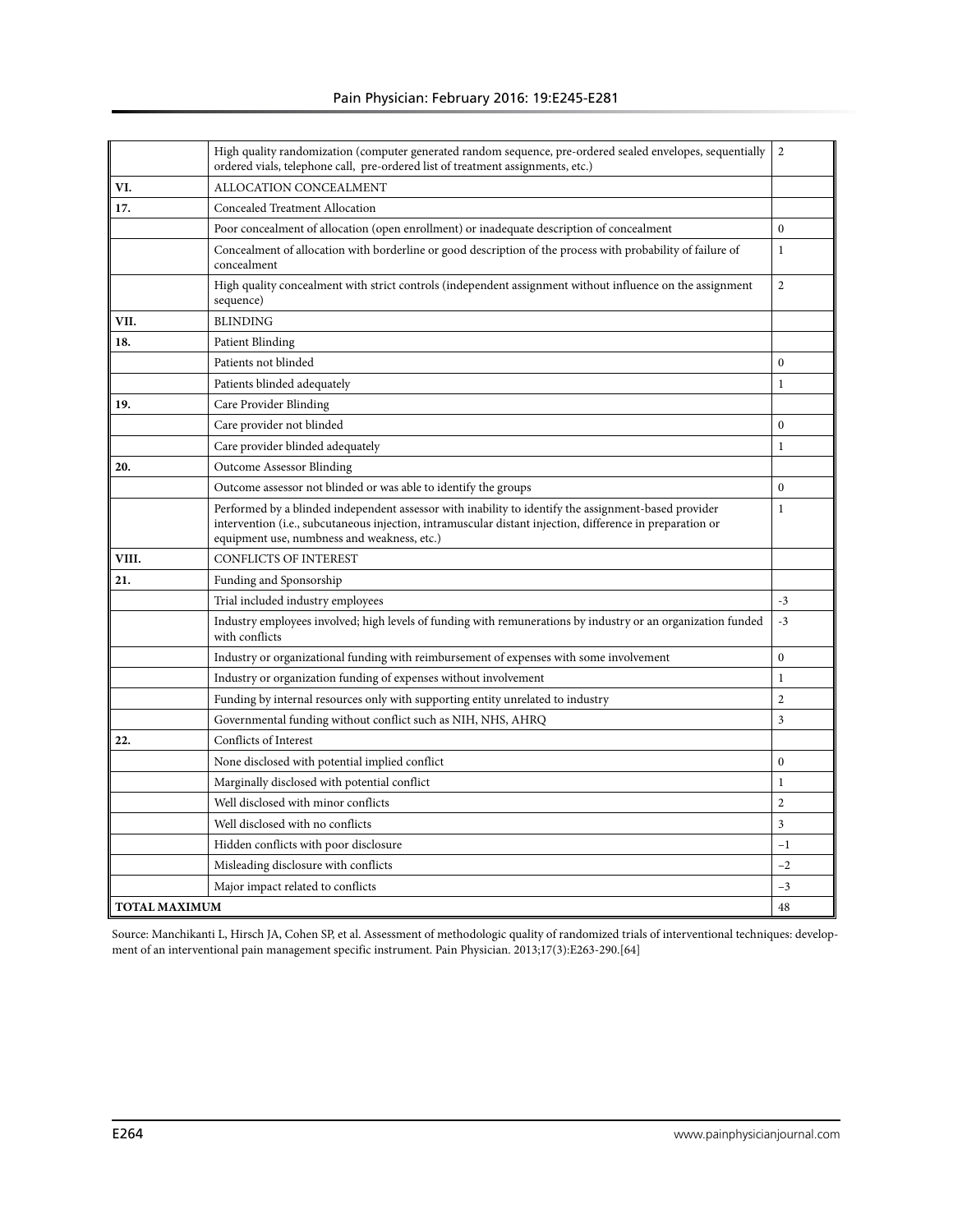| | | |
|---|---|---|
| | High quality randomization (computer generated random sequence, pre-ordered sealed envelopes, sequentially ordered vials, telephone call, pre-ordered list of treatment assignments, etc.) | 2 |
| **VI.** | ALLOCATION CONCEALMENT | |
| **17.** | Concealed Treatment Allocation | |
| | Poor concealment of allocation (open enrollment) or inadequate description of concealment | 0 |
| | Concealment of allocation with borderline or good description of the process with probability of failure of concealment | 1 |
| | High quality concealment with strict controls (independent assignment without influence on the assignment sequence) | 2 |
| **VII.** | BLINDING | |
| **18.** | Patient Blinding | |
| | Patients not blinded | 0 |
| | Patients blinded adequately | 1 |
| **19.** | Care Provider Blinding | |
| | Care provider not blinded | 0 |
| | Care provider blinded adequately | 1 |
| **20.** | Outcome Assessor Blinding | |
| | Outcome assessor not blinded or was able to identify the groups | 0 |
| | Performed by a blinded independent assessor with inability to identify the assignment-based provider intervention (i.e., subcutaneous injection, intramuscular distant injection, difference in preparation or equipment use, numbness and weakness, etc.) | 1 |
| **VIII.** | CONFLICTS OF INTEREST | |
| **21.** | Funding and Sponsorship | |
| | Trial included industry employees | -3 |
| | Industry employees involved; high levels of funding with remunerations by industry or an organization funded with conflicts | -3 |
| | Industry or organizational funding with reimbursement of expenses with some involvement | 0 |
| | Industry or organization funding of expenses without involvement | 1 |
| | Funding by internal resources only with supporting entity unrelated to industry | 2 |
| | Governmental funding without conflict such as NIH, NHS, AHRQ | 3 |
| **22.** | Conflicts of Interest | |
| | None disclosed with potential implied conflict | 0 |
| | Marginally disclosed with potential conflict | 1 |
| | Well disclosed with minor conflicts | 2 |
| | Well disclosed with no conflicts | 3 |
| | Hidden conflicts with poor disclosure | −1 |
| | Misleading disclosure with conflicts | −2 |
| | Major impact related to conflicts | −3 |
| **TOTAL MAXIMUM** | | 48 |

Source: Manchikanti L, Hirsch JA, Cohen SP, et al. Assessment of methodologic quality of randomized trials of interventional techniques: development of an interventional pain management specific instrument. Pain Physician. 2013;17(3):E263-290.[64]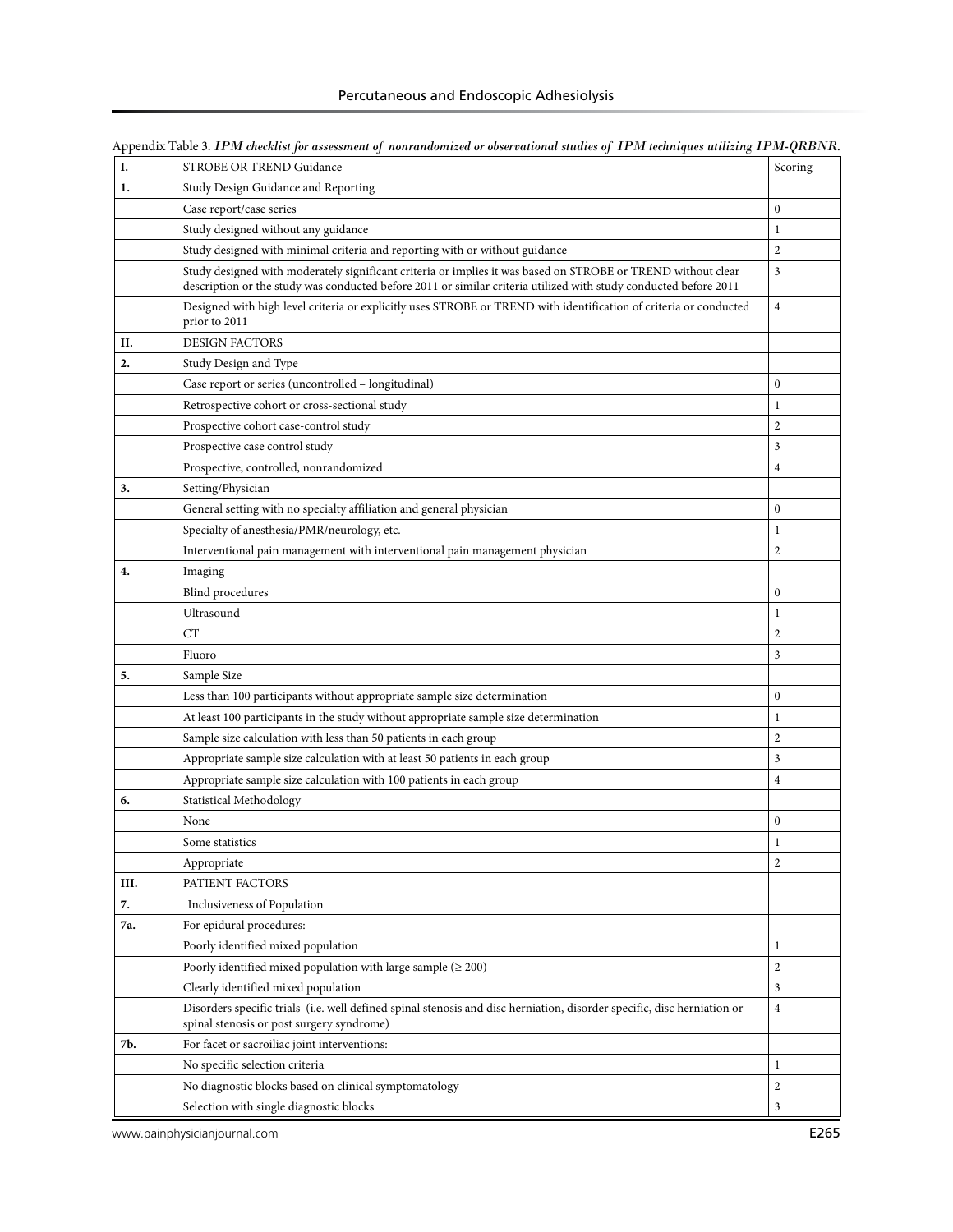Appendix Table 3. *IPM checklist for assessment of nonrandomized or observational studies of IPM techniques utilizing IPM-QRBNR.*

| I. | STROBE OR TREND Guidance | Scoring |
|---|---|---|
| 1. | Study Design Guidance and Reporting | |
| | Case report/case series | 0 |
| | Study designed without any guidance | 1 |
| | Study designed with minimal criteria and reporting with or without guidance | 2 |
| | Study designed with moderately significant criteria or implies it was based on STROBE or TREND without clear description or the study was conducted before 2011 or similar criteria utilized with study conducted before 2011 | 3 |
| | Designed with high level criteria or explicitly uses STROBE or TREND with identification of criteria or conducted prior to 2011 | 4 |
| II. | DESIGN FACTORS | |
| 2. | Study Design and Type | |
| | Case report or series (uncontrolled – longitudinal) | 0 |
| | Retrospective cohort or cross-sectional study | 1 |
| | Prospective cohort case-control study | 2 |
| | Prospective case control study | 3 |
| | Prospective, controlled, nonrandomized | 4 |
| 3. | Setting/Physician | |
| | General setting with no specialty affiliation and general physician | 0 |
| | Specialty of anesthesia/PMR/neurology, etc. | 1 |
| | Interventional pain management with interventional pain management physician | 2 |
| 4. | Imaging | |
| | Blind procedures | 0 |
| | Ultrasound | 1 |
| | CT | 2 |
| | Fluoro | 3 |
| 5. | Sample Size | |
| | Less than 100 participants without appropriate sample size determination | 0 |
| | At least 100 participants in the study without appropriate sample size determination | 1 |
| | Sample size calculation with less than 50 patients in each group | 2 |
| | Appropriate sample size calculation with at least 50 patients in each group | 3 |
| | Appropriate sample size calculation with 100 patients in each group | 4 |
| 6. | Statistical Methodology | |
| | None | 0 |
| | Some statistics | 1 |
| | Appropriate | 2 |
| III. | PATIENT FACTORS | |
| 7. | Inclusiveness of Population | |
| 7a. | For epidural procedures: | |
| | Poorly identified mixed population | 1 |
| | Poorly identified mixed population with large sample (≥ 200) | 2 |
| | Clearly identified mixed population | 3 |
| | Disorders specific trials (i.e. well defined spinal stenosis and disc herniation, disorder specific, disc herniation or spinal stenosis or post surgery syndrome) | 4 |
| 7b. | For facet or sacroiliac joint interventions: | |
| | No specific selection criteria | 1 |
| | No diagnostic blocks based on clinical symptomatology | 2 |
| | Selection with single diagnostic blocks | 3 |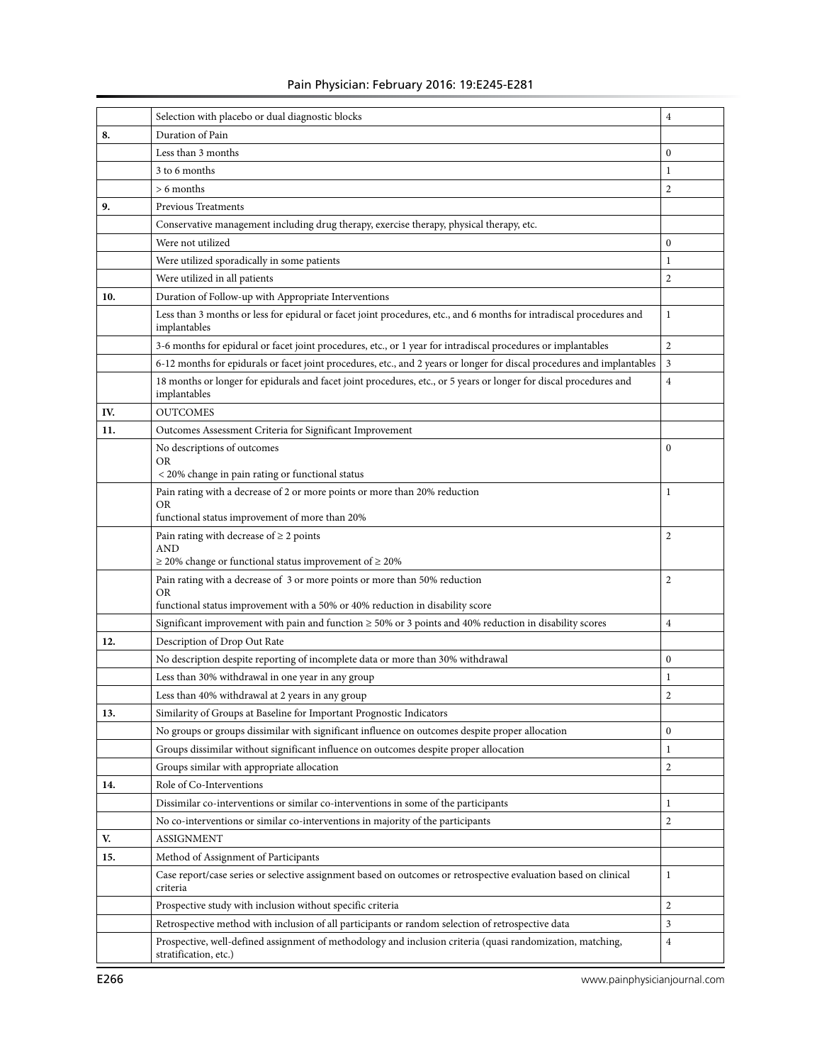| | | |
|---|---|---|
| | Selection with placebo or dual diagnostic blocks | 4 |
| **8.** | Duration of Pain | |
| | Less than 3 months | 0 |
| | 3 to 6 months | 1 |
| | > 6 months | 2 |
| **9.** | Previous Treatments | |
| | Conservative management including drug therapy, exercise therapy, physical therapy, etc. | |
| | Were not utilized | 0 |
| | Were utilized sporadically in some patients | 1 |
| | Were utilized in all patients | 2 |
| **10.** | Duration of Follow-up with Appropriate Interventions | |
| | Less than 3 months or less for epidural or facet joint procedures, etc., and 6 months for intradiscal procedures and implantables | 1 |
| | 3-6 months for epidural or facet joint procedures, etc., or 1 year for intradiscal procedures or implantables | 2 |
| | 6-12 months for epidurals or facet joint procedures, etc., and 2 years or longer for discal procedures and implantables | 3 |
| | 18 months or longer for epidurals and facet joint procedures, etc., or 5 years or longer for discal procedures and implantables | 4 |
| **IV.** | OUTCOMES | |
| **11.** | Outcomes Assessment Criteria for Significant Improvement | |
| | No descriptions of outcomes<br>OR<br>< 20% change in pain rating or functional status | 0 |
| | Pain rating with a decrease of 2 or more points or more than 20% reduction<br>OR<br>functional status improvement of more than 20% | 1 |
| | Pain rating with decrease of ≥ 2 points<br>AND<br>≥ 20% change or functional status improvement of ≥ 20% | 2 |
| | Pain rating with a decrease of 3 or more points or more than 50% reduction<br>OR<br>functional status improvement with a 50% or 40% reduction in disability score | 2 |
| | Significant improvement with pain and function ≥ 50% or 3 points and 40% reduction in disability scores | 4 |
| **12.** | Description of Drop Out Rate | |
| | No description despite reporting of incomplete data or more than 30% withdrawal | 0 |
| | Less than 30% withdrawal in one year in any group | 1 |
| | Less than 40% withdrawal at 2 years in any group | 2 |
| **13.** | Similarity of Groups at Baseline for Important Prognostic Indicators | |
| | No groups or groups dissimilar with significant influence on outcomes despite proper allocation | 0 |
| | Groups dissimilar without significant influence on outcomes despite proper allocation | 1 |
| | Groups similar with appropriate allocation | 2 |
| **14.** | Role of Co-Interventions | |
| | Dissimilar co-interventions or similar co-interventions in some of the participants | 1 |
| | No co-interventions or similar co-interventions in majority of the participants | 2 |
| **V.** | ASSIGNMENT | |
| **15.** | Method of Assignment of Participants | |
| | Case report/case series or selective assignment based on outcomes or retrospective evaluation based on clinical criteria | 1 |
| | Prospective study with inclusion without specific criteria | 2 |
| | Retrospective method with inclusion of all participants or random selection of retrospective data | 3 |
| | Prospective, well-defined assignment of methodology and inclusion criteria (quasi randomization, matching, stratification, etc.) | 4 |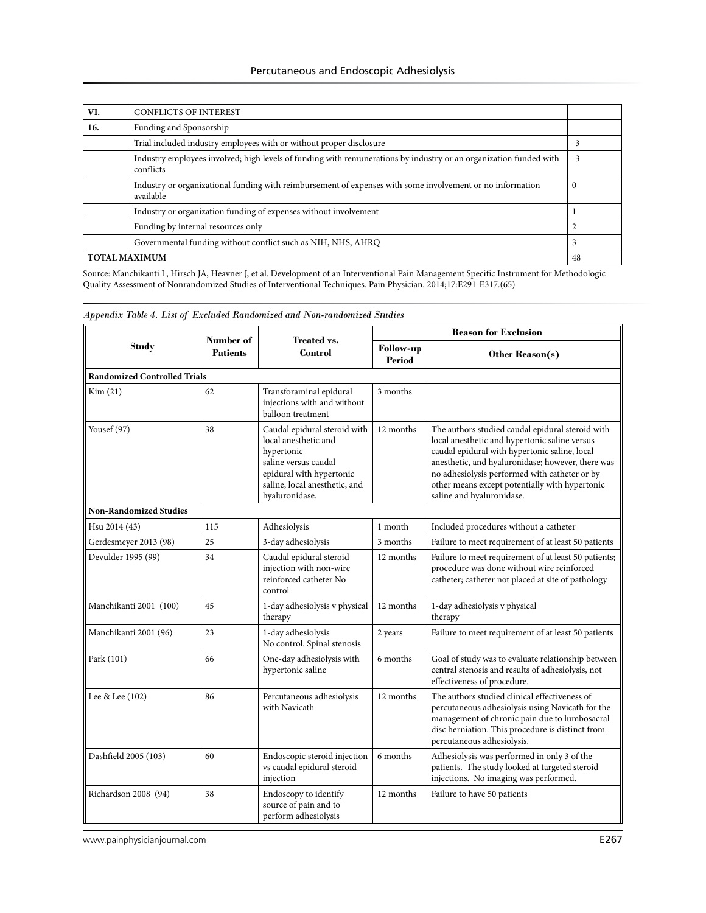| VI. | CONFLICTS OF INTEREST | |
|---|---|---|
| 16. | Funding and Sponsorship | |
| | Trial included industry employees with or without proper disclosure | -3 |
| | Industry employees involved; high levels of funding with remunerations by industry or an organization funded with conflicts | -3 |
| | Industry or organizational funding with reimbursement of expenses with some involvement or no information available | 0 |
| | Industry or organization funding of expenses without involvement | 1 |
| | Funding by internal resources only | 2 |
| | Governmental funding without conflict such as NIH, NHS, AHRQ | 3 |
| TOTAL MAXIMUM | | 48 |

Source: Manchikanti L, Hirsch JA, Heavner J, et al. Development of an Interventional Pain Management Specific Instrument for Methodologic Quality Assessment of Nonrandomized Studies of Interventional Techniques. Pain Physician. 2014;17:E291-E317.(65)

*Appendix Table 4. List of Excluded Randomized and Non-randomized Studies*

| Study | Number of Patients | Treated vs. Control | Reason for Exclusion | |
|---|---|---|---|---|
| | | | Follow-up Period | Other Reason(s) |
| **Randomized Controlled Trials** | | | | |
| Kim (21) | 62 | Transforaminal epidural injections with and without balloon treatment | 3 months | |
| Yousef (97) | 38 | Caudal epidural steroid with local anesthetic and hypertonic saline versus caudal epidural with hypertonic saline, local anesthetic, and hyaluronidase. | 12 months | The authors studied caudal epidural steroid with local anesthetic and hypertonic saline versus caudal epidural with hypertonic saline, local anesthetic, and hyaluronidase; however, there was no adhesiolysis performed with catheter or by other means except potentially with hypertonic saline and hyaluronidase. |
| **Non-Randomized Studies** | | | | |
| Hsu 2014 (43) | 115 | Adhesiolysis | 1 month | Included procedures without a catheter |
| Gerdesmeyer 2013 (98) | 25 | 3-day adhesiolysis | 3 months | Failure to meet requirement of at least 50 patients |
| Devulder 1995 (99) | 34 | Caudal epidural steroid injection with non-wire reinforced catheter No control | 12 months | Failure to meet requirement of at least 50 patients; procedure was done without wire reinforced catheter; catheter not placed at site of pathology |
| Manchikanti 2001 (100) | 45 | 1-day adhesiolysis v physical therapy | 12 months | 1-day adhesiolysis v physical therapy |
| Manchikanti 2001 (96) | 23 | 1-day adhesiolysis No control. Spinal stenosis | 2 years | Failure to meet requirement of at least 50 patients |
| Park (101) | 66 | One-day adhesiolysis with hypertonic saline | 6 months | Goal of study was to evaluate relationship between central stenosis and results of adhesiolysis, not effectiveness of procedure. |
| Lee & Lee (102) | 86 | Percutaneous adhesiolysis with Navicath | 12 months | The authors studied clinical effectiveness of percutaneous adhesiolysis using Navicath for the management of chronic pain due to lumbosacral disc herniation. This procedure is distinct from percutaneous adhesiolysis. |
| Dashfield 2005 (103) | 60 | Endoscopic steroid injection vs caudal epidural steroid injection | 6 months | Adhesiolysis was performed in only 3 of the patients. The study looked at targeted steroid injections. No imaging was performed. |
| Richardson 2008 (94) | 38 | Endoscopy to identify source of pain and to perform adhesiolysis | 12 months | Failure to have 50 patients |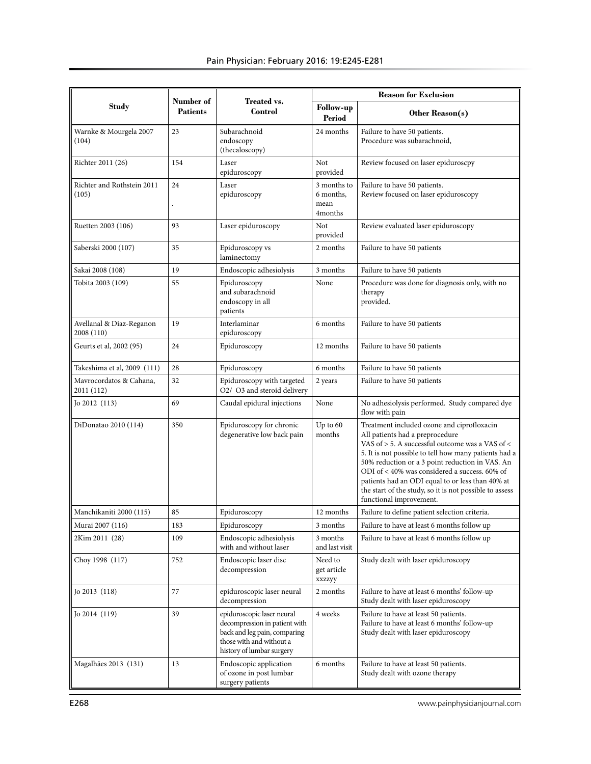| Study | Number of Patients | Treated vs. Control | Reason for Exclusion | |
|---|---|---|---|---|
| | | | Follow-up Period | Other Reason(s) |
| Warnke & Mourgela 2007 (104) | 23 | Subarachnoid endoscopy (thecaloscopy) | 24 months | Failure to have 50 patients. Procedure was subarachnoid, |
| Richter 2011 (26) | 154 | Laser epiduroscopy | Not provided | Review focused on laser epiduroscpy |
| Richter and Rothstein 2011 (105) | 24 . | Laser epiduroscopy | 3 months to 6 months, mean 4months | Failure to have 50 patients. Review focused on laser epiduroscopy |
| Ruetten 2003 (106) | 93 | Laser epiduroscopy | Not provided | Review evaluated laser epiduroscopy |
| Saberski 2000 (107) | 35 | Epiduroscopy vs laminectomy | 2 months | Failure to have 50 patients |
| Sakai 2008 (108) | 19 | Endoscopic adhesiolysis | 3 months | Failure to have 50 patients |
| Tobita 2003 (109) | 55 | Epiduroscopy and subarachnoid endoscopy in all patients | None | Procedure was done for diagnosis only, with no therapy provided. |
| Avellanal & Diaz-Reganon 2008 (110) | 19 | Interlaminar epiduroscopy | 6 months | Failure to have 50 patients |
| Geurts et al, 2002 (95) | 24 | Epiduroscopy | 12 months | Failure to have 50 patients |
| Takeshima et al, 2009 (111) | 28 | Epiduroscopy | 6 months | Failure to have 50 patients |
| Mavrocordatos & Cahana, 2011 (112) | 32 | Epiduroscopy with targeted O2/ O3 and steroid delivery | 2 years | Failure to have 50 patients |
| Jo 2012 (113) | 69 | Caudal epidural injections | None | No adhesiolysis performed. Study compared dye flow with pain |
| DiDonatao 2010 (114) | 350 | Epiduroscopy for chronic degenerative low back pain | Up to 60 months | Treatment included ozone and ciprofloxacin All patients had a preprocedure VAS of > 5. A successful outcome was a VAS of < 5. It is not possible to tell how many patients had a 50% reduction or a 3 point reduction in VAS. An ODI of < 40% was considered a success. 60% of patients had an ODI equal to or less than 40% at the start of the study, so it is not possible to assess functional improvement. |
| Manchikaniti 2000 (115) | 85 | Epiduroscopy | 12 months | Failure to define patient selection criteria. |
| Murai 2007 (116) | 183 | Epiduroscopy | 3 months | Failure to have at least 6 months follow up |
| 2Kim 2011 (28) | 109 | Endoscopic adhesiolysis with and without laser | 3 months and last visit | Failure to have at least 6 months follow up |
| Choy 1998 (117) | 752 | Endoscopic laser disc decompression | Need to get article xxzzyy | Study dealt with laser epiduroscopy |
| Jo 2013 (118) | 77 | epiduroscopic laser neural decompression | 2 months | Failure to have at least 6 months' follow-up Study dealt with laser epiduroscopy |
| Jo 2014 (119) | 39 | epiduroscopic laser neural decompression in patient with back and leg pain, comparing those with and without a history of lumbar surgery | 4 weeks | Failure to have at least 50 patients. Failure to have at least 6 months' follow-up Study dealt with laser epiduroscopy |
| Magalhães 2013 (131) | 13 | Endoscopic application of ozone in post lumbar surgery patients | 6 months | Failure to have at least 50 patients. Study dealt with ozone therapy |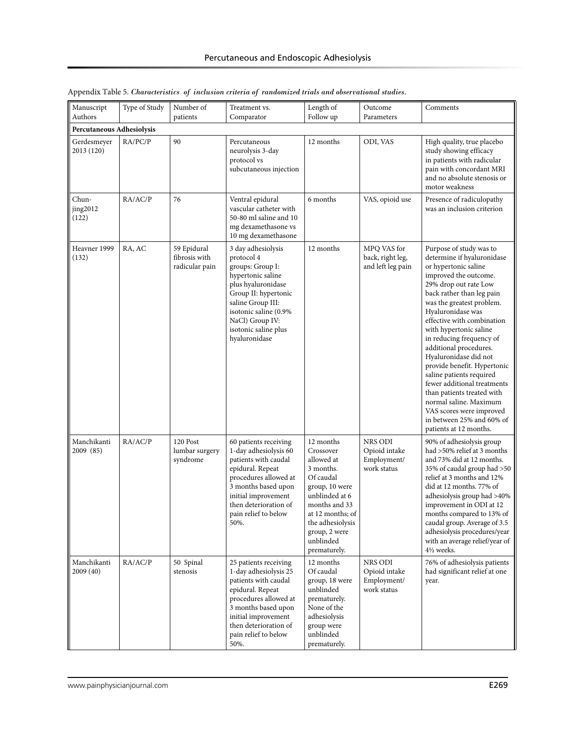Appendix Table 5. *Characteristics of inclusion criteria of randomized trials and observational studies.*

| Manuscript Authors | Type of Study | Number of patients | Treatment vs. Comparator | Length of Follow up | Outcome Parameters | Comments |
|---|---|---|---|---|---|---|
| **Percutaneous Adhesiolysis** | | | | | | |
| Gerdesmeyer 2013 (120) | RA/PC/P | 90 | Percutaneous neurolysis 3-day protocol vs subcutaneous injection | 12 months | ODI, VAS | High quality, true placebo study showing efficacy in patients with radicular pain with concordant MRI and no absolute stenosis or motor weakness |
| Chun-jing2012 (122) | RA/AC/P | 76 | Ventral epidural vascular catheter with 50-80 ml saline and 10 mg dexamethasone vs 10 mg dexamethasone | 6 months | VAS, opioid use | Presence of radiculopathy was an inclusion criterion |
| Heavner 1999 (132) | RA, AC | 59 Epidural fibrosis with radicular pain | 3 day adhesiolysis protocol 4 groups: Group I: hypertonic saline plus hyaluronidase Group II: hypertonic saline Group III: isotonic saline (0.9% NaCl) Group IV: isotonic saline plus hyaluronidase | 12 months | MPQ VAS for back, right leg, and left leg pain | Purpose of study was to determine if hyaluronidase or hypertonic saline improved the outcome. 29% drop out rate Low back rather than leg pain was the greatest problem. Hyaluronidase was effective with combination with hypertonic saline in reducing frequency of additional procedures. Hyaluronidase did not provide benefit. Hypertonic saline patients required fewer additional treatments than patients treated with normal saline. Maximum VAS scores were improved in between 25% and 60% of patients at 12 months. |
| Manchikanti 2009 (85) | RA/AC/P | 120 Post lumbar surgery syndrome | 60 patients receiving 1-day adhesiolysis 60 patients with caudal epidural. Repeat procedures allowed at 3 months based upon initial improvement then deterioration of pain relief to below 50%. | 12 months Crossover allowed at 3 months. Of caudal group, 10 were unblinded at 6 months and 33 at 12 months; of the adhesiolysis group, 2 were unblinded prematurely. | NRS ODI Opioid intake Employment/ work status | 90% of adhesiolysis group had >50% relief at 3 months and 73% did at 12 months. 35% of caudal group had >50 relief at 3 months and 12% did at 12 months. 77% of adhesiolysis group had >40% improvement in ODI at 12 months compared to 13% of caudal group. Average of 3.5 adhesiolysis procedures/year with an average relief/year of 4½ weeks. |
| Manchikanti 2009 (40) | RA/AC/P | 50 Spinal stenosis | 25 patients receiving 1-day adhesiolysis 25 patients with caudal epidural. Repeat procedures allowed at 3 months based upon initial improvement then deterioration of pain relief to below 50%. | 12 months Of caudal group, 18 were unblinded prematurely. None of the adhesiolysis group were unblinded prematurely. | NRS ODI Opioid intake Employment/ work status | 76% of adhesiolysis patients had significant relief at one year. |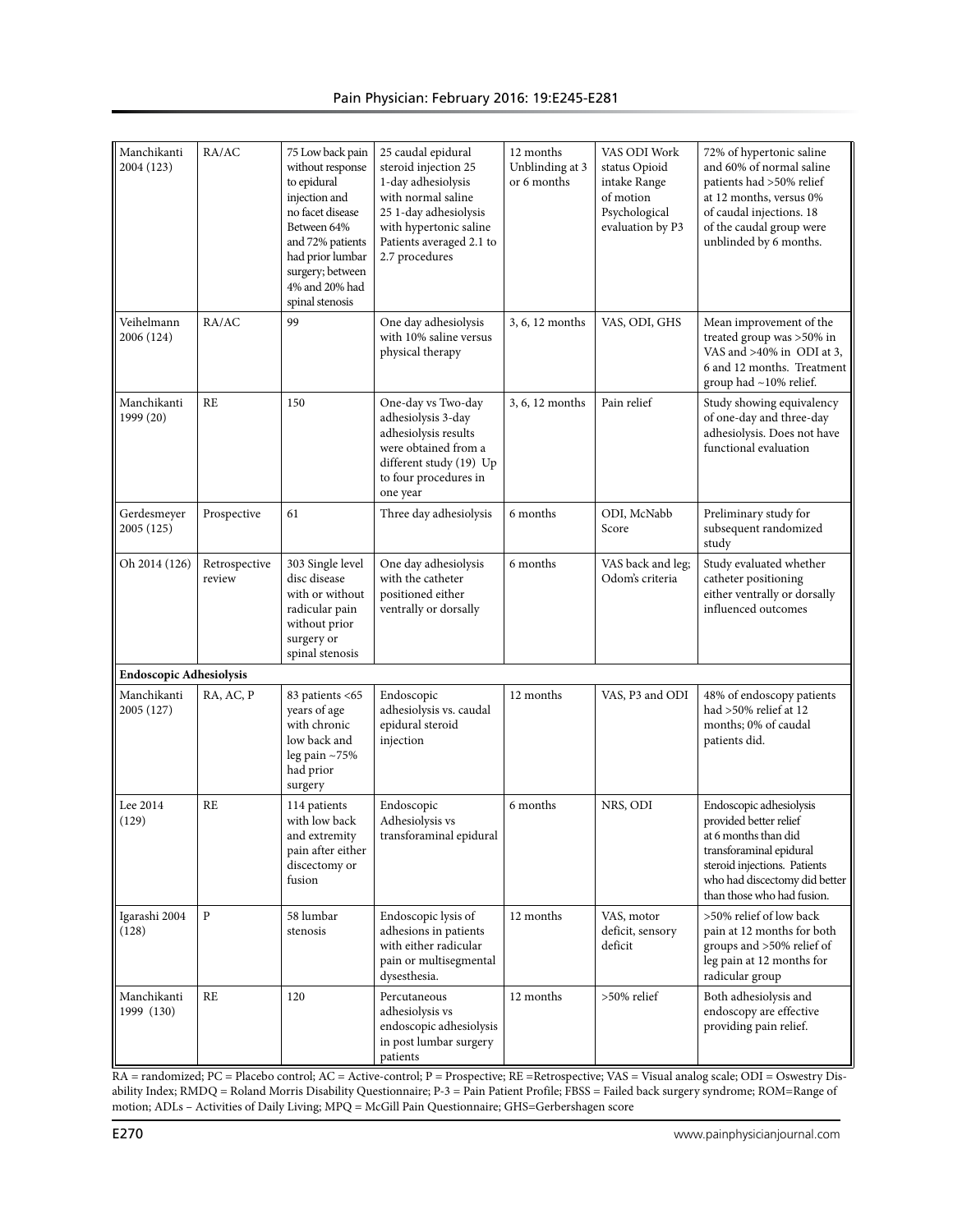| Manchikanti 2004 (123) | RA/AC | 75 Low back pain without response to epidural injection and no facet disease Between 64% and 72% patients had prior lumbar surgery; between 4% and 20% had spinal stenosis | 25 caudal epidural steroid injection 25 1-day adhesiolysis with normal saline 25 1-day adhesiolysis with hypertonic saline Patients averaged 2.1 to 2.7 procedures | 12 months Unblinding at 3 or 6 months | VAS ODI Work status Opioid intake Range of motion Psychological evaluation by P3 | 72% of hypertonic saline and 60% of normal saline patients had >50% relief at 12 months, versus 0% of caudal injections. 18 of the caudal group were unblinded by 6 months. |
|---|---|---|---|---|---|---|
| Veihelmann 2006 (124) | RA/AC | 99 | One day adhesiolysis with 10% saline versus physical therapy | 3, 6, 12 months | VAS, ODI, GHS | Mean improvement of the treated group was >50% in VAS and >40% in ODI at 3, 6 and 12 months. Treatment group had ~10% relief. |
| Manchikanti 1999 (20) | RE | 150 | One-day vs Two-day adhesiolysis 3-day adhesiolysis results were obtained from a different study (19) Up to four procedures in one year | 3, 6, 12 months | Pain relief | Study showing equivalency of one-day and three-day adhesiolysis. Does not have functional evaluation |
| Gerdesmeyer 2005 (125) | Prospective | 61 | Three day adhesiolysis | 6 months | ODI, McNabb Score | Preliminary study for subsequent randomized study |
| Oh 2014 (126) | Retrospective review | 303 Single level disc disease with or without radicular pain without prior surgery or spinal stenosis | One day adhesiolysis with the catheter positioned either ventrally or dorsally | 6 months | VAS back and leg; Odom's criteria | Study evaluated whether catheter positioning either ventrally or dorsally influenced outcomes |
| **Endoscopic Adhesiolysis** | | | | | | |
| Manchikanti 2005 (127) | RA, AC, P | 83 patients <65 years of age with chronic low back and leg pain ~75% had prior surgery | Endoscopic adhesiolysis vs. caudal epidural steroid injection | 12 months | VAS, P3 and ODI | 48% of endoscopy patients had >50% relief at 12 months; 0% of caudal patients did. |
| Lee 2014 (129) | RE | 114 patients with low back and extremity pain after either discectomy or fusion | Endoscopic Adhesiolysis vs transforaminal epidural | 6 months | NRS, ODI | Endoscopic adhesiolysis provided better relief at 6 months than did transforaminal epidural steroid injections. Patients who had discectomy did better than those who had fusion. |
| Igarashi 2004 (128) | P | 58 lumbar stenosis | Endoscopic lysis of adhesions in patients with either radicular pain or multisegmental dysesthesia. | 12 months | VAS, motor deficit, sensory deficit | >50% relief of low back pain at 12 months for both groups and >50% relief of leg pain at 12 months for radicular group |
| Manchikanti 1999 (130) | RE | 120 | Percutaneous adhesiolysis vs endoscopic adhesiolysis in post lumbar surgery patients | 12 months | >50% relief | Both adhesiolysis and endoscopy are effective providing pain relief. |

RA = randomized; PC = Placebo control; AC = Active-control; P = Prospective; RE =Retrospective; VAS = Visual analog scale; ODI = Oswestry Disability Index; RMDQ = Roland Morris Disability Questionnaire; P-3 = Pain Patient Profile; FBSS = Failed back surgery syndrome; ROM=Range of motion; ADLs – Activities of Daily Living; MPQ = McGill Pain Questionnaire; GHS=Gerbershagen score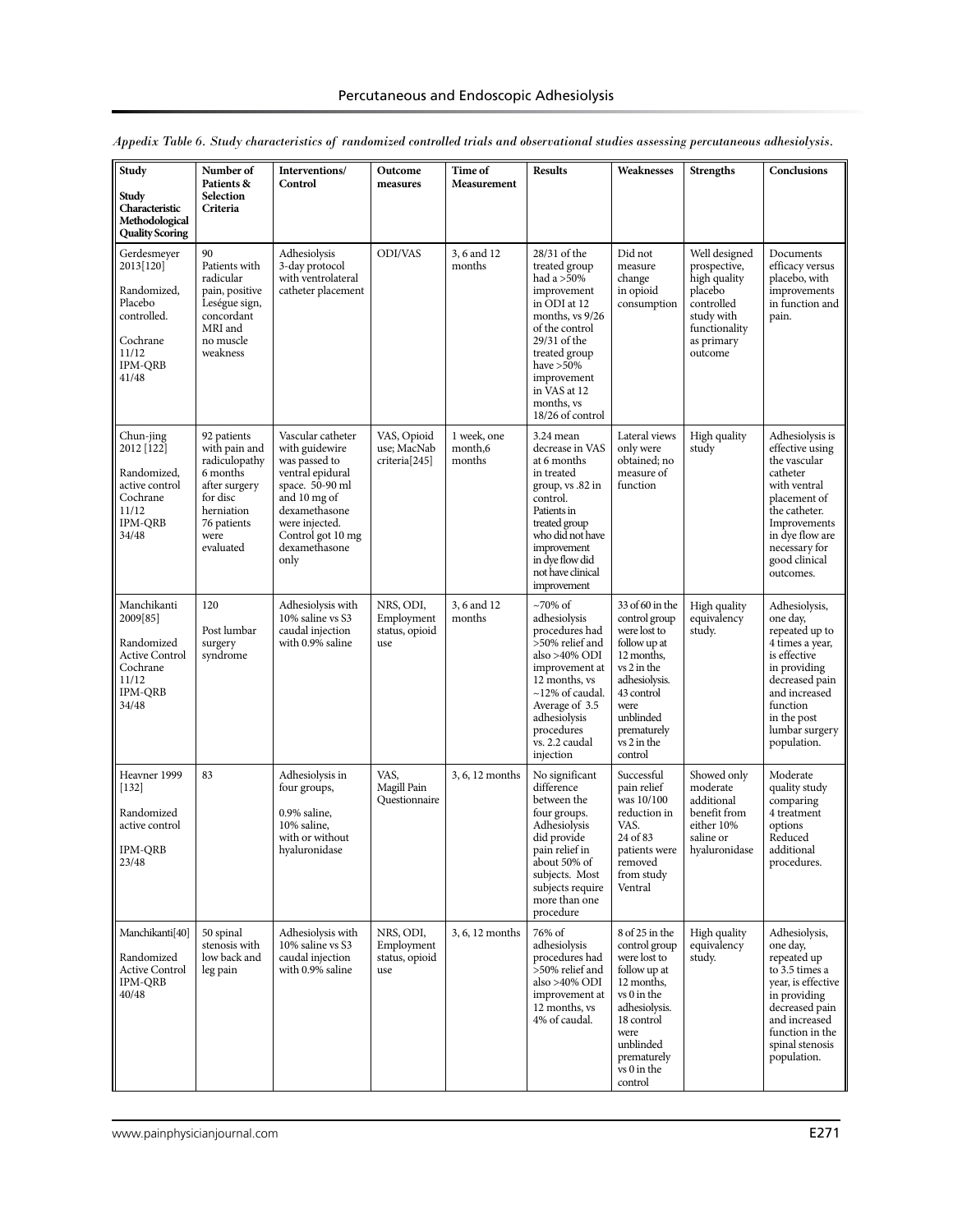*Appendix Table 6. Study characteristics of randomized controlled trials and observational studies assessing percutaneous adhesiolysis.*

| Study<br><br>Study Characteristic Methodological Quality Scoring | Number of Patients & Selection Criteria | Interventions/ Control | Outcome measures | Time of Measurement | Results | Weaknesses | Strengths | Conclusions |
|---|---|---|---|---|---|---|---|---|
| Gerdesmeyer 2013[120]<br><br>Randomized, Placebo controlled.<br><br>Cochrane 11/12<br>IPM-QRB 41/48 | 90<br>Patients with radicular pain, positive Leségue sign, concordant MRI and no muscle weakness | Adhesiolysis 3-day protocol with ventrolateral catheter placement | ODI/VAS | 3, 6 and 12 months | 28/31 of the treated group had a >50% improvement in ODI at 12 months, vs 9/26 of the control 29/31 of the treated group have >50% improvement in VAS at 12 months, vs 18/26 of control | Did not measure change in opioid consumption | Well designed prospective, high quality placebo controlled study with functionality as primary outcome | Documents efficacy versus placebo, with improvements in function and pain. |
| Chun-jing 2012 [122]<br><br>Randomized, active control Cochrane 11/12<br>IPM-QRB 34/48 | 92 patients with pain and radiculopathy 6 months after surgery for disc herniation 76 patients were evaluated | Vascular catheter with guidewire was passed to ventral epidural space. 50-90 ml and 10 mg of dexamethasone were injected. Control got 10 mg dexamethasone only | VAS, Opioid use; MacNab criteria[245] | 1 week, one month,6 months | 3.24 mean decrease in VAS at 6 months in treated group, vs .82 in control. Patients in treated group who did not have improvement in dye flow did not have clinical improvement | Lateral views only were obtained; no measure of function | High quality study | Adhesiolysis is effective using the vascular catheter with ventral placement of the catheter. Improvements in dye flow are necessary for good clinical outcomes. |
| Manchikanti 2009[85]<br><br>Randomized Active Control Cochrane 11/12<br>IPM-QRB 34/48 | 120<br><br>Post lumbar surgery syndrome | Adhesiolysis with 10% saline vs S3 caudal injection with 0.9% saline | NRS, ODI, Employment status, opioid use | 3, 6 and 12 months | ~70% of adhesiolysis procedures had >50% relief and also >40% ODI improvement at 12 months, vs ~12% of caudal. Average of 3.5 adhesiolysis procedures vs. 2.2 caudal injection | 33 of 60 in the control group were lost to follow up at 12 months, vs 2 in the adhesiolysis. 43 control were unblinded prematurely vs 2 in the control | High quality equivalency study. | Adhesiolysis, one day, repeated up to 4 times a year, is effective in providing decreased pain and increased function in the post lumbar surgery population. |
| Heavner 1999 [132]<br><br>Randomized active control<br><br>IPM-QRB 23/48 | 83 | Adhesiolysis in four groups,<br><br>0.9% saline, 10% saline, with or without hyaluronidase | VAS, Magill Pain Questionnaire | 3, 6, 12 months | No significant difference between the four groups. Adhesiolysis did provide pain relief in about 50% of subjects. Most subjects require more than one procedure | Successful pain relief was 10/100 reduction in VAS. 24 of 83 patients were removed from study Ventral | Showed only moderate additional benefit from either 10% saline or hyaluronidase | Moderate quality study comparing 4 treatment options Reduced additional procedures. |
| Manchikanti[40]<br><br>Randomized Active Control IPM-QRB 40/48 | 50 spinal stenosis with low back and leg pain | Adhesiolysis with 10% saline vs S3 caudal injection with 0.9% saline | NRS, ODI, Employment status, opioid use | 3, 6, 12 months | 76% of adhesiolysis procedures had >50% relief and also >40% ODI improvement at 12 months, vs 4% of caudal. | 8 of 25 in the control group were lost to follow up at 12 months, vs 0 in the adhesiolysis. 18 control were unblinded prematurely vs 0 in the control | High quality equivalency study. | Adhesiolysis, one day, repeated up to 3.5 times a year, is effective in providing decreased pain and increased function in the spinal stenosis population. |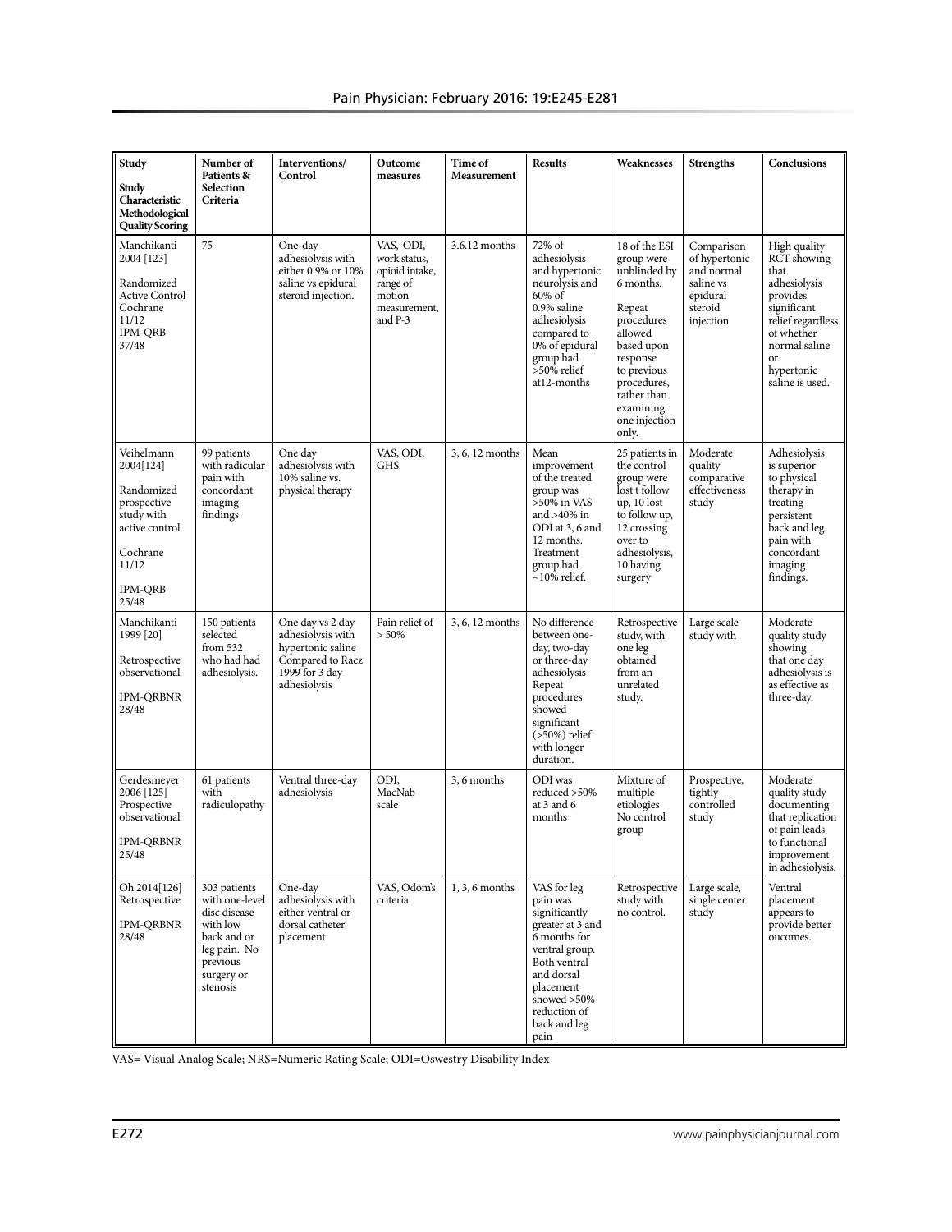| Study<br><br>Study Characteristic Methodological Quality Scoring | Number of Patients & Selection Criteria | Interventions/ Control | Outcome measures | Time of Measurement | Results | Weaknesses | Strengths | Conclusions |
|---|---|---|---|---|---|---|---|---|
| Manchikanti 2004 [123]<br><br>Randomized Active Control Cochrane 11/12 IPM-QRB 37/48 | 75 | One-day adhesiolysis with either 0.9% or 10% saline vs epidural steroid injection. | VAS, ODI, work status, opioid intake, range of motion measurement, and P-3 | 3.6.12 months | 72% of adhesiolysis and hypertonic neurolysis and 60% of 0.9% saline adhesiolysis compared to 0% of epidural group had >50% relief at12-months | 18 of the ESI group were unblinded by 6 months.<br><br>Repeat procedures allowed based upon response to previous procedures, rather than examining one injection only. | Comparison of hypertonic and normal saline vs epidural steroid injection | High quality RCT showing that adhesiolysis provides significant relief regardless of whether normal saline or hypertonic saline is used. |
| Veihelmann 2004[124]<br><br>Randomized prospective study with active control<br><br>Cochrane 11/12<br><br>IPM-QRB 25/48 | 99 patients with radicular pain with concordant imaging findings | One day adhesiolysis with 10% saline vs. physical therapy | VAS, ODI, GHS | 3, 6, 12 months | Mean improvement of the treated group was >50% in VAS and >40% in ODI at 3, 6 and 12 months. Treatment group had ~10% relief. | 25 patients in the control group were lost t follow up, 10 lost to follow up, 12 crossing over to adhesiolysis, 10 having surgery | Moderate quality comparative effectiveness study | Adhesiolysis is superior to physical therapy in treating persistent back and leg pain with concordant imaging findings. |
| Manchikanti 1999 [20]<br><br>Retrospective observational<br><br>IPM-QRBNR 28/48 | 150 patients selected from 532 who had had adhesiolysis. | One day vs 2 day adhesiolysis with hypertonic saline Compared to Racz 1999 for 3 day adhesiolysis | Pain relief of > 50% | 3, 6, 12 months | No difference between one-day, two-day or three-day adhesiolysis Repeat procedures showed significant (>50%) relief with longer duration. | Retrospective study, with one leg obtained from an unrelated study. | Large scale study with | Moderate quality study showing that one day adhesiolysis is as effective as three-day. |
| Gerdesmeyer 2006 [125] Prospective observational<br><br>IPM-QRBNR 25/48 | 61 patients with radiculopathy | Ventral three-day adhesiolysis | ODI, MacNab scale | 3, 6 months | ODI was reduced >50% at 3 and 6 months | Mixture of multiple etiologies No control group | Prospective, tightly controlled study | Moderate quality study documenting that replication of pain leads to functional improvement in adhesiolysis. |
| Oh 2014[126] Retrospective<br><br>IPM-QRBNR 28/48 | 303 patients with one-level disc disease with low back and or leg pain. No previous surgery or stenosis | One-day adhesiolysis with either ventral or dorsal catheter placement | VAS, Odom's criteria | 1, 3, 6 months | VAS for leg pain was significantly greater at 3 and 6 months for ventral group. Both ventral and dorsal placement showed >50% reduction of back and leg pain | Retrospective study with no control. | Large scale, single center study | Ventral placement appears to provide better oucomes. |

VAS= Visual Analog Scale; NRS=Numeric Rating Scale; ODI=Oswestry Disability Index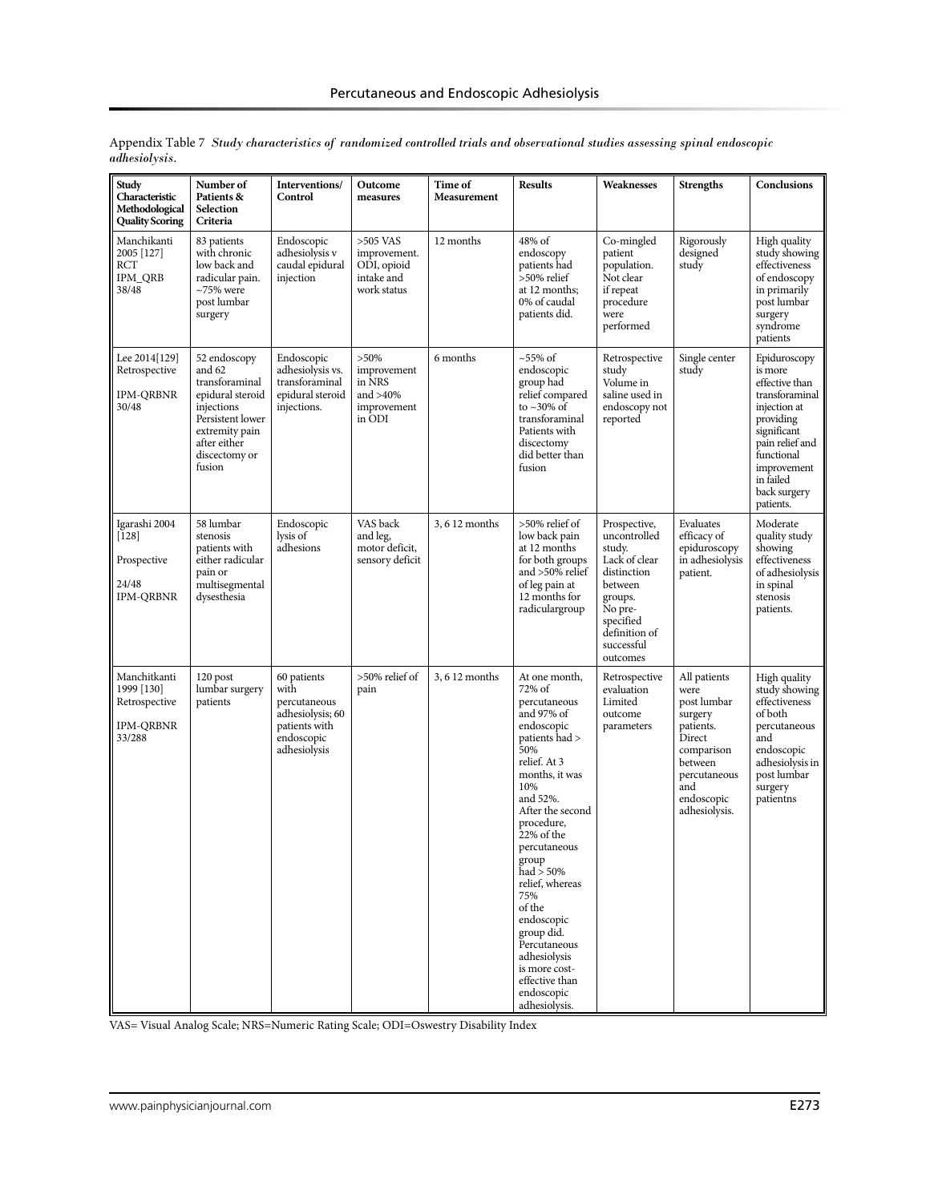Appendix Table 7 *Study characteristics of randomized controlled trials and observational studies assessing spinal endoscopic adhesiolysis.*

| Study Characteristic Methodological Quality Scoring | Number of Patients & Selection Criteria | Interventions/ Control | Outcome measures | Time of Measurement | Results | Weaknesses | Strengths | Conclusions |
|---|---|---|---|---|---|---|---|---|
| Manchikanti 2005 [127] RCT IPM_QRB 38/48 | 83 patients with chronic low back and radicular pain. ~75% were post lumbar surgery | Endoscopic adhesiolysis v caudal epidural injection | >505 VAS improvement. ODI, opioid intake and work status | 12 months | 48% of endoscopy patients had >50% relief at 12 months; 0% of caudal patients did. | Co-mingled patient population. Not clear if repeat procedure were performed | Rigorously designed study | High quality study showing effectiveness of endoscopy in primarily post lumbar surgery syndrome patients |
| Lee 2014[129] Retrospective IPM-QRBNR 30/48 | 52 endoscopy and 62 transforaminal epidural steroid injections Persistent lower extremity pain after either discectomy or fusion | Endoscopic adhesiolysis vs. transforaminal epidural steroid injections. | >50% improvement in NRS and >40% improvement in ODI | 6 months | ~55% of endoscopic group had relief compared to ~30% of transforaminal Patients with discectomy did better than fusion | Retrospective study Volume in saline used in endoscopy not reported | Single center study | Epiduroscopy is more effective than transforaminal injection at providing significant pain relief and functional improvement in failed back surgery patients. |
| Igarashi 2004 [128] Prospective 24/48 IPM-QRBNR | 58 lumbar stenosis patients with either radicular pain or multisegmental dysesthesia | Endoscopic lysis of adhesions | VAS back and leg, motor deficit, sensory deficit | 3, 6 12 months | >50% relief of low back pain at 12 months for both groups and >50% relief of leg pain at 12 months for radiculargroup | Prospective, uncontrolled study. Lack of clear distinction between groups. No pre-specified definition of successful outcomes | Evaluates efficacy of epiduroscopy in adhesiolysis patient. | Moderate quality study showing effectiveness of adhesiolysis in spinal stenosis patients. |
| Manchitkanti 1999 [130] Retrospective IPM-QRBNR 33/288 | 120 post lumbar surgery patients | 60 patients with percutaneous adhesiolysis; 60 patients with endoscopic adhesiolysis | >50% relief of pain | 3, 6 12 months | At one month, 72% of percutaneous and 97% of endoscopic patients had > 50% relief. At 3 months, it was 10% and 52%. After the second procedure, 22% of the percutaneous group had > 50% relief, whereas 75% of the endoscopic group did. Percutaneous adhesiolysis is more cost-effective than endoscopic adhesiolysis. | Retrospective evaluation Limited outcome parameters | All patients were post lumbar surgery patients. Direct comparison between percutaneous and endoscopic adhesiolysis. | High quality study showing effectiveness of both percutaneous and endoscopic adhesiolysis in post lumbar surgery patientns |

VAS= Visual Analog Scale; NRS=Numeric Rating Scale; ODI=Oswestry Disability Index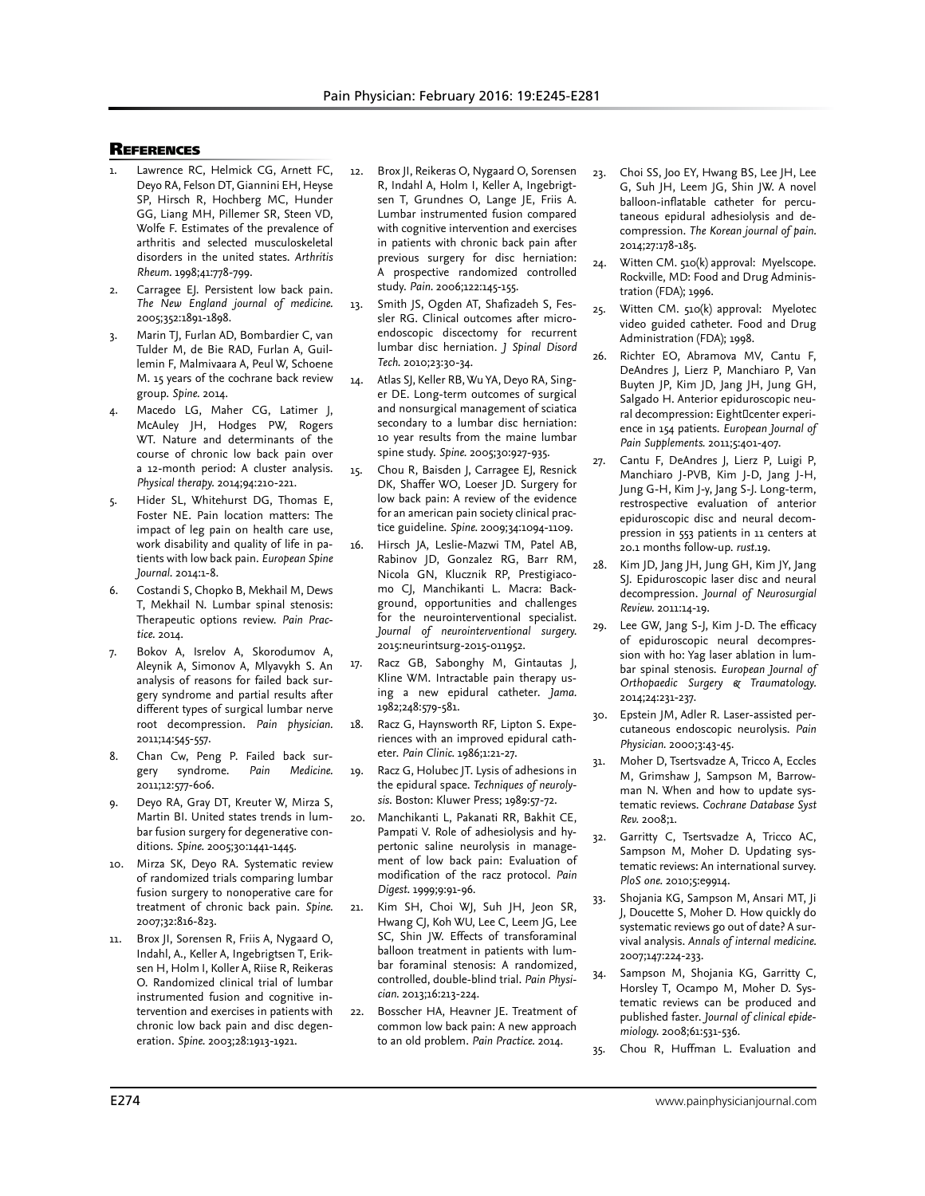## References

1. Lawrence RC, Helmick CG, Arnett FC, Deyo RA, Felson DT, Giannini EH, Heyse SP, Hirsch R, Hochberg MC, Hunder GG, Liang MH, Pillemer SR, Steen VD, Wolfe F. Estimates of the prevalence of arthritis and selected musculoskeletal disorders in the united states. *Arthritis Rheum.* 1998;41:778-799.
2. Carragee EJ. Persistent low back pain. *The New England journal of medicine.* 2005;352:1891-1898.
3. Marin TJ, Furlan AD, Bombardier C, van Tulder M, de Bie RAD, Furlan A, Guillemin F, Malmivaara A, Peul W, Schoene M. 15 years of the cochrane back review group. *Spine.* 2014.
4. Macedo LG, Maher CG, Latimer J, McAuley JH, Hodges PW, Rogers WT. Nature and determinants of the course of chronic low back pain over a 12-month period: A cluster analysis. *Physical therapy.* 2014;94:210-221.
5. Hider SL, Whitehurst DG, Thomas E, Foster NE. Pain location matters: The impact of leg pain on health care use, work disability and quality of life in patients with low back pain. *European Spine Journal.* 2014:1-8.
6. Costandi S, Chopko B, Mekhail M, Dews T, Mekhail N. Lumbar spinal stenosis: Therapeutic options review. *Pain Practice.* 2014.
7. Bokov A, Isrelov A, Skorodumov A, Aleynik A, Simonov A, Mlyavykh S. An analysis of reasons for failed back surgery syndrome and partial results after different types of surgical lumbar nerve root decompression. *Pain physician.* 2011;14:545-557.
8. Chan Cw, Peng P. Failed back surgery syndrome. *Pain Medicine.* 2011;12:577-606.
9. Deyo RA, Gray DT, Kreuter W, Mirza S, Martin BI. United states trends in lumbar fusion surgery for degenerative conditions. *Spine.* 2005;30:1441-1445.
10. Mirza SK, Deyo RA. Systematic review of randomized trials comparing lumbar fusion surgery to nonoperative care for treatment of chronic back pain. *Spine.* 2007;32:816-823.
11. Brox JI, Sorensen R, Friis A, Nygaard O, Indahl, A., Keller A, Ingebrigtsen T, Eriksen H, Holm I, Koller A, Riise R, Reikeras O. Randomized clinical trial of lumbar instrumented fusion and cognitive intervention and exercises in patients with chronic low back pain and disc degeneration. *Spine.* 2003;28:1913-1921.
12. Brox JI, Reikeras O, Nygaard O, Sorensen R, Indahl A, Holm I, Keller A, Ingebrigtsen T, Grundnes O, Lange JE, Friis A. Lumbar instrumented fusion compared with cognitive intervention and exercises in patients with chronic back pain after previous surgery for disc herniation: A prospective randomized controlled study. *Pain.* 2006;122:145-155.
13. Smith JS, Ogden AT, Shafizadeh S, Fessler RG. Clinical outcomes after microendoscopic discectomy for recurrent lumbar disc herniation. *J Spinal Disord Tech.* 2010;23:30-34.
14. Atlas SJ, Keller RB, Wu YA, Deyo RA, Singer DE. Long-term outcomes of surgical and nonsurgical management of sciatica secondary to a lumbar disc herniation: 10 year results from the maine lumbar spine study. *Spine.* 2005;30:927-935.
15. Chou R, Baisden J, Carragee EJ, Resnick DK, Shaffer WO, Loeser JD. Surgery for low back pain: A review of the evidence for an american pain society clinical practice guideline. *Spine.* 2009;34:1094-1109.
16. Hirsch JA, Leslie-Mazwi TM, Patel AB, Rabinov JD, Gonzalez RG, Barr RM, Nicola GN, Klucznik RP, Prestigiacomo CJ, Manchikanti L. Macra: Background, opportunities and challenges for the neurointerventional specialist. *Journal of neurointerventional surgery.* 2015:neurintsurg-2015-011952.
17. Racz GB, Sabonghy M, Gintautas J, Kline WM. Intractable pain therapy using a new epidural catheter. *Jama.* 1982;248:579-581.
18. Racz G, Haynsworth RF, Lipton S. Experiences with an improved epidural catheter. *Pain Clinic.* 1986;1:21-27.
19. Racz G, Holubec JT. Lysis of adhesions in the epidural space. *Techniques of neurolysis.* Boston: Kluwer Press; 1989:57-72.
20. Manchikanti L, Pakanati RR, Bakhit CE, Pampati V. Role of adhesiolysis and hypertonic saline neurolysis in management of low back pain: Evaluation of modification of the racz protocol. *Pain Digest.* 1999;9:91-96.
21. Kim SH, Choi WJ, Suh JH, Jeon SR, Hwang CJ, Koh WU, Lee C, Leem JG, Lee SC, Shin JW. Effects of transforaminal balloon treatment in patients with lumbar foraminal stenosis: A randomized, controlled, double-blind trial. *Pain Physician.* 2013;16:213-224.
22. Bosscher HA, Heavner JE. Treatment of common low back pain: A new approach to an old problem. *Pain Practice.* 2014.
23. Choi SS, Joo EY, Hwang BS, Lee JH, Lee G, Suh JH, Leem JG, Shin JW. A novel balloon-inflatable catheter for percutaneous epidural adhesiolysis and decompression. *The Korean journal of pain.* 2014;27:178-185.
24. Witten CM. 510(k) approval: Myelscope. Rockville, MD: Food and Drug Administration (FDA); 1996.
25. Witten CM. 510(k) approval: Myelotec video guided catheter. Food and Drug Administration (FDA); 1998.
26. Richter EO, Abramova MV, Cantu F, DeAndres J, Lierz P, Manchiaro P, Van Buyten JP, Kim JD, Jang JH, Jung GH, Salgado H. Anterior epiduroscopic neural decompression: Eight center experience in 154 patients. *European Journal of Pain Supplements.* 2011;5:401-407.
27. Cantu F, DeAndres J, Lierz P, Luigi P, Manchiaro J-PVB, Kim J-D, Jang J-H, Jung G-H, Kim J-y, Jang S-J. Long-term, restrospective evaluation of anterior epiduroscopic disc and neural decompression in 553 patients in 11 centers at 20.1 months follow-up. *rust.*19.
28. Kim JD, Jang JH, Jung GH, Kim JY, Jang SJ. Epiduroscopic laser disc and neural decompression. *Journal of Neurosurgial Review.* 2011:14-19.
29. Lee GW, Jang S-J, Kim J-D. The efficacy of epiduroscopic neural decompression with ho: Yag laser ablation in lumbar spinal stenosis. *European Journal of Orthopaedic Surgery & Traumatology.* 2014;24:231-237.
30. Epstein JM, Adler R. Laser-assisted percutaneous endoscopic neurolysis. *Pain Physician.* 2000;3:43-45.
31. Moher D, Tsertsvadze A, Tricco A, Eccles M, Grimshaw J, Sampson M, Barrowman N. When and how to update systematic reviews. *Cochrane Database Syst Rev.* 2008;1.
32. Garritty C, Tsertsvadze A, Tricco AC, Sampson M, Moher D. Updating systematic reviews: An international survey. *PloS one.* 2010;5:e9914.
33. Shojania KG, Sampson M, Ansari MT, Ji J, Doucette S, Moher D. How quickly do systematic reviews go out of date? A survival analysis. *Annals of internal medicine.* 2007;147:224-233.
34. Sampson M, Shojania KG, Garritty C, Horsley T, Ocampo M, Moher D. Systematic reviews can be produced and published faster. *Journal of clinical epidemiology.* 2008;61:531-536.
35. Chou R, Huffman L. Evaluation and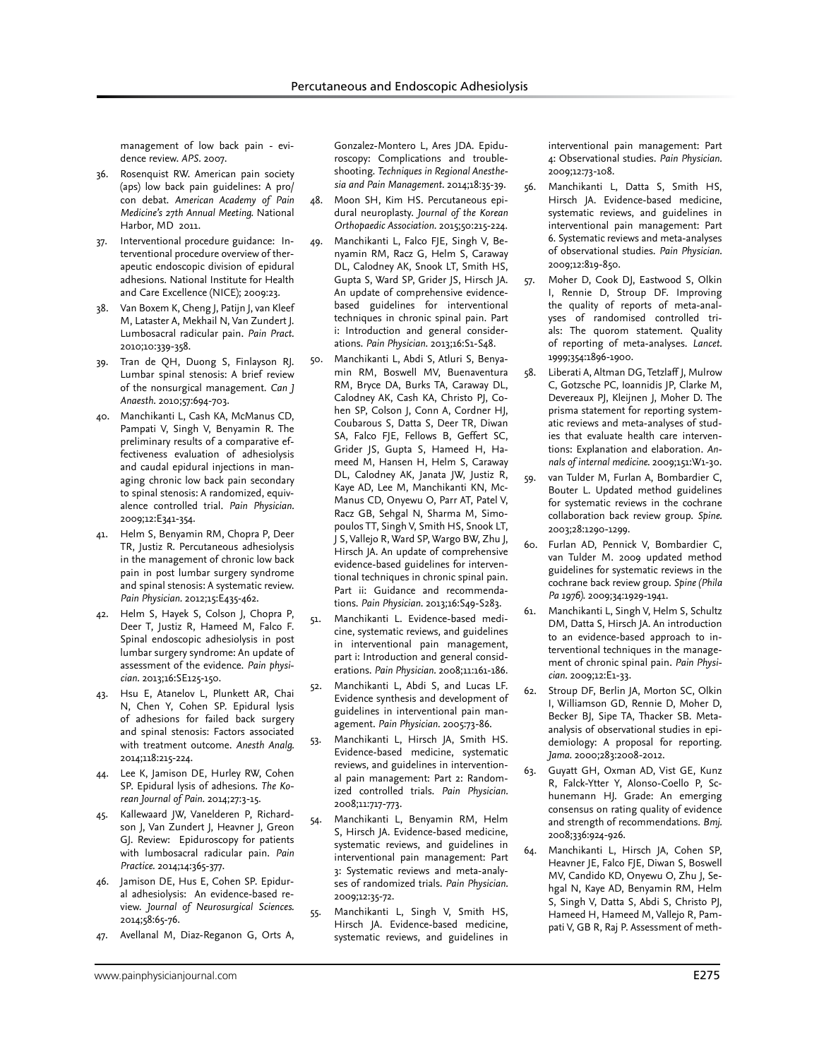management of low back pain - evidence review. *APS*. 2007.

36. Rosenquist RW. American pain society (aps) low back pain guidelines: A pro/con debat. *American Academy of Pain Medicine's 27th Annual Meeting.* National Harbor, MD 2011.
37. Interventional procedure guidance: Interventional procedure overview of therapeutic endoscopic division of epidural adhesions. National Institute for Health and Care Excellence (NICE); 2009:23.
38. Van Boxem K, Cheng J, Patijn J, van Kleef M, Lataster A, Mekhail N, Van Zundert J. Lumbosacral radicular pain. *Pain Pract.* 2010;10:339-358.
39. Tran de QH, Duong S, Finlayson RJ. Lumbar spinal stenosis: A brief review of the nonsurgical management. *Can J Anaesth*. 2010;57:694-703.
40. Manchikanti L, Cash KA, McManus CD, Pampati V, Singh V, Benyamin R. The preliminary results of a comparative effectiveness evaluation of adhesiolysis and caudal epidural injections in managing chronic low back pain secondary to spinal stenosis: A randomized, equivalence controlled trial. *Pain Physician*. 2009;12:E341-354.
41. Helm S, Benyamin RM, Chopra P, Deer TR, Justiz R. Percutaneous adhesiolysis in the management of chronic low back pain in post lumbar surgery syndrome and spinal stenosis: A systematic review. *Pain Physician*. 2012;15:E435-462.
42. Helm S, Hayek S, Colson J, Chopra P, Deer T, Justiz R, Hameed M, Falco F. Spinal endoscopic adhesiolysis in post lumbar surgery syndrome: An update of assessment of the evidence. *Pain physician*. 2013;16:SE125-150.
43. Hsu E, Atanelov L, Plunkett AR, Chai N, Chen Y, Cohen SP. Epidural lysis of adhesions for failed back surgery and spinal stenosis: Factors associated with treatment outcome. *Anesth Analg.* 2014;118:215-224.
44. Lee K, Jamison DE, Hurley RW, Cohen SP. Epidural lysis of adhesions. *The Korean Journal of Pain*. 2014;27:3-15.
45. Kallewaard JW, Vanelderen P, Richardson J, Van Zundert J, Heavner J, Groen GJ. Review: Epiduroscopy for patients with lumbosacral radicular pain. *Pain Practice.* 2014;14:365-377.
46. Jamison DE, Hus E, Cohen SP. Epidural adhesiolysis: An evidence-based review. *Journal of Neurosurgical Sciences.* 2014;58:65-76.
47. Avellanal M, Diaz-Reganon G, Orts A, Gonzalez-Montero L, Ares JDA. Epiduroscopy: Complications and troubleshooting. *Techniques in Regional Anesthesia and Pain Management*. 2014;18:35-39.
48. Moon SH, Kim HS. Percutaneous epidural neuroplasty. *Journal of the Korean Orthopaedic Association*. 2015;50:215-224.
49. Manchikanti L, Falco FJE, Singh V, Benyamin RM, Racz G, Helm S, Caraway DL, Calodney AK, Snook LT, Smith HS, Gupta S, Ward SP, Grider JS, Hirsch JA. An update of comprehensive evidence-based guidelines for interventional techniques in chronic spinal pain. Part i: Introduction and general considerations. *Pain Physician*. 2013;16:S1-S48.
50. Manchikanti L, Abdi S, Atluri S, Benyamin RM, Boswell MV, Buenaventura RM, Bryce DA, Burks TA, Caraway DL, Calodney AK, Cash KA, Christo PJ, Cohen SP, Colson J, Conn A, Cordner HJ, Coubarous S, Datta S, Deer TR, Diwan SA, Falco FJE, Fellows B, Geffert SC, Grider JS, Gupta S, Hameed H, Hameed M, Hansen H, Helm S, Caraway DL, Calodney AK, Janata JW, Justiz R, Kaye AD, Lee M, Manchikanti KN, McManus CD, Onyewu O, Parr AT, Patel V, Racz GB, Sehgal N, Sharma M, Simopoulos TT, Singh V, Smith HS, Snook LT, J S, Vallejo R, Ward SP, Wargo BW, Zhu J, Hirsch JA. An update of comprehensive evidence-based guidelines for interventional techniques in chronic spinal pain. Part ii: Guidance and recommendations. *Pain Physician*. 2013;16:S49-S283.
51. Manchikanti L. Evidence-based medicine, systematic reviews, and guidelines in interventional pain management, part i: Introduction and general considerations. *Pain Physician*. 2008;11:161-186.
52. Manchikanti L, Abdi S, and Lucas LF. Evidence synthesis and development of guidelines in interventional pain management. *Pain Physician*. 2005:73-86.
53. Manchikanti L, Hirsch JA, Smith HS. Evidence-based medicine, systematic reviews, and guidelines in interventional pain management: Part 2: Randomized controlled trials. *Pain Physician*. 2008;11:717-773.
54. Manchikanti L, Benyamin RM, Helm S, Hirsch JA. Evidence-based medicine, systematic reviews, and guidelines in interventional pain management: Part 3: Systematic reviews and meta-analyses of randomized trials. *Pain Physician.* 2009;12:35-72.
55. Manchikanti L, Singh V, Smith HS, Hirsch JA. Evidence-based medicine, systematic reviews, and guidelines in interventional pain management: Part 4: Observational studies. *Pain Physician.* 2009;12:73-108.
56. Manchikanti L, Datta S, Smith HS, Hirsch JA. Evidence-based medicine, systematic reviews, and guidelines in interventional pain management: Part 6. Systematic reviews and meta-analyses of observational studies. *Pain Physician.* 2009;12:819-850.
57. Moher D, Cook DJ, Eastwood S, Olkin I, Rennie D, Stroup DF. Improving the quality of reports of meta-analyses of randomised controlled trials: The quorom statement. Quality of reporting of meta-analyses. *Lancet.* 1999;354:1896-1900.
58. Liberati A, Altman DG, Tetzlaff J, Mulrow C, Gotzsche PC, Ioannidis JP, Clarke M, Devereaux PJ, Kleijnen J, Moher D. The prisma statement for reporting systematic reviews and meta-analyses of studies that evaluate health care interventions: Explanation and elaboration. *Annals of internal medicine.* 2009;151:W1-30.
59. van Tulder M, Furlan A, Bombardier C, Bouter L. Updated method guidelines for systematic reviews in the cochrane collaboration back review group. *Spine.* 2003;28:1290-1299.
60. Furlan AD, Pennick V, Bombardier C, van Tulder M. 2009 updated method guidelines for systematic reviews in the cochrane back review group. *Spine (Phila Pa 1976).* 2009;34:1929-1941.
61. Manchikanti L, Singh V, Helm S, Schultz DM, Datta S, Hirsch JA. An introduction to an evidence-based approach to interventional techniques in the management of chronic spinal pain. *Pain Physician.* 2009;12:E1-33.
62. Stroup DF, Berlin JA, Morton SC, Olkin I, Williamson GD, Rennie D, Moher D, Becker BJ, Sipe TA, Thacker SB. Meta-analysis of observational studies in epidemiology: A proposal for reporting. *Jama.* 2000;283:2008-2012.
63. Guyatt GH, Oxman AD, Vist GE, Kunz R, Falck-Ytter Y, Alonso-Coello P, Schunemann HJ. Grade: An emerging consensus on rating quality of evidence and strength of recommendations. *Bmj.* 2008;336:924-926.
64. Manchikanti L, Hirsch JA, Cohen SP, Heavner JE, Falco FJE, Diwan S, Boswell MV, Candido KD, Onyewu O, Zhu J, Sehgal N, Kaye AD, Benyamin RM, Helm S, Singh V, Datta S, Abdi S, Christo PJ, Hameed H, Hameed M, Vallejo R, Pampati V, GB R, Raj P. Assessment of meth-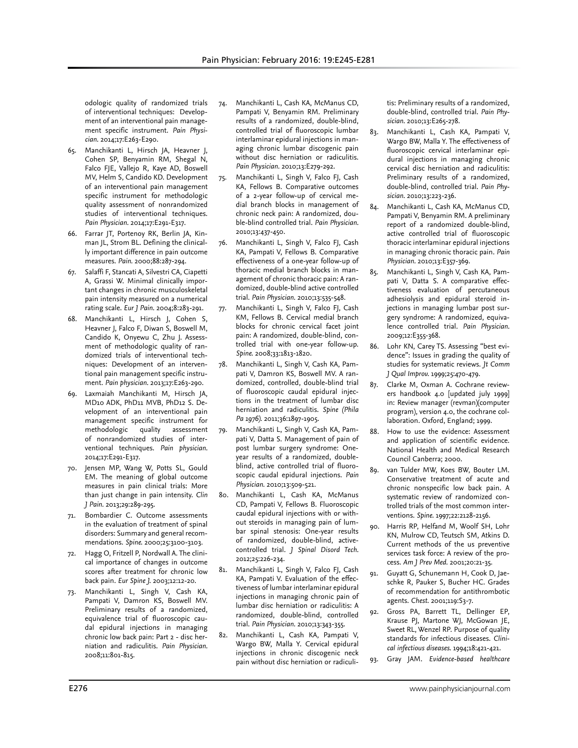odologic quality of randomized trials of interventional techniques: Development of an interventional pain management specific instrument. *Pain Physician.* 2014;17:E263-E290.

65. Manchikanti L, Hirsch JA, Heavner J, Cohen SP, Benyamin RM, Shegal N, Falco FJE, Vallejo R, Kaye AD, Boswell MV, Helm S, Candido KD. Development of an interventional pain management specific instrument for methodologic quality assessment of nonrandomized studies of interventional techniques. *Pain Physician.* 2014;17:E291-E317.
66. Farrar JT, Portenoy RK, Berlin JA, Kinman JL, Strom BL. Defining the clinically important difference in pain outcome measures. *Pain.* 2000;88:287-294.
67. Salaffi F, Stancati A, Silvestri CA, Ciapetti A, Grassi W. Minimal clinically important changes in chronic musculoskeletal pain intensity measured on a numerical rating scale. *Eur J Pain.* 2004;8:283-291.
68. Manchikanti L, Hirsch J, Cohen S, Heavner J, Falco F, Diwan S, Boswell M, Candido K, Onyewu C, Zhu J. Assessment of methodologic quality of randomized trials of interventional techniques: Development of an interventional pain management specific instrument. *Pain physician.* 2013;17:E263-290.
69. Laxmaiah Manchikanti M, Hirsch JA, MD10 ADK, PhD11 MVB, PhD12 S. Development of an interventional pain management specific instrument for methodologic quality assessment of nonrandomized studies of interventional techniques. *Pain physician.* 2014;17:E291-E317.
70. Jensen MP, Wang W, Potts SL, Gould EM. The meaning of global outcome measures in pain clinical trials: More than just change in pain intensity. *Clin J Pain.* 2013;29:289-295.
71. Bombardier C. Outcome assessments in the evaluation of treatment of spinal disorders: Summary and general recommendations. *Spine.* 2000;25:3100-3103.
72. Hagg O, Fritzell P, Nordwall A. The clinical importance of changes in outcome scores after treatment for chronic low back pain. *Eur Spine J.* 2003;12:12-20.
73. Manchikanti L, Singh V, Cash KA, Pampati V, Damron KS, Boswell MV. Preliminary results of a randomized, equivalence trial of fluoroscopic caudal epidural injections in managing chronic low back pain: Part 2 - disc herniation and radiculitis. *Pain Physician.* 2008;11:801-815.
74. Manchikanti L, Cash KA, McManus CD, Pampati V, Benyamin RM. Preliminary results of a randomized, double-blind, controlled trial of fluoroscopic lumbar interlaminar epidural injections in managing chronic lumbar discogenic pain without disc herniation or radiculitis. *Pain Physician.* 2010;13:E279-292.
75. Manchikanti L, Singh V, Falco FJ, Cash KA, Fellows B. Comparative outcomes of a 2-year follow-up of cervical medial branch blocks in management of chronic neck pain: A randomized, double-blind controlled trial. *Pain Physician.* 2010;13:437-450.
76. Manchikanti L, Singh V, Falco FJ, Cash KA, Pampati V, Fellows B. Comparative effectiveness of a one-year follow-up of thoracic medial branch blocks in management of chronic thoracic pain: A randomized, double-blind active controlled trial. *Pain Physician.* 2010;13:535-548.
77. Manchikanti L, Singh V, Falco FJ, Cash KM, Fellows B. Cervical medial branch blocks for chronic cervical facet joint pain: A randomized, double-blind, controlled trial with one-year follow-up. *Spine.* 2008;33:1813-1820.
78. Manchikanti L, Singh V, Cash KA, Pampati V, Damron KS, Boswell MV. A randomized, controlled, double-blind trial of fluoroscopic caudal epidural injections in the treatment of lumbar disc herniation and radiculitis. *Spine (Phila Pa 1976).* 2011;36:1897-1905.
79. Manchikanti L, Singh V, Cash KA, Pampati V, Datta S. Management of pain of post lumbar surgery syndrome: One-year results of a randomized, double-blind, active controlled trial of fluoroscopic caudal epidural injections. *Pain Physician.* 2010;13:509-521.
80. Manchikanti L, Cash KA, McManus CD, Pampati V, Fellows B. Fluoroscopic caudal epidural injections with or without steroids in managing pain of lumbar spinal stenosis: One-year results of randomized, double-blind, active-controlled trial. *J Spinal Disord Tech.* 2012;25:226-234.
81. Manchikanti L, Singh V, Falco FJ, Cash KA, Pampati V. Evaluation of the effectiveness of lumbar interlaminar epidural injections in managing chronic pain of lumbar disc herniation or radiculitis: A randomized, double-blind, controlled trial. *Pain Physician.* 2010;13:343-355.
82. Manchikanti L, Cash KA, Pampati V, Wargo BW, Malla Y. Cervical epidural injections in chronic discogenic neck pain without disc herniation or radiculitis: Preliminary results of a randomized, double-blind, controlled trial. *Pain Physician.* 2010;13:E265-278.
83. Manchikanti L, Cash KA, Pampati V, Wargo BW, Malla Y. The effectiveness of fluoroscopic cervical interlaminar epidural injections in managing chronic cervical disc herniation and radiculitis: Preliminary results of a randomized, double-blind, controlled trial. *Pain Physician.* 2010;13:223-236.
84. Manchikanti L, Cash KA, McManus CD, Pampati V, Benyamin RM. A preliminary report of a randomized double-blind, active controlled trial of fluoroscopic thoracic interlaminar epidural injections in managing chronic thoracic pain. *Pain Physician.* 2010;13:E357-369.
85. Manchikanti L, Singh V, Cash KA, Pampati V, Datta S. A comparative effectiveness evaluation of percutaneous adhesiolysis and epidural steroid injections in managing lumbar post surgery syndrome: A randomized, equivalence controlled trial. *Pain Physician.* 2009;12:E355-368.
86. Lohr KN, Carey TS. Assessing "best evidence": Issues in grading the quality of studies for systematic reviews. *Jt Comm J Qual Improv.* 1999;25:470-479.
87. Clarke M, Oxman A. Cochrane reviewers handbook 4.0 [updated july 1999] in: Review manager (revman)(computer program), version 4.0, the cochrane collaboration. Oxford, England; 1999.
88. How to use the evidence: Assessment and application of scientific evidence. National Health and Medical Research Council Canberra; 2000.
89. van Tulder MW, Koes BW, Bouter LM. Conservative treatment of acute and chronic nonspecific low back pain. A systematic review of randomized controlled trials of the most common interventions. *Spine.* 1997;22:2128-2156.
90. Harris RP, Helfand M, Woolf SH, Lohr KN, Mulrow CD, Teutsch SM, Atkins D. Current methods of the us preventive services task force: A review of the process. *Am J Prev Med.* 2001;20:21-35.
91. Guyatt G, Schunemann H, Cook D, Jaeschke R, Pauker S, Bucher HC. Grades of recommendation for antithrombotic agents. *Chest.* 2001;119:S3-7.
92. Gross PA, Barrett TL, Dellinger EP, Krause PJ, Martone WJ, McGowan JE, Sweet RL, Wenzel RP. Purpose of quality standards for infectious diseases. *Clinical infectious diseases.* 1994;18:421-421.
93. Gray JAM. *Evidence-based healthcare*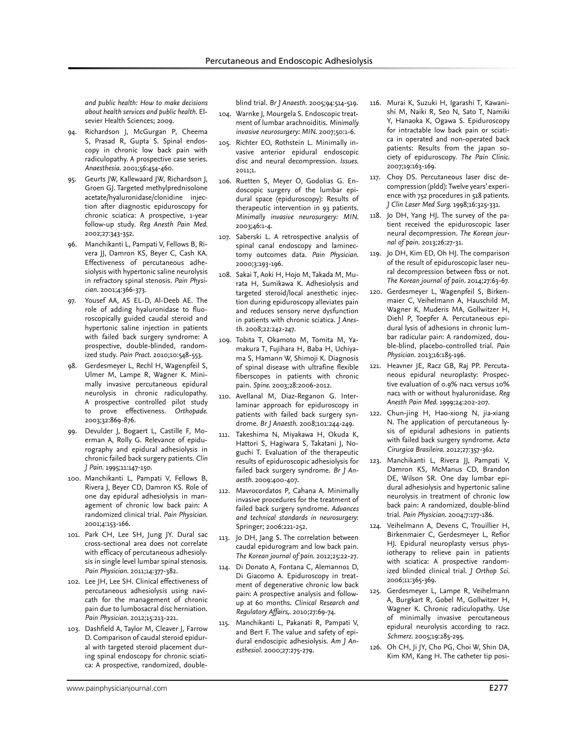*and public health: How to make decisions about health services and public health.* Elsevier Health Sciences; 2009.

94. Richardson J, McGurgan P, Cheema S, Prasad R, Gupta S. Spinal endoscopy in chronic low back pain with radiculopathy. A prospective case series. *Anaesthesia.* 2001;56:454-460.
95. Geurts JW, Kallewaard JW, Richardson J, Groen GJ. Targeted methylprednisolone acetate/hyaluronidase/clonidine injection after diagnostic epiduroscopy for chronic sciatica: A prospective, 1-year follow-up study. *Reg Anesth Pain Med.* 2002;27:343-352.
96. Manchikanti L, Pampati V, Fellows B, Rivera JJ, Damron KS, Beyer C, Cash KA. Effectiveness of percutaneous adhesiolysis with hypertonic saline neurolysis in refractory spinal stenosis. *Pain Physician.* 2001;4:366-373.
97. Yousef AA, AS EL-D, Al-Deeb AE. The role of adding hyaluronidase to fluoroscopically guided caudal steroid and hypertonic saline injection in patients with failed back surgery syndrome: A prospective, double-blinded, randomized study. *Pain Pract.* 2010;10:548-553.
98. Gerdesmeyer L, Rechl H, Wagenpfeil S, Ulmer M, Lampe R, Wagner K. Minimally invasive percutaneous epidural neurolysis in chronic radiculopathy. A prospective controlled pilot study to prove effectiveness. *Orthopade.* 2003;32:869-876.
99. Devulder J, Bogaert L, Castille F, Moerman A, Rolly G. Relevance of epidurography and epidural adhesiolysis in chronic failed back surgery patients. *Clin J Pain.* 1995;11:147-150.
100. Manchikanti L, Pampati V, Fellows B, Rivera J, Beyer CD, Damron KS. Role of one day epidural adhesiolysis in management of chronic low back pain: A randomized clinical trial. *Pain Physician.* 2001;4:153-166.
101. Park CH, Lee SH, Jung JY. Dural sac cross-sectional area does not correlate with efficacy of percutaneous adhesiolysis in single level lumbar spinal stenosis. *Pain Physician.* 2011;14:377-382.
102. Lee JH, Lee SH. Clinical effectiveness of percutaneous adhesiolysis using navicath for the management of chronic pain due to lumbosacral disc herniation. *Pain Physician.* 2012;15:213-221.
103. Dashfield A, Taylor M, Cleaver J, Farrow D. Comparison of caudal steroid epidural with targeted steroid placement during spinal endoscopy for chronic sciatica: A prospective, randomized, double-blind trial. *Br J Anaesth.* 2005;94:514-519.
104. Warnke J, Mourgela S. Endoscopic treatment of lumbar arachnoiditis. *Minimally invasive neurosurgery: MIN.* 2007;50:1-6.
105. Richter EO, Rothstein L. Minimally invasive anterior epidural endoscopic disc and neural decompression. *Issues.* 2011;1.
106. Ruetten S, Meyer O, Godolias G. Endoscopic surgery of the lumbar epidural space (epiduroscopy): Results of therapeutic intervention in 93 patients. *Minimally invasive neurosurgery: MIN.* 2003;46:1-4.
107. Saberski L. A retrospective analysis of spinal canal endoscopy and laminectomy outcomes data. *Pain Physician.* 2000;3:193-196.
108. Sakai T, Aoki H, Hojo M, Takada M, Murata H, Sumikawa K. Adhesiolysis and targeted steroid/local anesthetic injection during epiduroscopy alleviates pain and reduces sensory nerve dysfunction in patients with chronic sciatica. *J Anesth.* 2008;22:242-247.
109. Tobita T, Okamoto M, Tomita M, Yamakura T, Fujihara H, Baba H, Uchiyama S, Hamann W, Shimoji K. Diagnosis of spinal disease with ultrafine flexible fiberscopes in patients with chronic pain. *Spine.* 2003;28:2006-2012.
110. Avellanal M, Diaz-Reganon G. Interlaminar approach for epiduroscopy in patients with failed back surgery syndrome. *Br J Anaesth.* 2008;101:244-249.
111. Takeshima N, Miyakawa H, Okuda K, Hattori S, Hagiwara S, Takatani J, Noguchi T. Evaluation of the therapeutic results of epiduroscopic adhesiolysis for failed back surgery syndrome. *Br J Anaesth.* 2009:400-407.
112. Mavrocordatos P, Cahana A. Minimally invasive procedures for the treatment of failed back surgery syndrome. *Advances and technical standards in neurosurgery*: Springer; 2006:221-252.
113. Jo DH, Jang S. The correlation between caudal epidurogram and low back pain. *The Korean journal of pain.* 2012;25:22-27.
114. Di Donato A, Fontana C, Alemanno1 D, Di Giacomo A. Epiduroscopy in treatment of degenerative chronic low back pain: A prospective analysis and follow-up at 60 months. *Clinical Research and Regulatory Affairs,.* 2010;27:69-74.
115. Manchikanti L, Pakanati R, Pampati V, and Bert F. The value and safety of epidural endoscipic adhesiolysis. *Am J Anesthesiol.* 2000;27:275-279.
116. Murai K, Suzuki H, Igarashi T, Kawanishi M, Naiki R, Seo N, Sato T, Namiki Y, Hanaoka K, Ogawa S. Epiduroscopy for intractable low back pain or sciatica in operated and non-operated back patients: Results from the japan society of epiduroscopy. *The Pain Clinic.* 2007;19:163-169.
117. Choy DS. Percutaneous laser disc decompression (pldd): Twelve years' experience with 752 procedures in 518 patients. *J Clin Laser Med Surg.* 1998;16:325-331.
118. Jo DH, Yang HJ. The survey of the patient received the epiduroscopic laser neural decompression. *The Korean journal of pain.* 2013;26:27-31.
119. Jo DH, Kim ED, Oh HJ. The comparison of the result of epiduroscopic laser neural decompression between fbss or not. *The Korean journal of pain.* 2014;27:63-67.
120. Gerdesmeyer L, Wagenpfeil S, Birkenmaier C, Veihelmann A, Hauschild M, Wagner K, Muderis MA, Gollwitzer H, Diehl P, Toepfer A. Percutaneous epidural lysis of adhesions in chronic lumbar radicular pain: A randomized, double-blind, placebo-controlled trial. *Pain Physician.* 2013;16:185-196.
121. Heavner JE, Racz GB, Raj PP. Percutaneous epidural neuroplasty: Prospective evaluation of 0.9% nac1 versus 10% nac1 with or without hyaluronidase. *Reg Anesth Pain Med.* 1999;24:202-207.
122. Chun-jing H, Hao-xiong N, jia-xiang N. The application of percutaneous lysis of epidural adhesions in patients with failed back surgery syndrome. *Acta Cirurgica Brasileira.* 2012;27:357-362.
123. Manchikanti L, Rivera JJ, Pampati V, Damron KS, McManus CD, Brandon DE, Wilson SR. One day lumbar epidural adhesiolysis and hypertonic saline neurolysis in treatment of chronic low back pain: A randomized, double-blind trial. *Pain Physician.* 2004;7:177-186.
124. Veihelmann A, Devens C, Trouillier H, Birkenmaier C, Gerdesmeyer L, Refior HJ. Epidural neuroplasty versus physiotherapy to relieve pain in patients with sciatica: A prospective randomized blinded clinical trial. *J Orthop Sci.* 2006;11:365-369.
125. Gerdesmeyer L, Lampe R, Veihelmann A, Burgkart R, Gobel M, Gollwitzer H, Wagner K. Chronic radiculopathy. Use of minimally invasive percutaneous epidural neurolysis according to racz. *Schmerz.* 2005;19:285-295.
126. Oh CH, Ji JY, Cho PG, Choi W, Shin DA, Kim KM, Kang H. The catheter tip posi-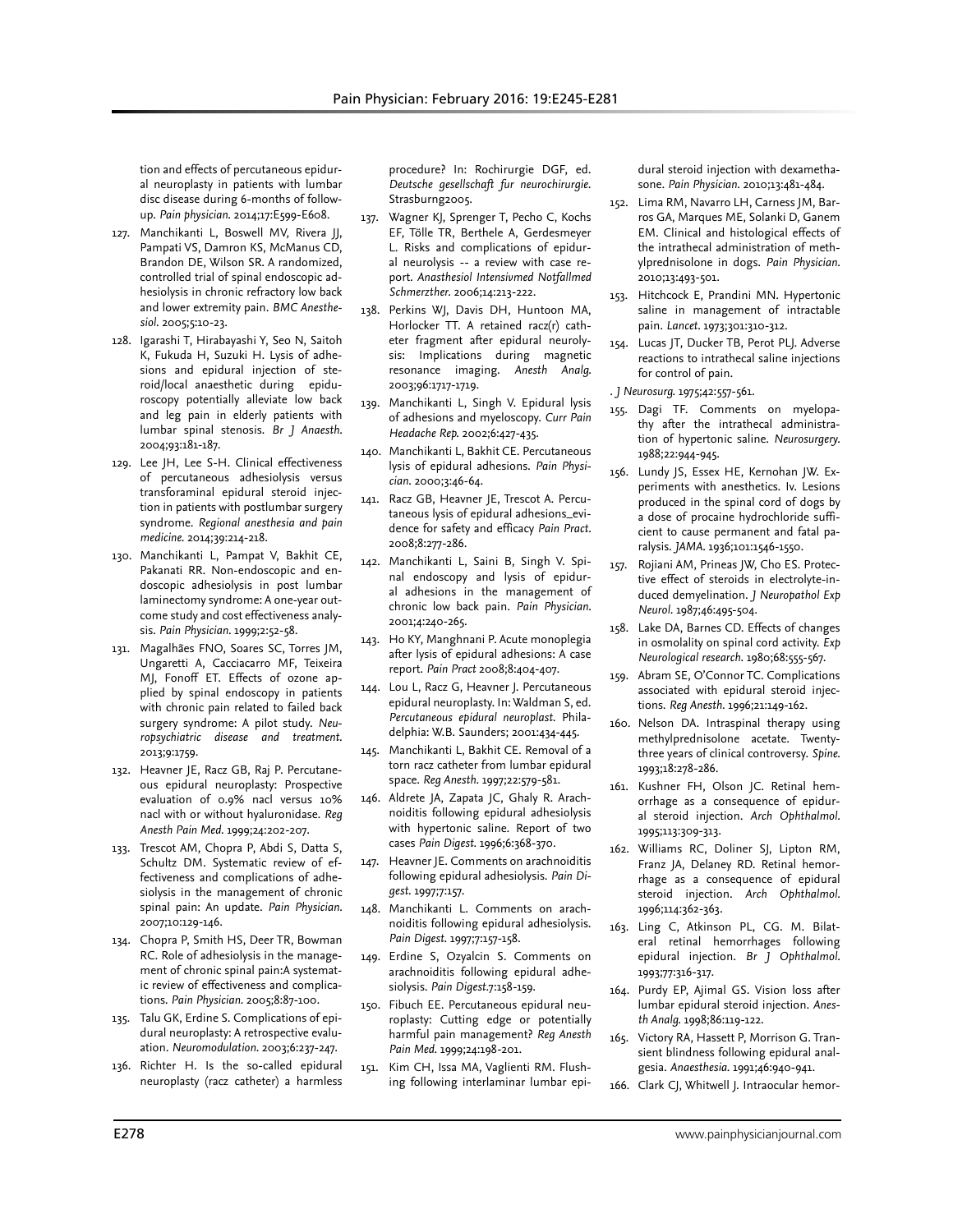tion and effects of percutaneous epidural neuroplasty in patients with lumbar disc disease during 6-months of follow-up. *Pain physician.* 2014;17:E599-E608.

127. Manchikanti L, Boswell MV, Rivera JJ, Pampati VS, Damron KS, McManus CD, Brandon DE, Wilson SR. A randomized, controlled trial of spinal endoscopic adhesiolysis in chronic refractory low back and lower extremity pain. *BMC Anesthesiol.* 2005;5:10-23.
128. Igarashi T, Hirabayashi Y, Seo N, Saitoh K, Fukuda H, Suzuki H. Lysis of adhesions and epidural injection of steroid/local anaesthetic during epiduroscopy potentially alleviate low back and leg pain in elderly patients with lumbar spinal stenosis. *Br J Anaesth.* 2004;93:181-187.
129. Lee JH, Lee S-H. Clinical effectiveness of percutaneous adhesiolysis versus transforaminal epidural steroid injection in patients with postlumbar surgery syndrome. *Regional anesthesia and pain medicine.* 2014;39:214-218.
130. Manchikanti L, Pampat V, Bakhit CE, Pakanati RR. Non-endoscopic and endoscopic adhesiolysis in post lumbar laminectomy syndrome: A one-year outcome study and cost effectiveness analysis. *Pain Physician.* 1999;2:52-58.
131. Magalhães FNO, Soares SC, Torres JM, Ungaretti A, Cacciacarro MF, Teixeira MJ, Fonoff ET. Effects of ozone applied by spinal endoscopy in patients with chronic pain related to failed back surgery syndrome: A pilot study. *Neuropsychiatric disease and treatment.* 2013;9:1759.
132. Heavner JE, Racz GB, Raj P. Percutaneous epidural neuroplasty: Prospective evaluation of 0.9% nacl versus 10% nacl with or without hyaluronidase. *Reg Anesth Pain Med.* 1999;24:202-207.
133. Trescot AM, Chopra P, Abdi S, Datta S, Schultz DM. Systematic review of effectiveness and complications of adhesiolysis in the management of chronic spinal pain: An update. *Pain Physician.* 2007;10:129-146.
134. Chopra P, Smith HS, Deer TR, Bowman RC. Role of adhesiolysis in the management of chronic spinal pain:A systematic review of effectiveness and complications. *Pain Physician.* 2005;8:87-100.
135. Talu GK, Erdine S. Complications of epidural neuroplasty: A retrospective evaluation. *Neuromodulation.* 2003;6:237-247.
136. Richter H. Is the so-called epidural neuroplasty (racz catheter) a harmless procedure? In: Rochirurgie DGF, ed. *Deutsche gesellschaft fur neurochirurgie.* Strasburng2005.
137. Wagner KJ, Sprenger T, Pecho C, Kochs EF, Tölle TR, Berthele A, Gerdesmeyer L. Risks and complications of epidural neurolysis -- a review with case report. *Anasthesiol Intensivmed Notfallmed Schmerzther.* 2006;14:213-222.
138. Perkins WJ, Davis DH, Huntoon MA, Horlocker TT. A retained racz(r) catheter fragment after epidural neurolysis: Implications during magnetic resonance imaging. *Anesth Analg.* 2003;96:1717-1719.
139. Manchikanti L, Singh V. Epidural lysis of adhesions and myeloscopy. *Curr Pain Headache Rep.* 2002;6:427-435.
140. Manchikanti L, Bakhit CE. Percutaneous lysis of epidural adhesions. *Pain Physician.* 2000;3:46-64.
141. Racz GB, Heavner JE, Trescot A. Percutaneous lysis of epidural adhesions_evidence for safety and efficacy *Pain Pract.* 2008;8:277-286.
142. Manchikanti L, Saini B, Singh V. Spinal endoscopy and lysis of epidural adhesions in the management of chronic low back pain. *Pain Physician.* 2001;4:240-265.
143. Ho KY, Manghnani P. Acute monoplegia after lysis of epidural adhesions: A case report. *Pain Pract* 2008;8:404-407.
144. Lou L, Racz G, Heavner J. Percutaneous epidural neuroplasty. In: Waldman S, ed. *Percutaneous epidural neuroplast.* Philadelphia: W.B. Saunders; 2001:434-445.
145. Manchikanti L, Bakhit CE. Removal of a torn racz catheter from lumbar epidural space. *Reg Anesth.* 1997;22:579-581.
146. Aldrete JA, Zapata JC, Ghaly R. Arachnoiditis following epidural adhesiolysis with hypertonic saline. Report of two cases *Pain Digest.* 1996;6:368-370.
147. Heavner JE. Comments on arachnoiditis following epidural adhesiolysis. *Pain Digest.* 1997;7:157.
148. Manchikanti L. Comments on arachnoiditis following epidural adhesiolysis. *Pain Digest.* 1997;7:157-158.
149. Erdine S, Ozyalcin S. Comments on arachnoiditis following epidural adhesiolysis. *Pain Digest.*7:158-159.
150. Fibuch EE. Percutaneous epidural neuroplasty: Cutting edge or potentially harmful pain management? *Reg Anesth Pain Med.* 1999;24:198-201.
151. Kim CH, Issa MA, Vaglienti RM. Flushing following interlaminar lumbar epidural steroid injection with dexamethasone. *Pain Physician.* 2010;13:481-484.
152. Lima RM, Navarro LH, Carness JM, Barros GA, Marques ME, Solanki D, Ganem EM. Clinical and histological effects of the intrathecal administration of methylprednisolone in dogs. *Pain Physician.* 2010;13:493-501.
153. Hitchcock E, Prandini MN. Hypertonic saline in management of intractable pain. *Lancet.* 1973;301:310-312.
154. Lucas JT, Ducker TB, Perot PLJ. Adverse reactions to intrathecal saline injections for control of pain.

. *J Neurosurg.* 1975;42:557-561.

155. Dagi TF. Comments on myelopathy after the intrathecal administration of hypertonic saline. *Neurosurgery.* 1988;22:944-945.
156. Lundy JS, Essex HE, Kernohan JW. Experiments with anesthetics. Iv. Lesions produced in the spinal cord of dogs by a dose of procaine hydrochloride sufficient to cause permanent and fatal paralysis. *JAMA.* 1936;101:1546-1550.
157. Rojiani AM, Prineas JW, Cho ES. Protective effect of steroids in electrolyte-induced demyelination. *J Neuropathol Exp Neurol.* 1987;46:495-504.
158. Lake DA, Barnes CD. Effects of changes in osmolality on spinal cord activity. *Exp Neurological research.* 1980;68:555-567.
159. Abram SE, O'Connor TC. Complications associated with epidural steroid injections. *Reg Anesth.* 1996;21:149-162.
160. Nelson DA. Intraspinal therapy using methylprednisolone acetate. Twenty-three years of clinical controversy. *Spine.* 1993;18:278-286.
161. Kushner FH, Olson JC. Retinal hemorrhage as a consequence of epidural steroid injection. *Arch Ophthalmol.* 1995;113:309-313.
162. Williams RC, Doliner SJ, Lipton RM, Franz JA, Delaney RD. Retinal hemorrhage as a consequence of epidural steroid injection. *Arch Ophthalmol.* 1996;114:362-363.
163. Ling C, Atkinson PL, CG. M. Bilateral retinal hemorrhages following epidural injection. *Br J Ophthalmol.* 1993;77:316-317.
164. Purdy EP, Ajimal GS. Vision loss after lumbar epidural steroid injection. *Anesth Analg.* 1998;86:119-122.
165. Victory RA, Hassett P, Morrison G. Transient blindness following epidural analgesia. *Anaesthesia.* 1991;46:940-941.
166. Clark CJ, Whitwell J. Intraocular hemor-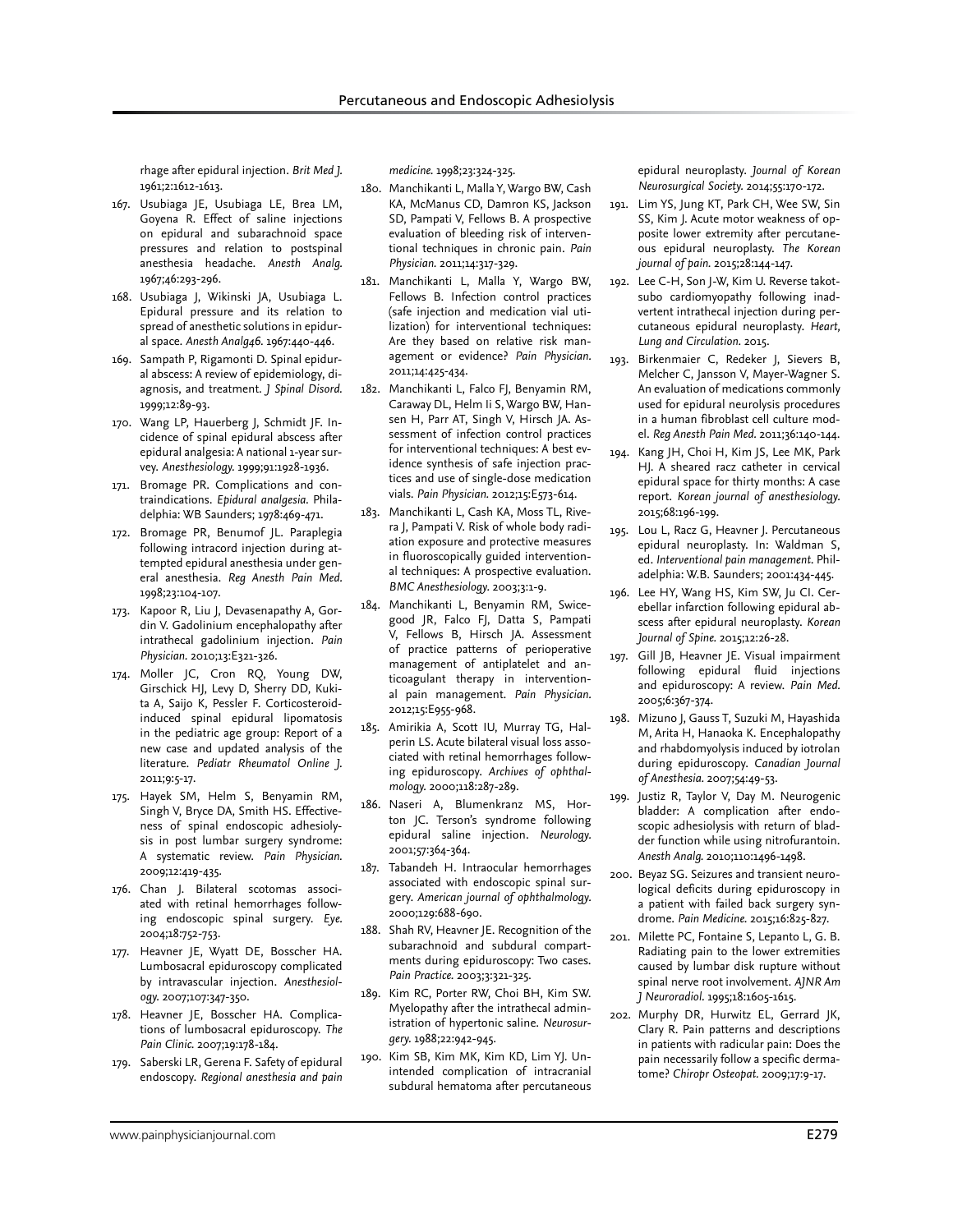rhage after epidural injection. *Brit Med J.* 1961;2:1612-1613.

167. Usubiaga JE, Usubiaga LE, Brea LM, Goyena R. Effect of saline injections on epidural and subarachnoid space pressures and relation to postspinal anesthesia headache. *Anesth Analg.* 1967;46:293-296.
168. Usubiaga J, Wikinski JA, Usubiaga L. Epidural pressure and its relation to spread of anesthetic solutions in epidural space. *Anesth Analg46.* 1967:440-446.
169. Sampath P, Rigamonti D. Spinal epidural abscess: A review of epidemiology, diagnosis, and treatment. *J Spinal Disord.* 1999;12:89-93.
170. Wang LP, Hauerberg J, Schmidt JF. Incidence of spinal epidural abscess after epidural analgesia: A national 1-year survey. *Anesthesiology.* 1999;91:1928-1936.
171. Bromage PR. Complications and contraindications. *Epidural analgesia.* Philadelphia: WB Saunders; 1978:469-471.
172. Bromage PR, Benumof JL. Paraplegia following intracord injection during attempted epidural anesthesia under general anesthesia. *Reg Anesth Pain Med.* 1998;23:104-107.
173. Kapoor R, Liu J, Devasenapathy A, Gordin V. Gadolinium encephalopathy after intrathecal gadolinium injection. *Pain Physician.* 2010;13:E321-326.
174. Moller JC, Cron RQ, Young DW, Girschick HJ, Levy D, Sherry DD, Kukita A, Saijo K, Pessler F. Corticosteroid-induced spinal epidural lipomatosis in the pediatric age group: Report of a new case and updated analysis of the literature. *Pediatr Rheumatol Online J.* 2011;9:5-17.
175. Hayek SM, Helm S, Benyamin RM, Singh V, Bryce DA, Smith HS. Effectiveness of spinal endoscopic adhesiolysis in post lumbar surgery syndrome: A systematic review. *Pain Physician.* 2009;12:419-435.
176. Chan J. Bilateral scotomas associated with retinal hemorrhages following endoscopic spinal surgery. *Eye.* 2004;18:752-753.
177. Heavner JE, Wyatt DE, Bosscher HA. Lumbosacral epiduroscopy complicated by intravascular injection. *Anesthesiology.* 2007;107:347-350.
178. Heavner JE, Bosscher HA. Complications of lumbosacral epiduroscopy. *The Pain Clinic.* 2007;19:178-184.
179. Saberski LR, Gerena F. Safety of epidural endoscopy. *Regional anesthesia and pain medicine.* 1998;23:324-325.
180. Manchikanti L, Malla Y, Wargo BW, Cash KA, McManus CD, Damron KS, Jackson SD, Pampati V, Fellows B. A prospective evaluation of bleeding risk of interventional techniques in chronic pain. *Pain Physician.* 2011;14:317-329.
181. Manchikanti L, Malla Y, Wargo BW, Fellows B. Infection control practices (safe injection and medication vial utilization) for interventional techniques: Are they based on relative risk management or evidence? *Pain Physician.* 2011;14:425-434.
182. Manchikanti L, Falco FJ, Benyamin RM, Caraway DL, Helm Ii S, Wargo BW, Hansen H, Parr AT, Singh V, Hirsch JA. Assessment of infection control practices for interventional techniques: A best evidence synthesis of safe injection practices and use of single-dose medication vials. *Pain Physician.* 2012;15:E573-614.
183. Manchikanti L, Cash KA, Moss TL, Rivera J, Pampati V. Risk of whole body radiation exposure and protective measures in fluoroscopically guided interventional techniques: A prospective evaluation. *BMC Anesthesiology.* 2003;3:1-9.
184. Manchikanti L, Benyamin RM, Swicegood JR, Falco FJ, Datta S, Pampati V, Fellows B, Hirsch JA. Assessment of practice patterns of perioperative management of antiplatelet and anticoagulant therapy in interventional pain management. *Pain Physician.* 2012;15:E955-968.
185. Amirikia A, Scott IU, Murray TG, Halperin LS. Acute bilateral visual loss associated with retinal hemorrhages following epiduroscopy. *Archives of ophthalmology.* 2000;118:287-289.
186. Naseri A, Blumenkranz MS, Horton JC. Terson's syndrome following epidural saline injection. *Neurology.* 2001;57:364-364.
187. Tabandeh H. Intraocular hemorrhages associated with endoscopic spinal surgery. *American journal of ophthalmology.* 2000;129:688-690.
188. Shah RV, Heavner JE. Recognition of the subarachnoid and subdural compartments during epiduroscopy: Two cases. *Pain Practice.* 2003;3:321-325.
189. Kim RC, Porter RW, Choi BH, Kim SW. Myelopathy after the intrathecal administration of hypertonic saline. *Neurosurgery.* 1988;22:942-945.
190. Kim SB, Kim MK, Kim KD, Lim YJ. Unintended complication of intracranial subdural hematoma after percutaneous epidural neuroplasty. *Journal of Korean Neurosurgical Society.* 2014;55:170-172.
191. Lim YS, Jung KT, Park CH, Wee SW, Sin SS, Kim J. Acute motor weakness of opposite lower extremity after percutaneous epidural neuroplasty. *The Korean journal of pain.* 2015;28:144-147.
192. Lee C-H, Son J-W, Kim U. Reverse takotsubo cardiomyopathy following inadvertent intrathecal injection during percutaneous epidural neuroplasty. *Heart, Lung and Circulation.* 2015.
193. Birkenmaier C, Redeker J, Sievers B, Melcher C, Jansson V, Mayer-Wagner S. An evaluation of medications commonly used for epidural neurolysis procedures in a human fibroblast cell culture model. *Reg Anesth Pain Med.* 2011;36:140-144.
194. Kang JH, Choi H, Kim JS, Lee MK, Park HJ. A sheared racz catheter in cervical epidural space for thirty months: A case report. *Korean journal of anesthesiology.* 2015;68:196-199.
195. Lou L, Racz G, Heavner J. Percutaneous epidural neuroplasty. In: Waldman S, ed. *Interventional pain management.* Philadelphia: W.B. Saunders; 2001:434-445.
196. Lee HY, Wang HS, Kim SW, Ju CI. Cerebellar infarction following epidural abscess after epidural neuroplasty. *Korean Journal of Spine.* 2015;12:26-28.
197. Gill JB, Heavner JE. Visual impairment following epidural fluid injections and epiduroscopy: A review. *Pain Med.* 2005;6:367-374.
198. Mizuno J, Gauss T, Suzuki M, Hayashida M, Arita H, Hanaoka K. Encephalopathy and rhabdomyolysis induced by iotrolan during epiduroscopy. *Canadian Journal of Anesthesia.* 2007;54:49-53.
199. Justiz R, Taylor V, Day M. Neurogenic bladder: A complication after endoscopic adhesiolysis with return of bladder function while using nitrofurantoin. *Anesth Analg.* 2010;110:1496-1498.
200. Beyaz SG. Seizures and transient neurological deficits during epiduroscopy in a patient with failed back surgery syndrome. *Pain Medicine.* 2015;16:825-827.
201. Milette PC, Fontaine S, Lepanto L, G. B. Radiating pain to the lower extremities caused by lumbar disk rupture without spinal nerve root involvement. *AJNR Am J Neuroradiol.* 1995;18:1605-1615.
202. Murphy DR, Hurwitz EL, Gerrard JK, Clary R. Pain patterns and descriptions in patients with radicular pain: Does the pain necessarily follow a specific dermatome? *Chiropr Osteopat.* 2009;17:9-17.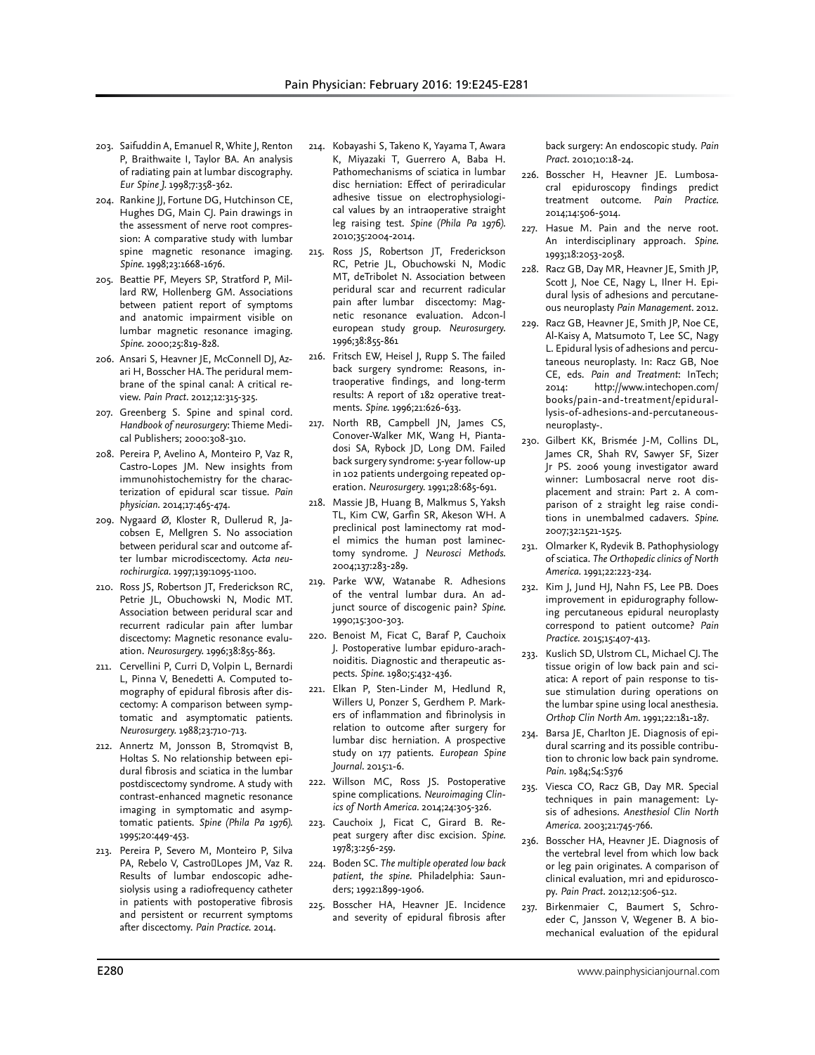203. Saifuddin A, Emanuel R, White J, Renton P, Braithwaite I, Taylor BA. An analysis of radiating pain at lumbar discography. *Eur Spine J.* 1998;7:358-362.
204. Rankine JJ, Fortune DG, Hutchinson CE, Hughes DG, Main CJ. Pain drawings in the assessment of nerve root compression: A comparative study with lumbar spine magnetic resonance imaging. *Spine.* 1998;23:1668-1676.
205. Beattie PF, Meyers SP, Stratford P, Millard RW, Hollenberg GM. Associations between patient report of symptoms and anatomic impairment visible on lumbar magnetic resonance imaging. *Spine.* 2000;25:819-828.
206. Ansari S, Heavner JE, McConnell DJ, Azari H, Bosscher HA. The peridural membrane of the spinal canal: A critical review. *Pain Pract.* 2012;12:315-325.
207. Greenberg S. Spine and spinal cord. *Handbook of neurosurgery*: Thieme Medical Publishers; 2000:308-310.
208. Pereira P, Avelino A, Monteiro P, Vaz R, Castro-Lopes JM. New insights from immunohistochemistry for the characterization of epidural scar tissue. *Pain physician.* 2014;17:465-474.
209. Nygaard Ø, Kloster R, Dullerud R, Jacobsen E, Mellgren S. No association between peridural scar and outcome after lumbar microdiscectomy. *Acta neurochirurgica.* 1997;139:1095-1100.
210. Ross JS, Robertson JT, Frederickson RC, Petrie JL, Obuchowski N, Modic MT. Association between peridural scar and recurrent radicular pain after lumbar discectomy: Magnetic resonance evaluation. *Neurosurgery.* 1996;38:855-863.
211. Cervellini P, Curri D, Volpin L, Bernardi L, Pinna V, Benedetti A. Computed tomography of epidural fibrosis after discectomy: A comparison between symptomatic and asymptomatic patients. *Neurosurgery.* 1988;23:710-713.
212. Annertz M, Jonsson B, Stromqvist B, Holtas S. No relationship between epidural fibrosis and sciatica in the lumbar postdiscectomy syndrome. A study with contrast-enhanced magnetic resonance imaging in symptomatic and asymptomatic patients. *Spine (Phila Pa 1976).* 1995;20:449-453.
213. Pereira P, Severo M, Monteiro P, Silva PA, Rebelo V, Castro□Lopes JM, Vaz R. Results of lumbar endoscopic adhesiolysis using a radiofrequency catheter in patients with postoperative fibrosis and persistent or recurrent symptoms after discectomy. *Pain Practice.* 2014.
214. Kobayashi S, Takeno K, Yayama T, Awara K, Miyazaki T, Guerrero A, Baba H. Pathomechanisms of sciatica in lumbar disc herniation: Effect of periradicular adhesive tissue on electrophysiological values by an intraoperative straight leg raising test. *Spine (Phila Pa 1976).* 2010;35:2004-2014.
215. Ross JS, Robertson JT, Frederickson RC, Petrie JL, Obuchowski N, Modic MT, deTribolet N. Association between peridural scar and recurrent radicular pain after lumbar discectomy: Magnetic resonance evaluation. Adcon-l european study group. *Neurosurgery.* 1996;38:855-861
216. Fritsch EW, Heisel J, Rupp S. The failed back surgery syndrome: Reasons, intraoperative findings, and long-term results: A report of 182 operative treatments. *Spine.* 1996;21:626-633.
217. North RB, Campbell JN, James CS, Conover-Walker MK, Wang H, Piantadosi SA, Rybock JD, Long DM. Failed back surgery syndrome: 5-year follow-up in 102 patients undergoing repeated operation. *Neurosurgery.* 1991;28:685-691.
218. Massie JB, Huang B, Malkmus S, Yaksh TL, Kim CW, Garfin SR, Akeson WH. A preclinical post laminectomy rat model mimics the human post laminectomy syndrome. *J Neurosci Methods.* 2004;137:283-289.
219. Parke WW, Watanabe R. Adhesions of the ventral lumbar dura. An adjunct source of discogenic pain? *Spine.* 1990;15:300-303.
220. Benoist M, Ficat C, Baraf P, Cauchoix J. Postoperative lumbar epiduro-arachnoiditis. Diagnostic and therapeutic aspects. *Spine.* 1980;5:432-436.
221. Elkan P, Sten-Linder M, Hedlund R, Willers U, Ponzer S, Gerdhem P. Markers of inflammation and fibrinolysis in relation to outcome after surgery for lumbar disc herniation. A prospective study on 177 patients. *European Spine Journal.* 2015:1-6.
222. Willson MC, Ross JS. Postoperative spine complications. *Neuroimaging Clinics of North America.* 2014;24:305-326.
223. Cauchoix J, Ficat C, Girard B. Repeat surgery after disc excision. *Spine.* 1978;3:256-259.
224. Boden SC. *The multiple operated low back patient, the spine.* Philadelphia: Saunders; 1992:1899-1906.
225. Bosscher HA, Heavner JE. Incidence and severity of epidural fibrosis after back surgery: An endoscopic study. *Pain Pract.* 2010;10:18-24.
226. Bosscher H, Heavner JE. Lumbosacral epiduroscopy findings predict treatment outcome. *Pain Practice.* 2014;14:506-5014.
227. Hasue M. Pain and the nerve root. An interdisciplinary approach. *Spine.* 1993;18:2053-2058.
228. Racz GB, Day MR, Heavner JE, Smith JP, Scott J, Noe CE, Nagy L, Ilner H. Epidural lysis of adhesions and percutaneous neuroplasty *Pain Management.* 2012.
229. Racz GB, Heavner JE, Smith JP, Noe CE, Al-Kaisy A, Matsumoto T, Lee SC, Nagy L. Epidural lysis of adhesions and percutaneous neuroplasty. In: Racz GB, Noe CE, eds. *Pain and Treatment*: InTech; 2014: http://www.intechopen.com/books/pain-and-treatment/epidural-lysis-of-adhesions-and-percutaneous-neuroplasty-.
230. Gilbert KK, Brismée J-M, Collins DL, James CR, Shah RV, Sawyer SF, Sizer Jr PS. 2006 young investigator award winner: Lumbosacral nerve root displacement and strain: Part 2. A comparison of 2 straight leg raise conditions in unembalmed cadavers. *Spine.* 2007;32:1521-1525.
231. Olmarker K, Rydevik B. Pathophysiology of sciatica. *The Orthopedic clinics of North America.* 1991;22:223-234.
232. Kim J, Jund HJ, Nahn FS, Lee PB. Does improvement in epidurography following percutaneous epidural neuroplasty correspond to patient outcome? *Pain Practice.* 2015;15:407-413.
233. Kuslich SD, Ulstrom CL, Michael CJ. The tissue origin of low back pain and sciatica: A report of pain response to tissue stimulation during operations on the lumbar spine using local anesthesia. *Orthop Clin North Am.* 1991;22:181-187.
234. Barsa JE, Charlton JE. Diagnosis of epidural scarring and its possible contribution to chronic low back pain syndrome. *Pain.* 1984;S4:S376
235. Viesca CO, Racz GB, Day MR. Special techniques in pain management: Lysis of adhesions. *Anesthesiol Clin North America.* 2003;21:745-766.
236. Bosscher HA, Heavner JE. Diagnosis of the vertebral level from which low back or leg pain originates. A comparison of clinical evaluation, mri and epiduroscopy. *Pain Pract.* 2012;12:506-512.
237. Birkenmaier C, Baumert S, Schroeder C, Jansson V, Wegener B. A biomechanical evaluation of the epidural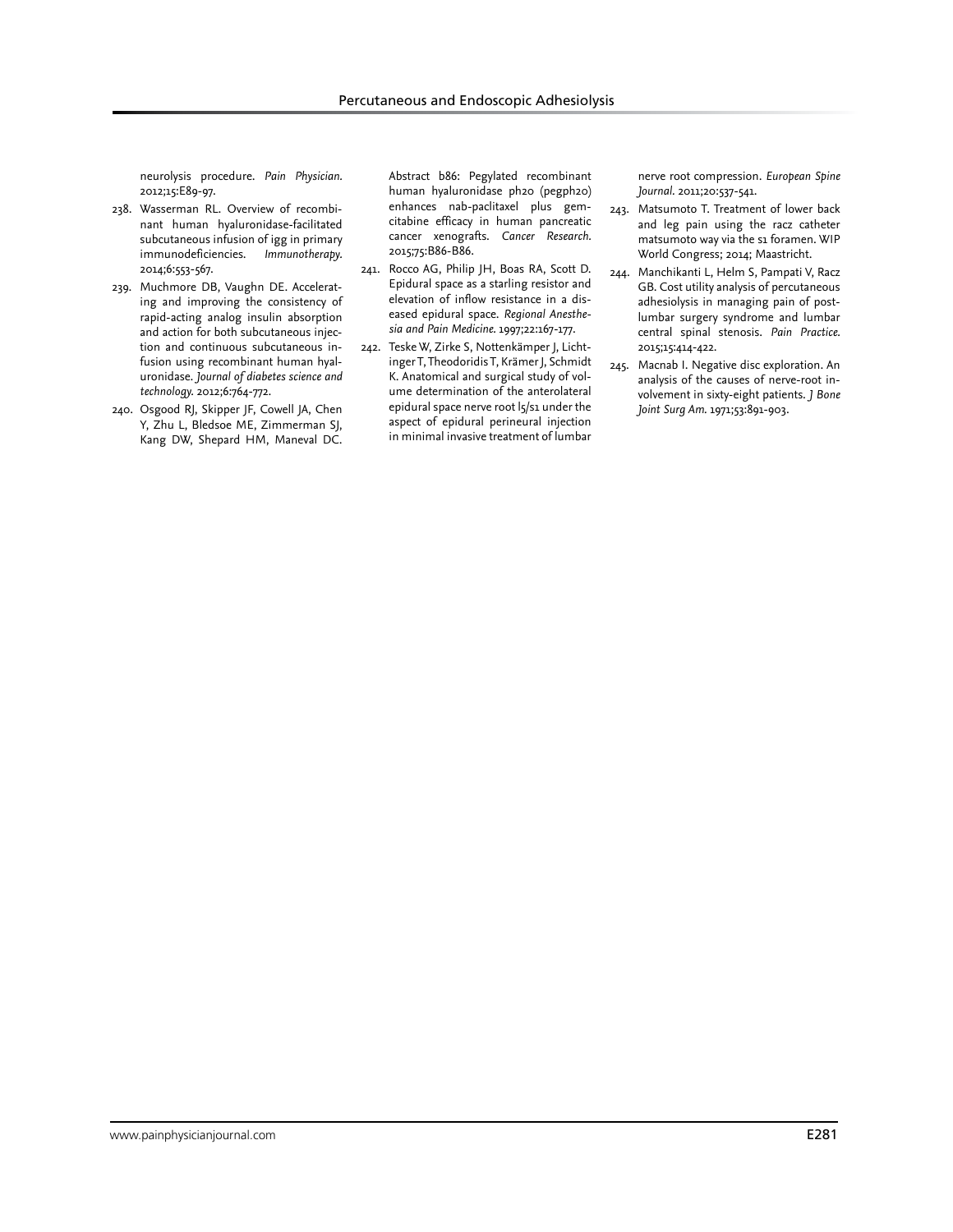neurolysis procedure. *Pain Physician.* 2012;15:E89-97.

238. Wasserman RL. Overview of recombinant human hyaluronidase-facilitated subcutaneous infusion of igg in primary immunodeficiencies. *Immunotherapy.* 2014;6:553-567.
239. Muchmore DB, Vaughn DE. Accelerating and improving the consistency of rapid-acting analog insulin absorption and action for both subcutaneous injection and continuous subcutaneous infusion using recombinant human hyaluronidase. *Journal of diabetes science and technology.* 2012;6:764-772.
240. Osgood RJ, Skipper JF, Cowell JA, Chen Y, Zhu L, Bledsoe ME, Zimmerman SJ, Kang DW, Shepard HM, Maneval DC. Abstract b86: Pegylated recombinant human hyaluronidase ph20 (pegph20) enhances nab-paclitaxel plus gemcitabine efficacy in human pancreatic cancer xenografts. *Cancer Research.* 2015;75:B86-B86.
241. Rocco AG, Philip JH, Boas RA, Scott D. Epidural space as a starling resistor and elevation of inflow resistance in a diseased epidural space. *Regional Anesthesia and Pain Medicine.* 1997;22:167-177.
242. Teske W, Zirke S, Nottenkämper J, Lichtinger T, Theodoridis T, Krämer J, Schmidt K. Anatomical and surgical study of volume determination of the anterolateral epidural space nerve root l5/s1 under the aspect of epidural perineural injection in minimal invasive treatment of lumbar nerve root compression. *European Spine Journal.* 2011;20:537-541.
243. Matsumoto T. Treatment of lower back and leg pain using the racz catheter matsumoto way via the s1 foramen. WIP World Congress; 2014; Maastricht.
244. Manchikanti L, Helm S, Pampati V, Racz GB. Cost utility analysis of percutaneous adhesiolysis in managing pain of post-lumbar surgery syndrome and lumbar central spinal stenosis. *Pain Practice.* 2015;15:414-422.
245. Macnab I. Negative disc exploration. An analysis of the causes of nerve-root involvement in sixty-eight patients. *J Bone Joint Surg Am.* 1971;53:891-903.